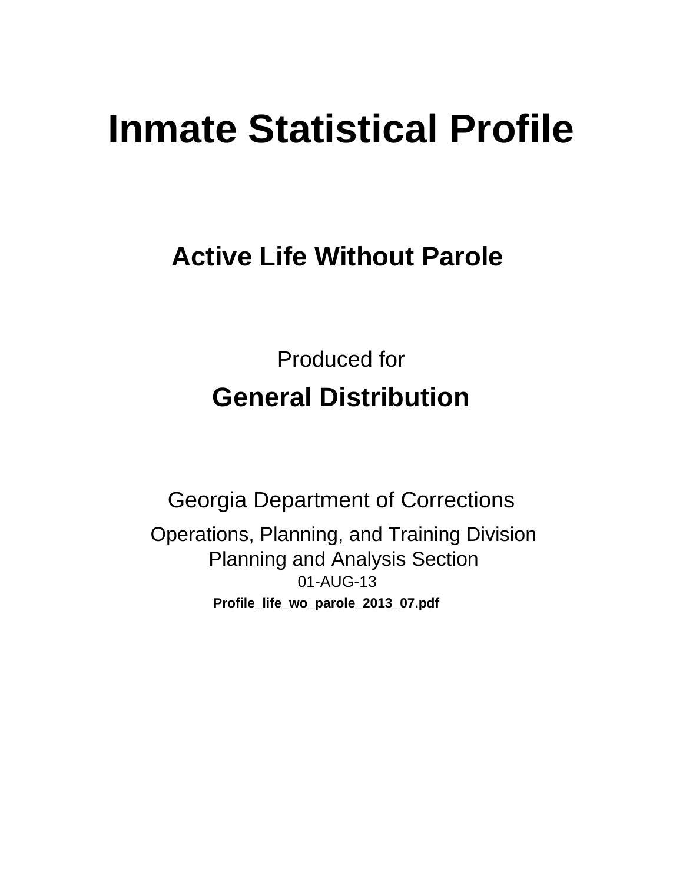# Inmate Statistical Profile

## Active Life Without Parole

Produced for

**General Distribution**

Georgia Department of Corrections

Operations, Planning, and Training Division
Planning and Analysis Section
01-AUG-13

**Profile_life_wo_parole_2013_07.pdf**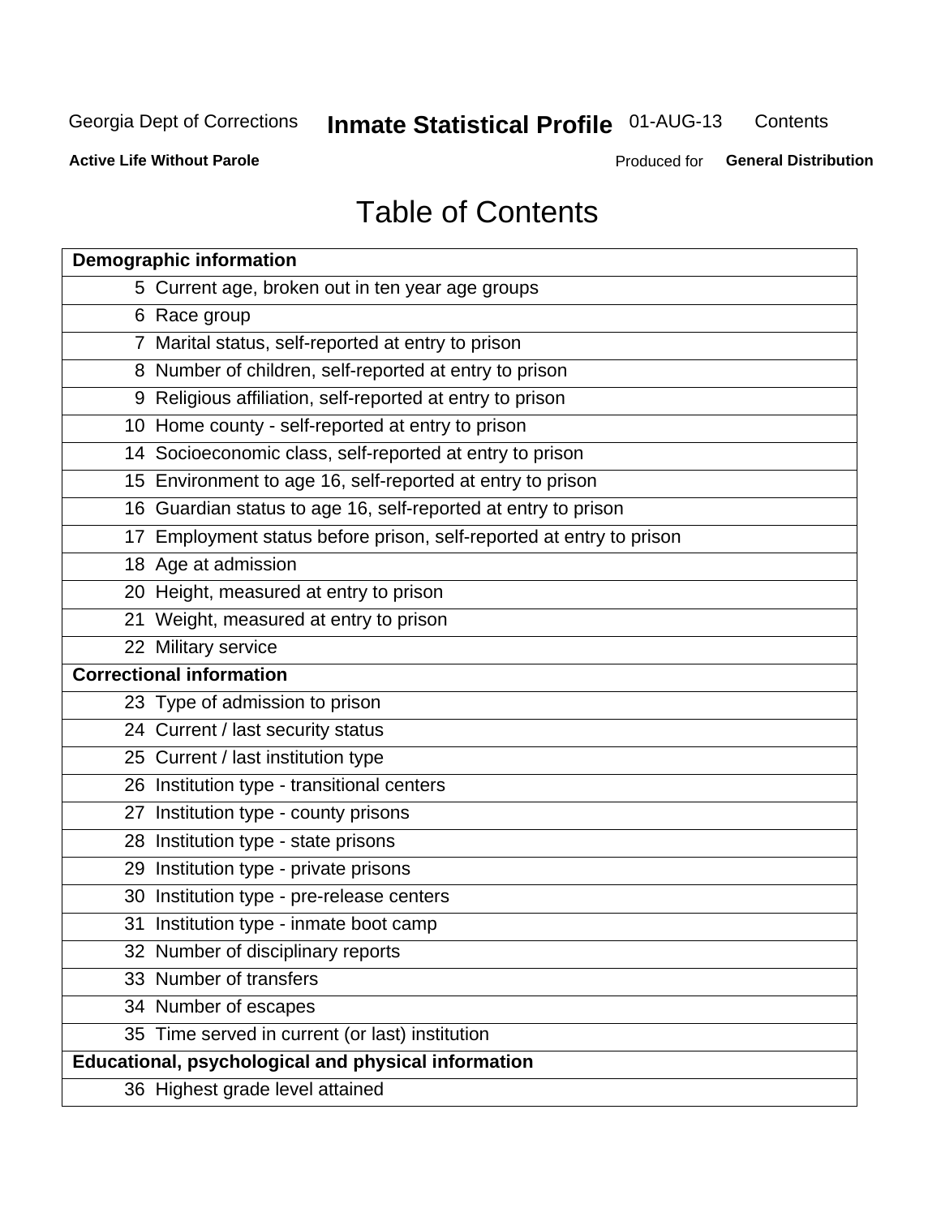# Table of Contents

| Demographic information | |
|---|---|
| 5 | Current age, broken out in ten year age groups |
| 6 | Race group |
| 7 | Marital status, self-reported at entry to prison |
| 8 | Number of children, self-reported at entry to prison |
| 9 | Religious affiliation, self-reported at entry to prison |
| 10 | Home county - self-reported at entry to prison |
| 14 | Socioeconomic class, self-reported at entry to prison |
| 15 | Environment to age 16, self-reported at entry to prison |
| 16 | Guardian status to age 16, self-reported at entry to prison |
| 17 | Employment status before prison, self-reported at entry to prison |
| 18 | Age at admission |
| 20 | Height, measured at entry to prison |
| 21 | Weight, measured at entry to prison |
| 22 | Military service |
| **Correctional information** | |
| 23 | Type of admission to prison |
| 24 | Current / last security status |
| 25 | Current / last institution type |
| 26 | Institution type - transitional centers |
| 27 | Institution type - county prisons |
| 28 | Institution type - state prisons |
| 29 | Institution type - private prisons |
| 30 | Institution type - pre-release centers |
| 31 | Institution type - inmate boot camp |
| 32 | Number of disciplinary reports |
| 33 | Number of transfers |
| 34 | Number of escapes |
| 35 | Time served in current (or last) institution |
| **Educational, psychological and physical information** | |
| 36 | Highest grade level attained |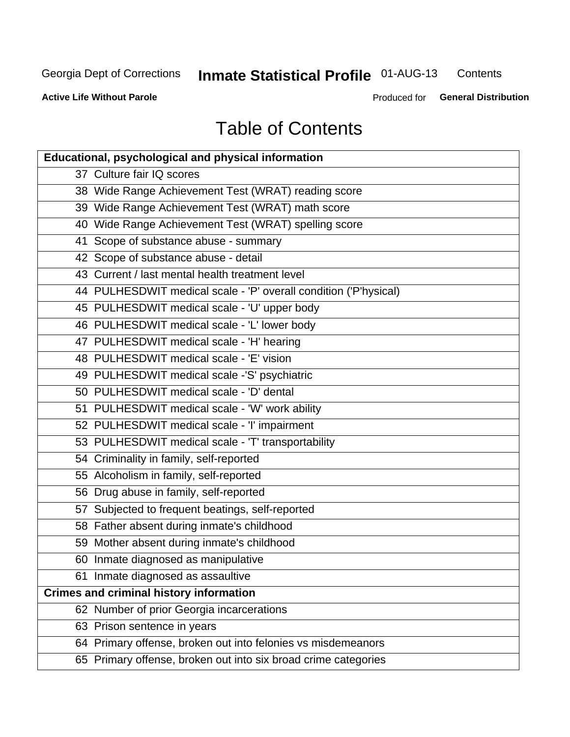# Table of Contents

| Educational, psychological and physical information |
|---|
| 37 Culture fair IQ scores |
| 38 Wide Range Achievement Test (WRAT) reading score |
| 39 Wide Range Achievement Test (WRAT) math score |
| 40 Wide Range Achievement Test (WRAT) spelling score |
| 41 Scope of substance abuse - summary |
| 42 Scope of substance abuse - detail |
| 43 Current / last mental health treatment level |
| 44 PULHESDWIT medical scale - 'P' overall condition ('P'hysical) |
| 45 PULHESDWIT medical scale - 'U' upper body |
| 46 PULHESDWIT medical scale - 'L' lower body |
| 47 PULHESDWIT medical scale - 'H' hearing |
| 48 PULHESDWIT medical scale - 'E' vision |
| 49 PULHESDWIT medical scale -'S' psychiatric |
| 50 PULHESDWIT medical scale - 'D' dental |
| 51 PULHESDWIT medical scale - 'W' work ability |
| 52 PULHESDWIT medical scale - 'I' impairment |
| 53 PULHESDWIT medical scale - 'T' transportability |
| 54 Criminality in family, self-reported |
| 55 Alcoholism in family, self-reported |
| 56 Drug abuse in family, self-reported |
| 57 Subjected to frequent beatings, self-reported |
| 58 Father absent during inmate's childhood |
| 59 Mother absent during inmate's childhood |
| 60 Inmate diagnosed as manipulative |
| 61 Inmate diagnosed as assaultive |
| **Crimes and criminal history information** |
| 62 Number of prior Georgia incarcerations |
| 63 Prison sentence in years |
| 64 Primary offense, broken out into felonies vs misdemeanors |
| 65 Primary offense, broken out into six broad crime categories |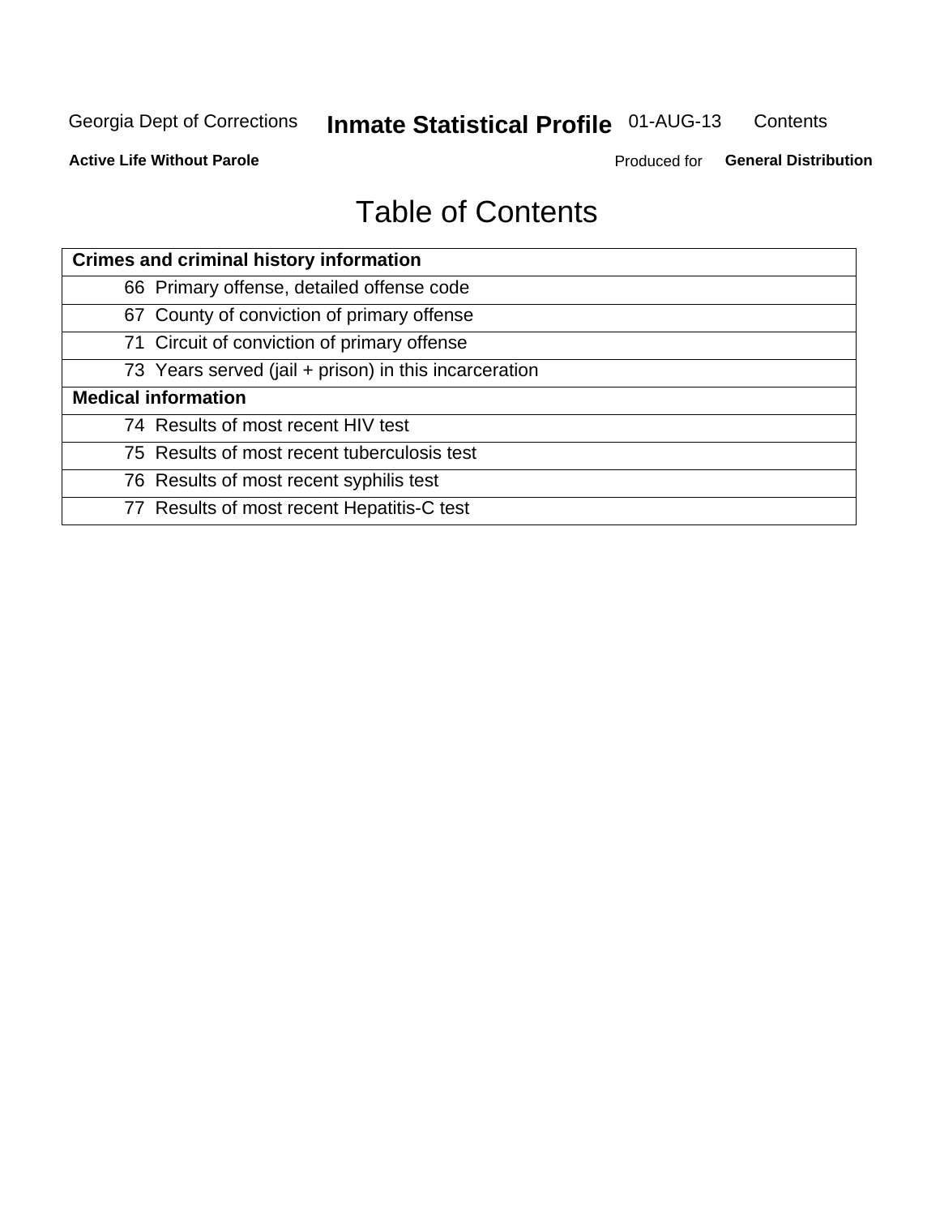# Table of Contents

| Crimes and criminal history information | |
|---|---|
| 66 | Primary offense, detailed offense code |
| 67 | County of conviction of primary offense |
| 71 | Circuit of conviction of primary offense |
| 73 | Years served (jail + prison) in this incarceration |
| **Medical information** | |
| 74 | Results of most recent HIV test |
| 75 | Results of most recent tuberculosis test |
| 76 | Results of most recent syphilis test |
| 77 | Results of most recent Hepatitis-C test |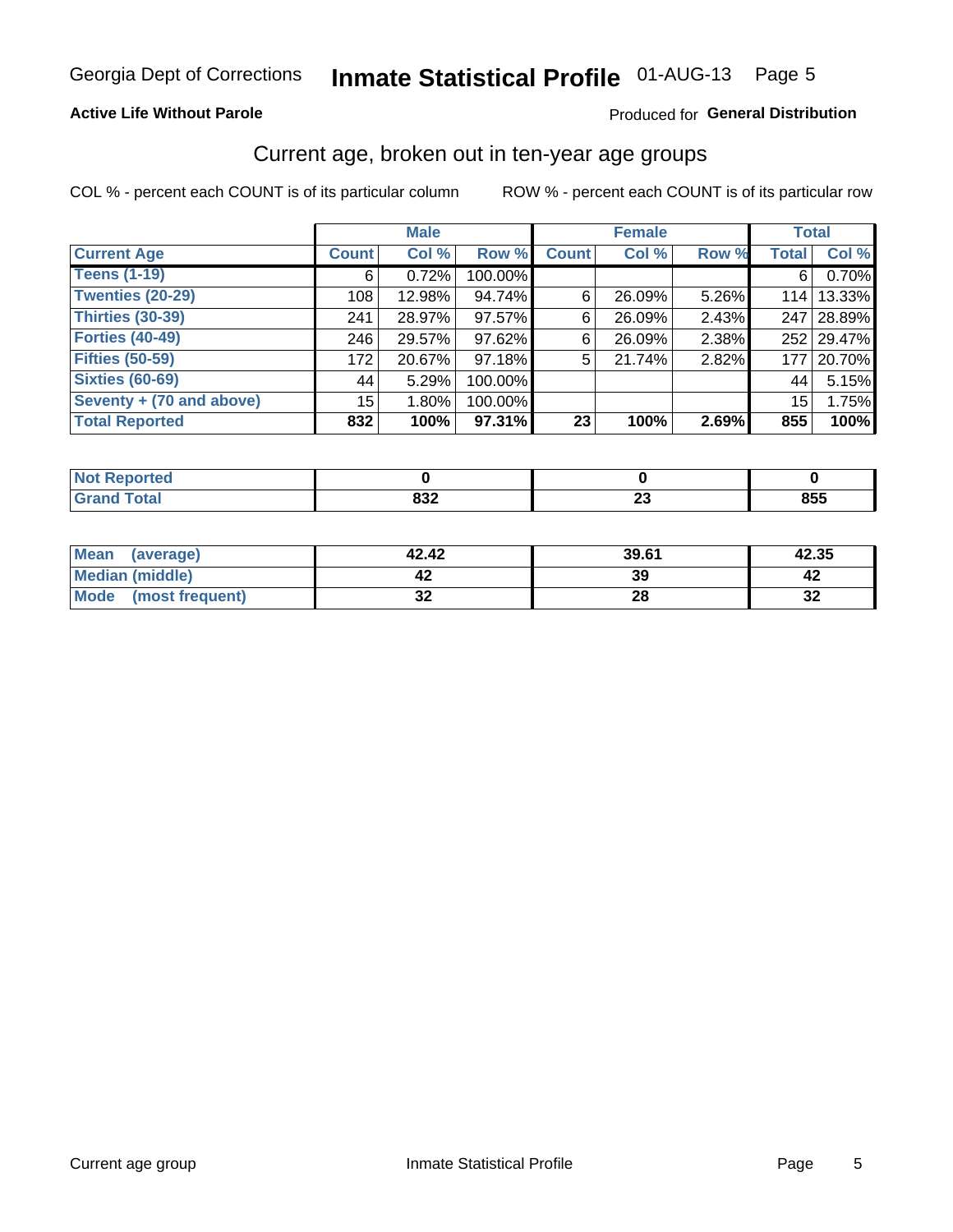Georgia Dept of Corrections **Inmate Statistical Profile** 01-AUG-13

**Active Life Without Parole**

Produced for **General Distribution**

## Current age, broken out in ten-year age groups

COL % - percent each COUNT is of its particular column

ROW % - percent each COUNT is of its particular row

| | Male | | | Female | | | Total | |
|---|---|---|---|---|---|---|---|---|
| **Current Age** | **Count** | **Col %** | **Row %** | **Count** | **Col %** | **Row %** | **Total** | **Col %** |
| **Teens (1-19)** | 6 | 0.72% | 100.00% | | | | 6 | 0.70% |
| **Twenties (20-29)** | 108 | 12.98% | 94.74% | 6 | 26.09% | 5.26% | 114 | 13.33% |
| **Thirties (30-39)** | 241 | 28.97% | 97.57% | 6 | 26.09% | 2.43% | 247 | 28.89% |
| **Forties (40-49)** | 246 | 29.57% | 97.62% | 6 | 26.09% | 2.38% | 252 | 29.47% |
| **Fifties (50-59)** | 172 | 20.67% | 97.18% | 5 | 21.74% | 2.82% | 177 | 20.70% |
| **Sixties (60-69)** | 44 | 5.29% | 100.00% | | | | 44 | 5.15% |
| **Seventy + (70 and above)** | 15 | 1.80% | 100.00% | | | | 15 | 1.75% |
| **Total Reported** | **832** | **100%** | **97.31%** | **23** | **100%** | **2.69%** | **855** | **100%** |

| | Male | Female | Total |
|---|---|---|---|
| **Not Reported** | **0** | **0** | **0** |
| **Grand Total** | **832** | **23** | **855** |

| | Male | Female | Total |
|---|---|---|---|
| **Mean (average)** | **42.42** | **39.61** | **42.35** |
| **Median (middle)** | **42** | **39** | **42** |
| **Mode (most frequent)** | **32** | **28** | **32** |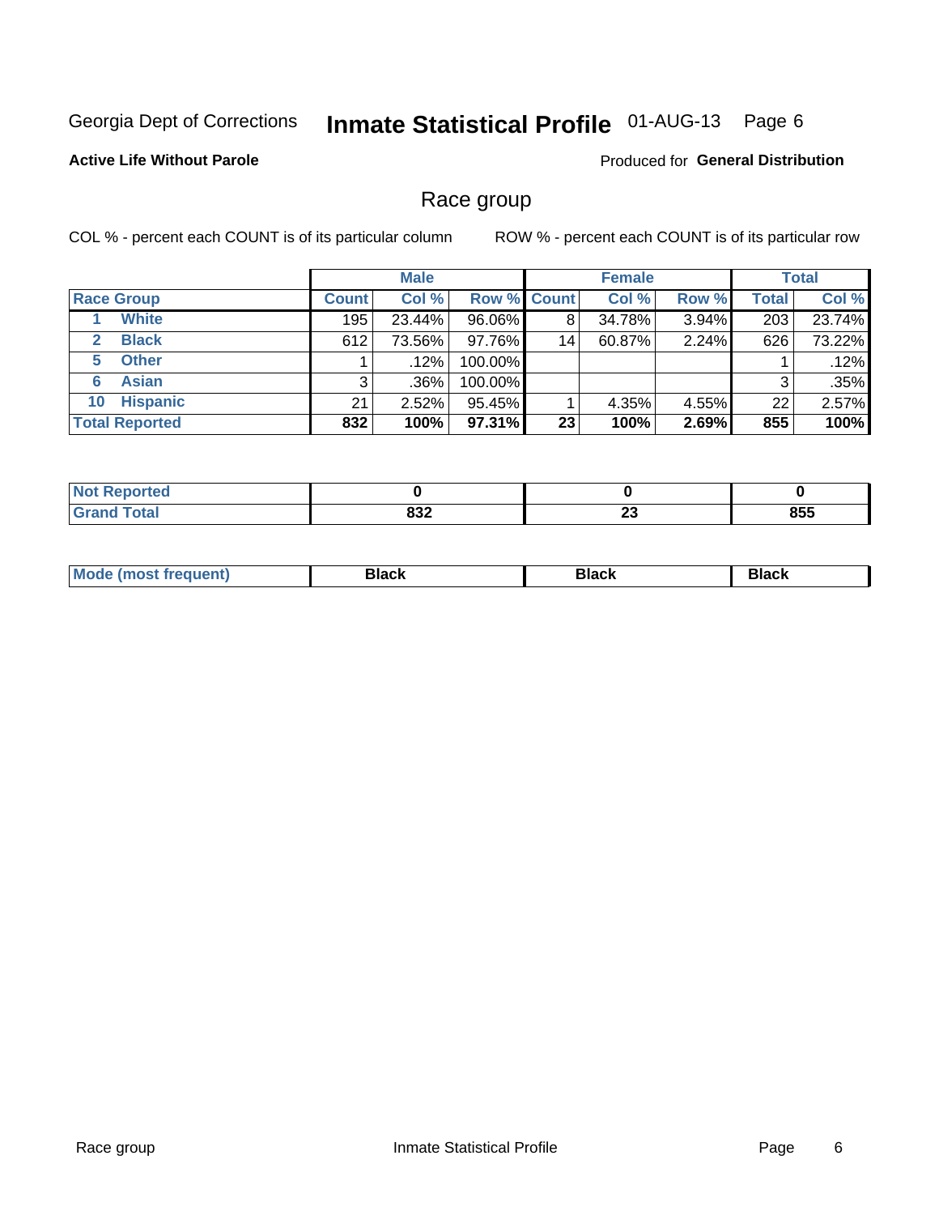Georgia Dept of Corrections **Inmate Statistical Profile** 01-AUG-13

**Active Life Without Parole**

Produced for **General Distribution**

## Race group

COL % - percent each COUNT is of its particular column ROW % - percent each COUNT is of its particular row

| | Male | | | Female | | | Total | |
|---|---|---|---|---|---|---|---|---|
| **Race Group** | **Count** | **Col %** | **Row %** | **Count** | **Col %** | **Row %** | **Total** | **Col %** |
| 1 White | 195 | 23.44% | 96.06% | 8 | 34.78% | 3.94% | 203 | 23.74% |
| 2 Black | 612 | 73.56% | 97.76% | 14 | 60.87% | 2.24% | 626 | 73.22% |
| 5 Other | 1 | .12% | 100.00% | | | | 1 | .12% |
| 6 Asian | 3 | .36% | 100.00% | | | | 3 | .35% |
| 10 Hispanic | 21 | 2.52% | 95.45% | 1 | 4.35% | 4.55% | 22 | 2.57% |
| **Total Reported** | **832** | **100%** | **97.31%** | **23** | **100%** | **2.69%** | **855** | **100%** |

| | Male | Female | Total |
|---|---|---|---|
| **Not Reported** | **0** | **0** | **0** |
| **Grand Total** | **832** | **23** | **855** |

| | Male | Female | Total |
|---|---|---|---|
| **Mode (most frequent)** | **Black** | **Black** | **Black** |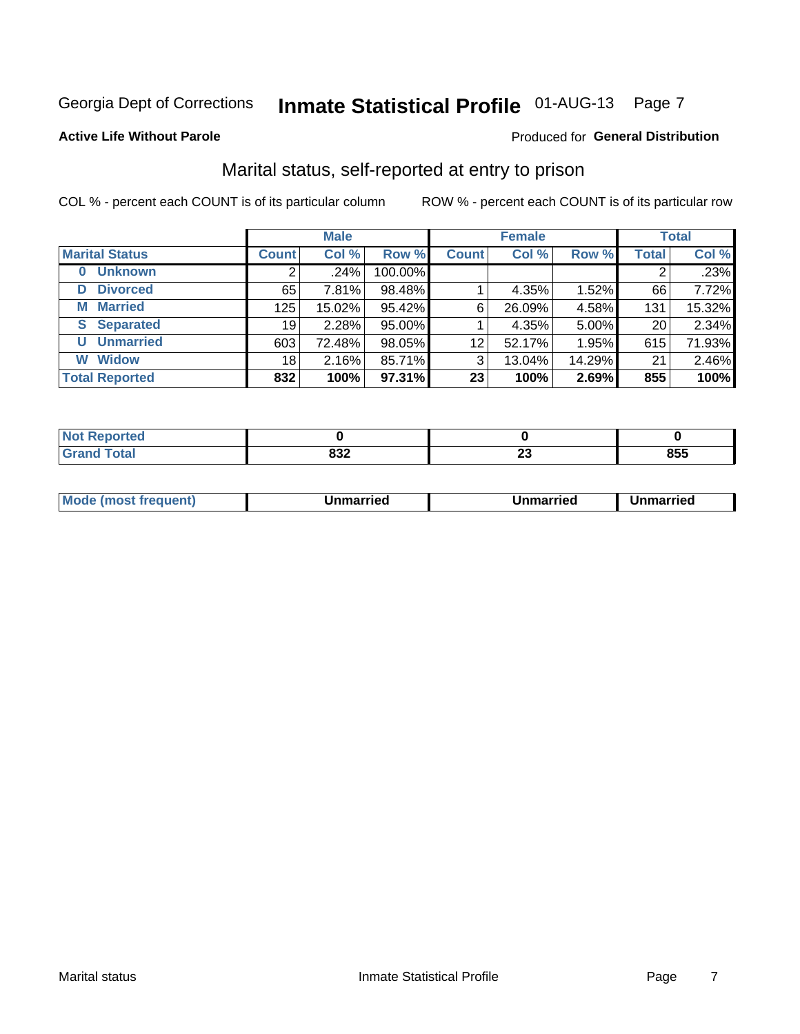Georgia Dept of Corrections **Inmate Statistical Profile** 01-AUG-13

**Active Life Without Parole**

Produced for **General Distribution**

## Marital status, self-reported at entry to prison

COL % - percent each COUNT is of its particular column

ROW % - percent each COUNT is of its particular row

| | Male | | | Female | | | Total | |
|---|---|---|---|---|---|---|---|---|
| **Marital Status** | **Count** | **Col %** | **Row %** | **Count** | **Col %** | **Row %** | **Total** | **Col %** |
| **0 Unknown** | 2 | .24% | 100.00% | | | | 2 | .23% |
| **D Divorced** | 65 | 7.81% | 98.48% | 1 | 4.35% | 1.52% | 66 | 7.72% |
| **M Married** | 125 | 15.02% | 95.42% | 6 | 26.09% | 4.58% | 131 | 15.32% |
| **S Separated** | 19 | 2.28% | 95.00% | 1 | 4.35% | 5.00% | 20 | 2.34% |
| **U Unmarried** | 603 | 72.48% | 98.05% | 12 | 52.17% | 1.95% | 615 | 71.93% |
| **W Widow** | 18 | 2.16% | 85.71% | 3 | 13.04% | 14.29% | 21 | 2.46% |
| **Total Reported** | **832** | **100%** | **97.31%** | **23** | **100%** | **2.69%** | **855** | **100%** |

| | Male | Female | Total |
|---|---|---|---|
| **Not Reported** | **0** | **0** | **0** |
| **Grand Total** | **832** | **23** | **855** |

| | Male | Female | Total |
|---|---|---|---|
| **Mode (most frequent)** | **Unmarried** | **Unmarried** | **Unmarried** |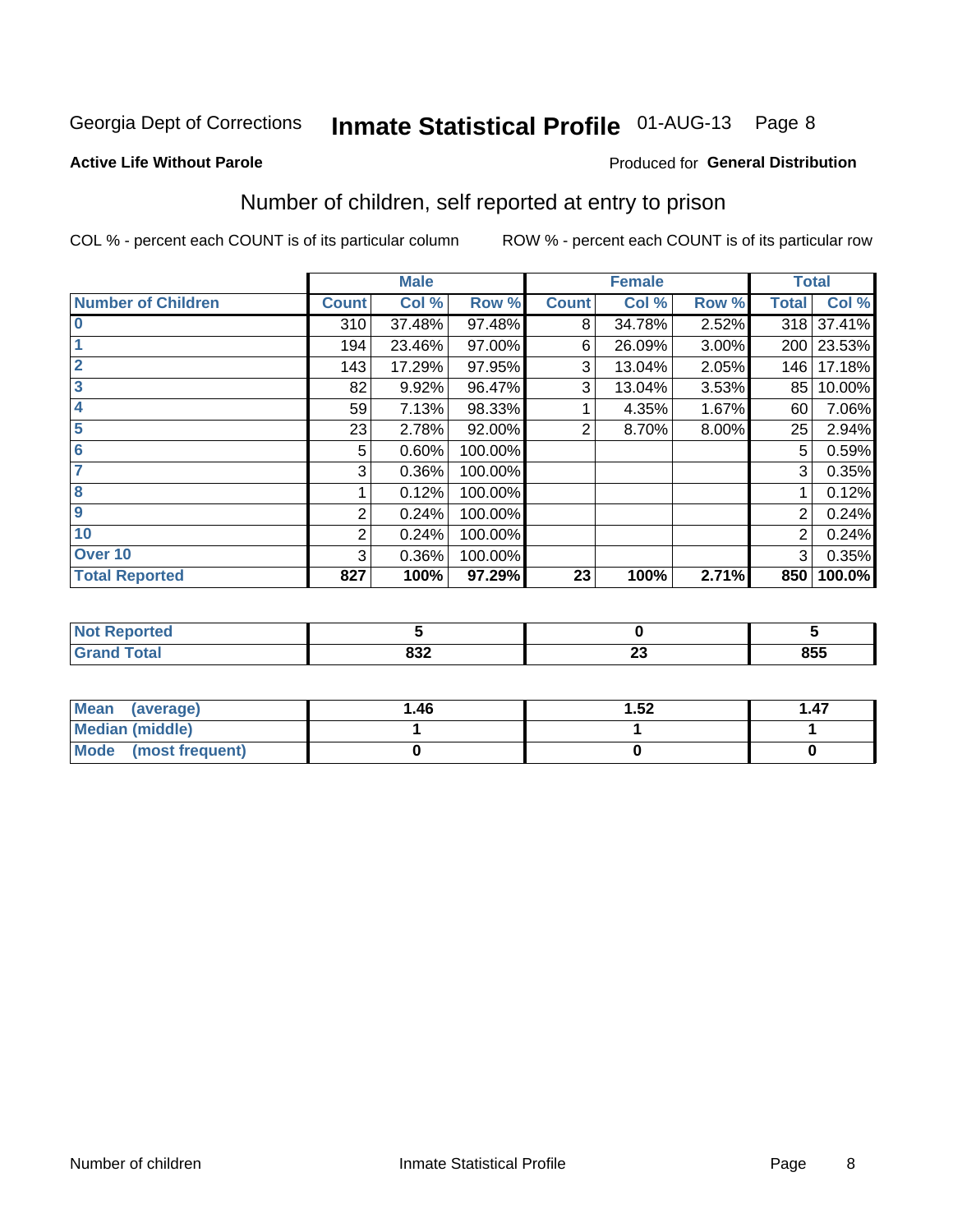Georgia Dept of Corrections **Inmate Statistical Profile** 01-AUG-13

**Active Life Without Parole**

Produced for **General Distribution**

## Number of children, self reported at entry to prison

COL % - percent each COUNT is of its particular column

ROW % - percent each COUNT is of its particular row

| | Male | | | Female | | | Total | |
|---|---|---|---|---|---|---|---|---|
| **Number of Children** | **Count** | **Col %** | **Row %** | **Count** | **Col %** | **Row %** | **Total** | **Col %** |
| 0 | 310 | 37.48% | 97.48% | 8 | 34.78% | 2.52% | 318 | 37.41% |
| 1 | 194 | 23.46% | 97.00% | 6 | 26.09% | 3.00% | 200 | 23.53% |
| 2 | 143 | 17.29% | 97.95% | 3 | 13.04% | 2.05% | 146 | 17.18% |
| 3 | 82 | 9.92% | 96.47% | 3 | 13.04% | 3.53% | 85 | 10.00% |
| 4 | 59 | 7.13% | 98.33% | 1 | 4.35% | 1.67% | 60 | 7.06% |
| 5 | 23 | 2.78% | 92.00% | 2 | 8.70% | 8.00% | 25 | 2.94% |
| 6 | 5 | 0.60% | 100.00% | | | | 5 | 0.59% |
| 7 | 3 | 0.36% | 100.00% | | | | 3 | 0.35% |
| 8 | 1 | 0.12% | 100.00% | | | | 1 | 0.12% |
| 9 | 2 | 0.24% | 100.00% | | | | 2 | 0.24% |
| 10 | 2 | 0.24% | 100.00% | | | | 2 | 0.24% |
| Over 10 | 3 | 0.36% | 100.00% | | | | 3 | 0.35% |
| **Total Reported** | **827** | **100%** | **97.29%** | **23** | **100%** | **2.71%** | **850** | **100.0%** |

| | Male | Female | Total |
|---|---|---|---|
| Not Reported | 5 | 0 | 5 |
| Grand Total | 832 | 23 | 855 |

| | Male | Female | Total |
|---|---|---|---|
| Mean (average) | 1.46 | 1.52 | 1.47 |
| Median (middle) | 1 | 1 | 1 |
| Mode (most frequent) | 0 | 0 | 0 |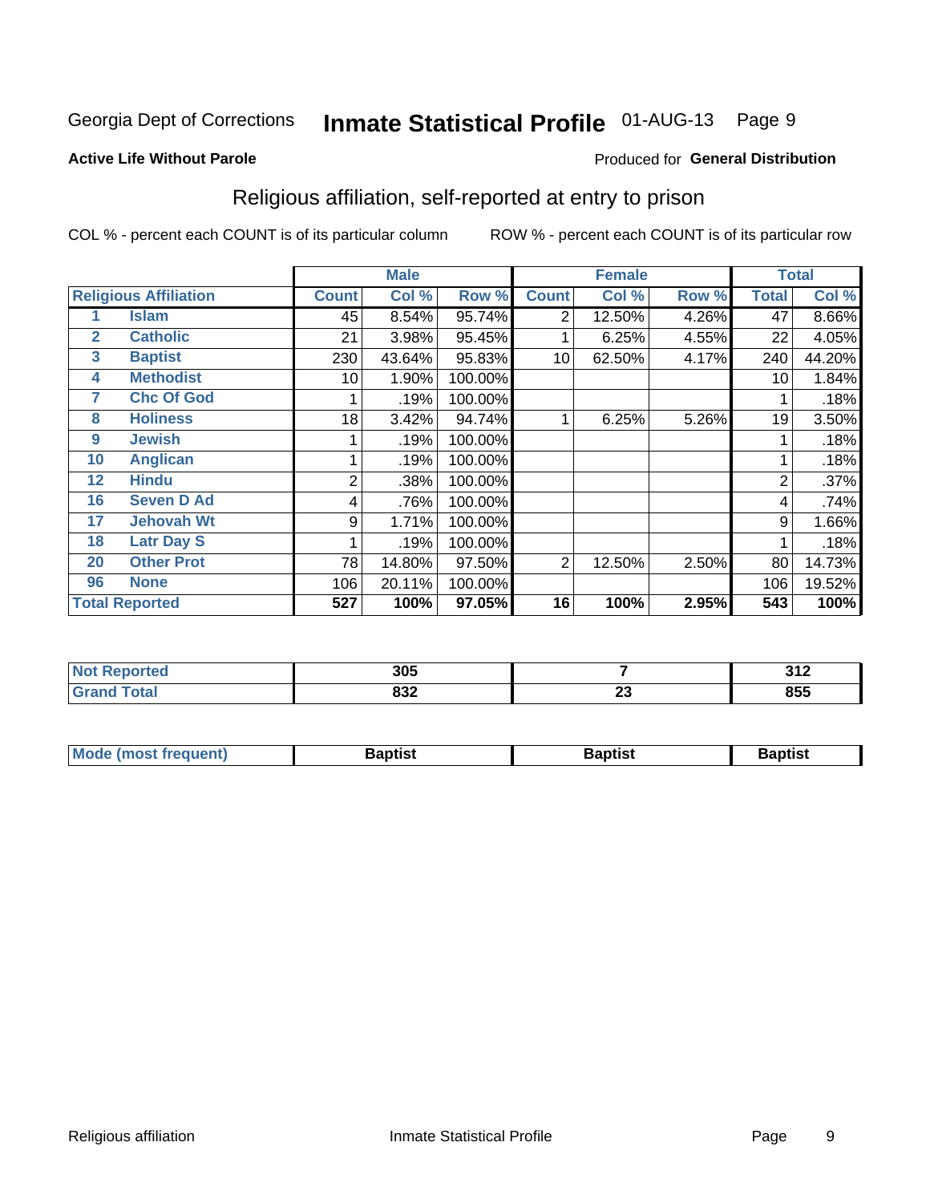Georgia Dept of Corrections **Inmate Statistical Profile** 01-AUG-13

**Active Life Without Parole** Produced for **General Distribution**

## Religious affiliation, self-reported at entry to prison

COL % - percent each COUNT is of its particular column ROW % - percent each COUNT is of its particular row

| Religious Affiliation | | Male | | | Female | | | Total | |
|---|---|---|---|---|---|---|---|---|---|
| | | Count | Col % | Row % | Count | Col % | Row % | Total | Col % |
| 1 | Islam | 45 | 8.54% | 95.74% | 2 | 12.50% | 4.26% | 47 | 8.66% |
| 2 | Catholic | 21 | 3.98% | 95.45% | 1 | 6.25% | 4.55% | 22 | 4.05% |
| 3 | Baptist | 230 | 43.64% | 95.83% | 10 | 62.50% | 4.17% | 240 | 44.20% |
| 4 | Methodist | 10 | 1.90% | 100.00% | | | | 10 | 1.84% |
| 7 | Chc Of God | 1 | .19% | 100.00% | | | | 1 | .18% |
| 8 | Holiness | 18 | 3.42% | 94.74% | 1 | 6.25% | 5.26% | 19 | 3.50% |
| 9 | Jewish | 1 | .19% | 100.00% | | | | 1 | .18% |
| 10 | Anglican | 1 | .19% | 100.00% | | | | 1 | .18% |
| 12 | Hindu | 2 | .38% | 100.00% | | | | 2 | .37% |
| 16 | Seven D Ad | 4 | .76% | 100.00% | | | | 4 | .74% |
| 17 | Jehovah Wt | 9 | 1.71% | 100.00% | | | | 9 | 1.66% |
| 18 | Latr Day S | 1 | .19% | 100.00% | | | | 1 | .18% |
| 20 | Other Prot | 78 | 14.80% | 97.50% | 2 | 12.50% | 2.50% | 80 | 14.73% |
| 96 | None | 106 | 20.11% | 100.00% | | | | 106 | 19.52% |
| **Total Reported** | | **527** | **100%** | **97.05%** | **16** | **100%** | **2.95%** | **543** | **100%** |

| | Male | Female | Total |
|---|---|---|---|
| Not Reported | 305 | 7 | 312 |
| Grand Total | 832 | 23 | 855 |

| | Male | Female | Total |
|---|---|---|---|
| Mode (most frequent) | Baptist | Baptist | Baptist |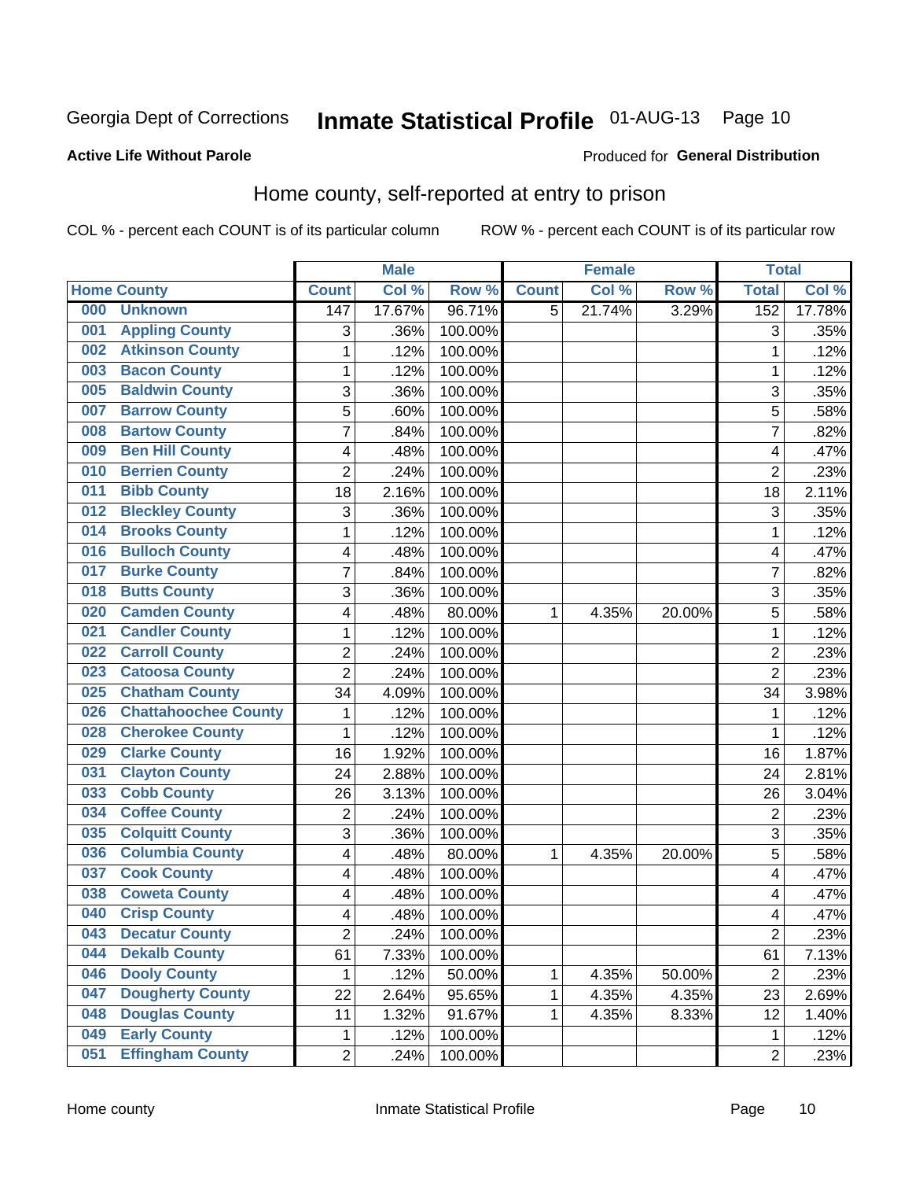Georgia Dept of Corrections **Inmate Statistical Profile** 01-AUG-13

**Active Life Without Parole**

Produced for **General Distribution**

## Home county, self-reported at entry to prison

COL % - percent each COUNT is of its particular column ROW % - percent each COUNT is of its particular row

| | | Male | | | Female | | | Total | |
|---|---|---|---|---|---|---|---|---|---|
| **Home County** | | **Count** | **Col %** | **Row %** | **Count** | **Col %** | **Row %** | **Total** | **Col %** |
| 000 | Unknown | 147 | 17.67% | 96.71% | 5 | 21.74% | 3.29% | 152 | 17.78% |
| 001 | Appling County | 3 | .36% | 100.00% | | | | 3 | .35% |
| 002 | Atkinson County | 1 | .12% | 100.00% | | | | 1 | .12% |
| 003 | Bacon County | 1 | .12% | 100.00% | | | | 1 | .12% |
| 005 | Baldwin County | 3 | .36% | 100.00% | | | | 3 | .35% |
| 007 | Barrow County | 5 | .60% | 100.00% | | | | 5 | .58% |
| 008 | Bartow County | 7 | .84% | 100.00% | | | | 7 | .82% |
| 009 | Ben Hill County | 4 | .48% | 100.00% | | | | 4 | .47% |
| 010 | Berrien County | 2 | .24% | 100.00% | | | | 2 | .23% |
| 011 | Bibb County | 18 | 2.16% | 100.00% | | | | 18 | 2.11% |
| 012 | Bleckley County | 3 | .36% | 100.00% | | | | 3 | .35% |
| 014 | Brooks County | 1 | .12% | 100.00% | | | | 1 | .12% |
| 016 | Bulloch County | 4 | .48% | 100.00% | | | | 4 | .47% |
| 017 | Burke County | 7 | .84% | 100.00% | | | | 7 | .82% |
| 018 | Butts County | 3 | .36% | 100.00% | | | | 3 | .35% |
| 020 | Camden County | 4 | .48% | 80.00% | 1 | 4.35% | 20.00% | 5 | .58% |
| 021 | Candler County | 1 | .12% | 100.00% | | | | 1 | .12% |
| 022 | Carroll County | 2 | .24% | 100.00% | | | | 2 | .23% |
| 023 | Catoosa County | 2 | .24% | 100.00% | | | | 2 | .23% |
| 025 | Chatham County | 34 | 4.09% | 100.00% | | | | 34 | 3.98% |
| 026 | Chattahoochee County | 1 | .12% | 100.00% | | | | 1 | .12% |
| 028 | Cherokee County | 1 | .12% | 100.00% | | | | 1 | .12% |
| 029 | Clarke County | 16 | 1.92% | 100.00% | | | | 16 | 1.87% |
| 031 | Clayton County | 24 | 2.88% | 100.00% | | | | 24 | 2.81% |
| 033 | Cobb County | 26 | 3.13% | 100.00% | | | | 26 | 3.04% |
| 034 | Coffee County | 2 | .24% | 100.00% | | | | 2 | .23% |
| 035 | Colquitt County | 3 | .36% | 100.00% | | | | 3 | .35% |
| 036 | Columbia County | 4 | .48% | 80.00% | 1 | 4.35% | 20.00% | 5 | .58% |
| 037 | Cook County | 4 | .48% | 100.00% | | | | 4 | .47% |
| 038 | Coweta County | 4 | .48% | 100.00% | | | | 4 | .47% |
| 040 | Crisp County | 4 | .48% | 100.00% | | | | 4 | .47% |
| 043 | Decatur County | 2 | .24% | 100.00% | | | | 2 | .23% |
| 044 | Dekalb County | 61 | 7.33% | 100.00% | | | | 61 | 7.13% |
| 046 | Dooly County | 1 | .12% | 50.00% | 1 | 4.35% | 50.00% | 2 | .23% |
| 047 | Dougherty County | 22 | 2.64% | 95.65% | 1 | 4.35% | 4.35% | 23 | 2.69% |
| 048 | Douglas County | 11 | 1.32% | 91.67% | 1 | 4.35% | 8.33% | 12 | 1.40% |
| 049 | Early County | 1 | .12% | 100.00% | | | | 1 | .12% |
| 051 | Effingham County | 2 | .24% | 100.00% | | | | 2 | .23% |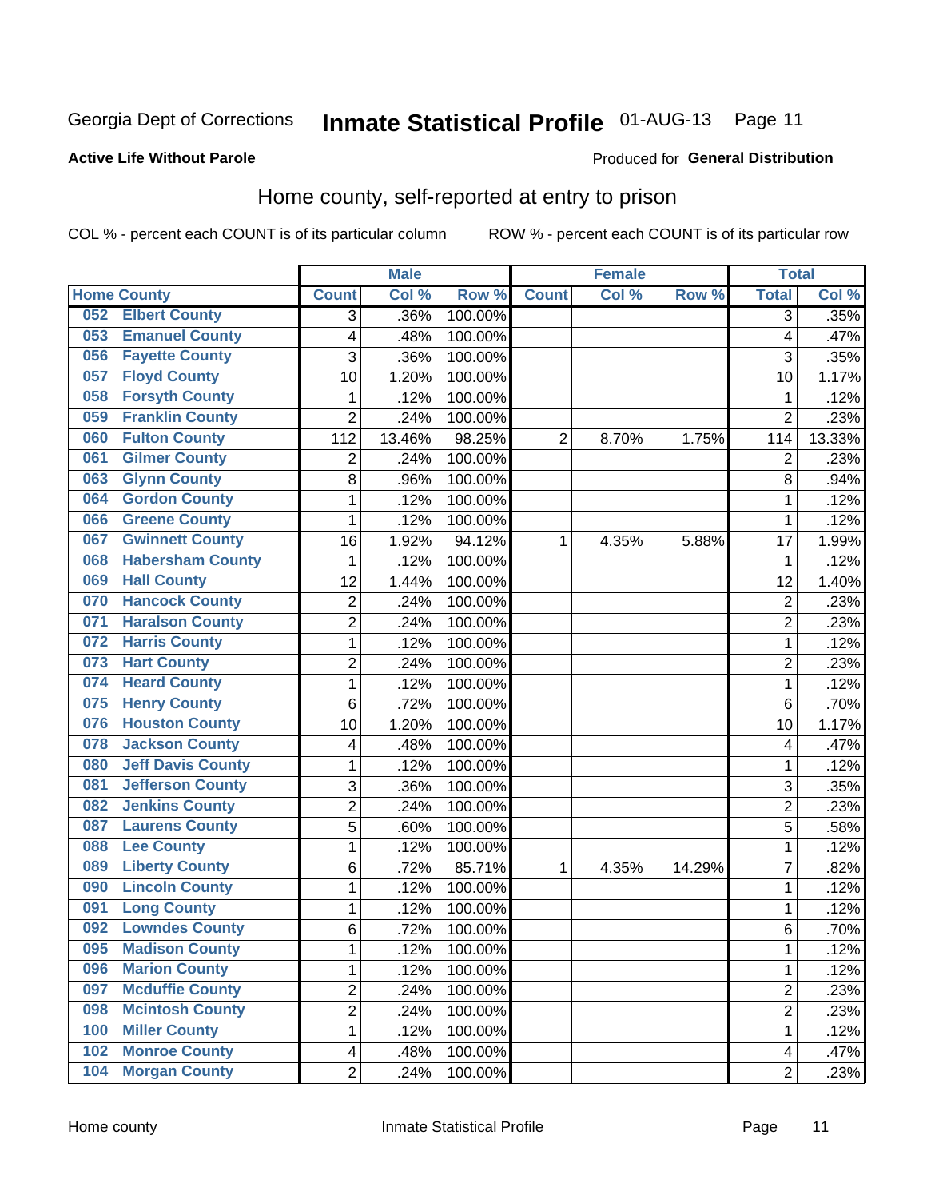Georgia Dept of Corrections **Inmate Statistical Profile** 01-AUG-13

**Active Life Without Parole** Produced for **General Distribution**

## Home county, self-reported at entry to prison

COL % - percent each COUNT is of its particular column ROW % - percent each COUNT is of its particular row

| Home County | | Male | | | Female | | | Total | |
|---|---|---|---|---|---|---|---|---|---|
| | | Count | Col % | Row % | Count | Col % | Row % | Total | Col % |
| 052 | Elbert County | 3 | .36% | 100.00% | | | | 3 | .35% |
| 053 | Emanuel County | 4 | .48% | 100.00% | | | | 4 | .47% |
| 056 | Fayette County | 3 | .36% | 100.00% | | | | 3 | .35% |
| 057 | Floyd County | 10 | 1.20% | 100.00% | | | | 10 | 1.17% |
| 058 | Forsyth County | 1 | .12% | 100.00% | | | | 1 | .12% |
| 059 | Franklin County | 2 | .24% | 100.00% | | | | 2 | .23% |
| 060 | Fulton County | 112 | 13.46% | 98.25% | 2 | 8.70% | 1.75% | 114 | 13.33% |
| 061 | Gilmer County | 2 | .24% | 100.00% | | | | 2 | .23% |
| 063 | Glynn County | 8 | .96% | 100.00% | | | | 8 | .94% |
| 064 | Gordon County | 1 | .12% | 100.00% | | | | 1 | .12% |
| 066 | Greene County | 1 | .12% | 100.00% | | | | 1 | .12% |
| 067 | Gwinnett County | 16 | 1.92% | 94.12% | 1 | 4.35% | 5.88% | 17 | 1.99% |
| 068 | Habersham County | 1 | .12% | 100.00% | | | | 1 | .12% |
| 069 | Hall County | 12 | 1.44% | 100.00% | | | | 12 | 1.40% |
| 070 | Hancock County | 2 | .24% | 100.00% | | | | 2 | .23% |
| 071 | Haralson County | 2 | .24% | 100.00% | | | | 2 | .23% |
| 072 | Harris County | 1 | .12% | 100.00% | | | | 1 | .12% |
| 073 | Hart County | 2 | .24% | 100.00% | | | | 2 | .23% |
| 074 | Heard County | 1 | .12% | 100.00% | | | | 1 | .12% |
| 075 | Henry County | 6 | .72% | 100.00% | | | | 6 | .70% |
| 076 | Houston County | 10 | 1.20% | 100.00% | | | | 10 | 1.17% |
| 078 | Jackson County | 4 | .48% | 100.00% | | | | 4 | .47% |
| 080 | Jeff Davis County | 1 | .12% | 100.00% | | | | 1 | .12% |
| 081 | Jefferson County | 3 | .36% | 100.00% | | | | 3 | .35% |
| 082 | Jenkins County | 2 | .24% | 100.00% | | | | 2 | .23% |
| 087 | Laurens County | 5 | .60% | 100.00% | | | | 5 | .58% |
| 088 | Lee County | 1 | .12% | 100.00% | | | | 1 | .12% |
| 089 | Liberty County | 6 | .72% | 85.71% | 1 | 4.35% | 14.29% | 7 | .82% |
| 090 | Lincoln County | 1 | .12% | 100.00% | | | | 1 | .12% |
| 091 | Long County | 1 | .12% | 100.00% | | | | 1 | .12% |
| 092 | Lowndes County | 6 | .72% | 100.00% | | | | 6 | .70% |
| 095 | Madison County | 1 | .12% | 100.00% | | | | 1 | .12% |
| 096 | Marion County | 1 | .12% | 100.00% | | | | 1 | .12% |
| 097 | Mcduffie County | 2 | .24% | 100.00% | | | | 2 | .23% |
| 098 | Mcintosh County | 2 | .24% | 100.00% | | | | 2 | .23% |
| 100 | Miller County | 1 | .12% | 100.00% | | | | 1 | .12% |
| 102 | Monroe County | 4 | .48% | 100.00% | | | | 4 | .47% |
| 104 | Morgan County | 2 | .24% | 100.00% | | | | 2 | .23% |

Home county Inmate Statistical Profile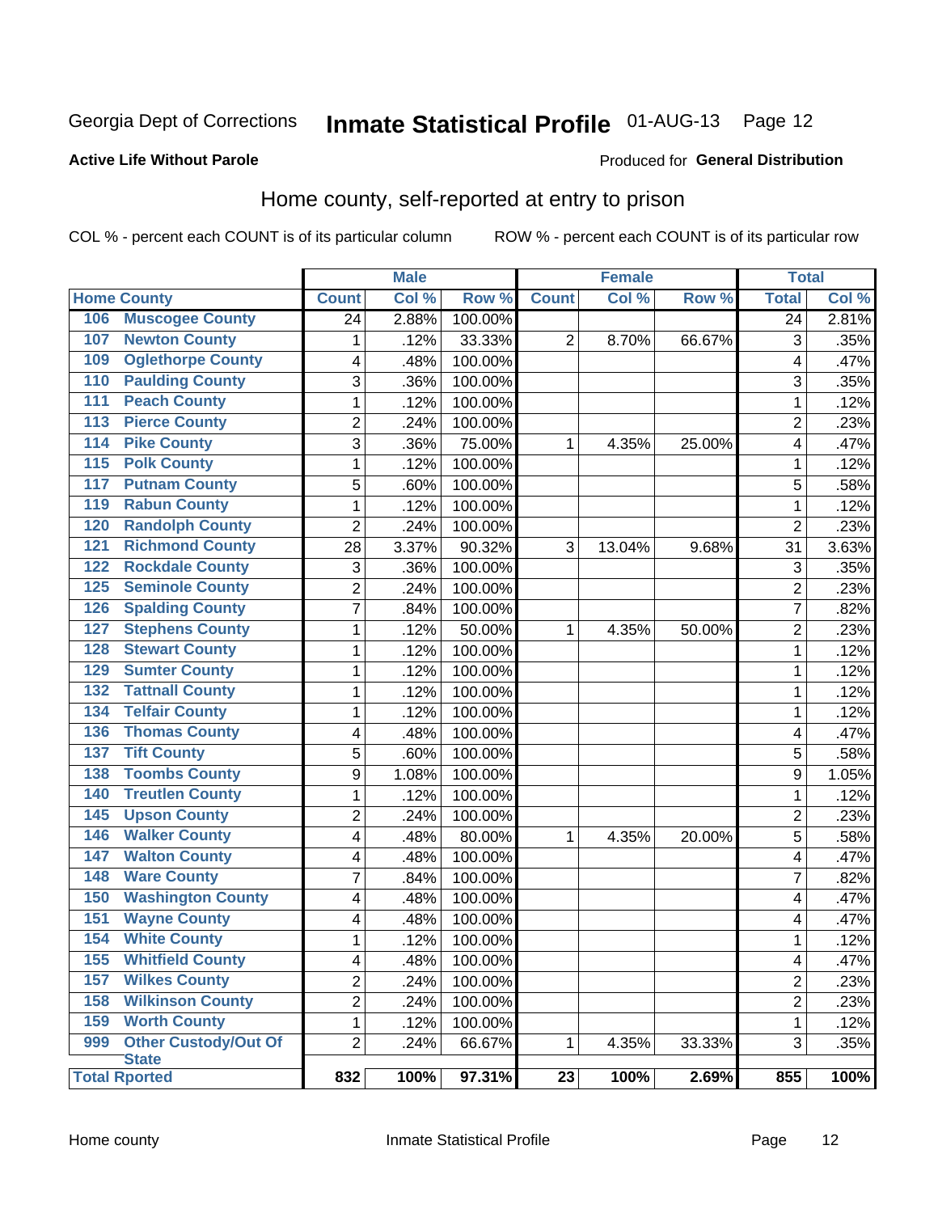Georgia Dept of Corrections **Inmate Statistical Profile** 01-AUG-13

**Active Life Without Parole**

Produced for **General Distribution**

## Home county, self-reported at entry to prison

COL % - percent each COUNT is of its particular column ROW % - percent each COUNT is of its particular row

| Home County | | Male | | | Female | | | Total | |
|---|---|---|---|---|---|---|---|---|---|
| | | Count | Col % | Row % | Count | Col % | Row % | Total | Col % |
| 106 | Muscogee County | 24 | 2.88% | 100.00% | | | | 24 | 2.81% |
| 107 | Newton County | 1 | .12% | 33.33% | 2 | 8.70% | 66.67% | 3 | .35% |
| 109 | Oglethorpe County | 4 | .48% | 100.00% | | | | 4 | .47% |
| 110 | Paulding County | 3 | .36% | 100.00% | | | | 3 | .35% |
| 111 | Peach County | 1 | .12% | 100.00% | | | | 1 | .12% |
| 113 | Pierce County | 2 | .24% | 100.00% | | | | 2 | .23% |
| 114 | Pike County | 3 | .36% | 75.00% | 1 | 4.35% | 25.00% | 4 | .47% |
| 115 | Polk County | 1 | .12% | 100.00% | | | | 1 | .12% |
| 117 | Putnam County | 5 | .60% | 100.00% | | | | 5 | .58% |
| 119 | Rabun County | 1 | .12% | 100.00% | | | | 1 | .12% |
| 120 | Randolph County | 2 | .24% | 100.00% | | | | 2 | .23% |
| 121 | Richmond County | 28 | 3.37% | 90.32% | 3 | 13.04% | 9.68% | 31 | 3.63% |
| 122 | Rockdale County | 3 | .36% | 100.00% | | | | 3 | .35% |
| 125 | Seminole County | 2 | .24% | 100.00% | | | | 2 | .23% |
| 126 | Spalding County | 7 | .84% | 100.00% | | | | 7 | .82% |
| 127 | Stephens County | 1 | .12% | 50.00% | 1 | 4.35% | 50.00% | 2 | .23% |
| 128 | Stewart County | 1 | .12% | 100.00% | | | | 1 | .12% |
| 129 | Sumter County | 1 | .12% | 100.00% | | | | 1 | .12% |
| 132 | Tattnall County | 1 | .12% | 100.00% | | | | 1 | .12% |
| 134 | Telfair County | 1 | .12% | 100.00% | | | | 1 | .12% |
| 136 | Thomas County | 4 | .48% | 100.00% | | | | 4 | .47% |
| 137 | Tift County | 5 | .60% | 100.00% | | | | 5 | .58% |
| 138 | Toombs County | 9 | 1.08% | 100.00% | | | | 9 | 1.05% |
| 140 | Treutlen County | 1 | .12% | 100.00% | | | | 1 | .12% |
| 145 | Upson County | 2 | .24% | 100.00% | | | | 2 | .23% |
| 146 | Walker County | 4 | .48% | 80.00% | 1 | 4.35% | 20.00% | 5 | .58% |
| 147 | Walton County | 4 | .48% | 100.00% | | | | 4 | .47% |
| 148 | Ware County | 7 | .84% | 100.00% | | | | 7 | .82% |
| 150 | Washington County | 4 | .48% | 100.00% | | | | 4 | .47% |
| 151 | Wayne County | 4 | .48% | 100.00% | | | | 4 | .47% |
| 154 | White County | 1 | .12% | 100.00% | | | | 1 | .12% |
| 155 | Whitfield County | 4 | .48% | 100.00% | | | | 4 | .47% |
| 157 | Wilkes County | 2 | .24% | 100.00% | | | | 2 | .23% |
| 158 | Wilkinson County | 2 | .24% | 100.00% | | | | 2 | .23% |
| 159 | Worth County | 1 | .12% | 100.00% | | | | 1 | .12% |
| 999 | Other Custody/Out Of State | 2 | .24% | 66.67% | 1 | 4.35% | 33.33% | 3 | .35% |
| **Total Rported** | | **832** | **100%** | **97.31%** | **23** | **100%** | **2.69%** | **855** | **100%** |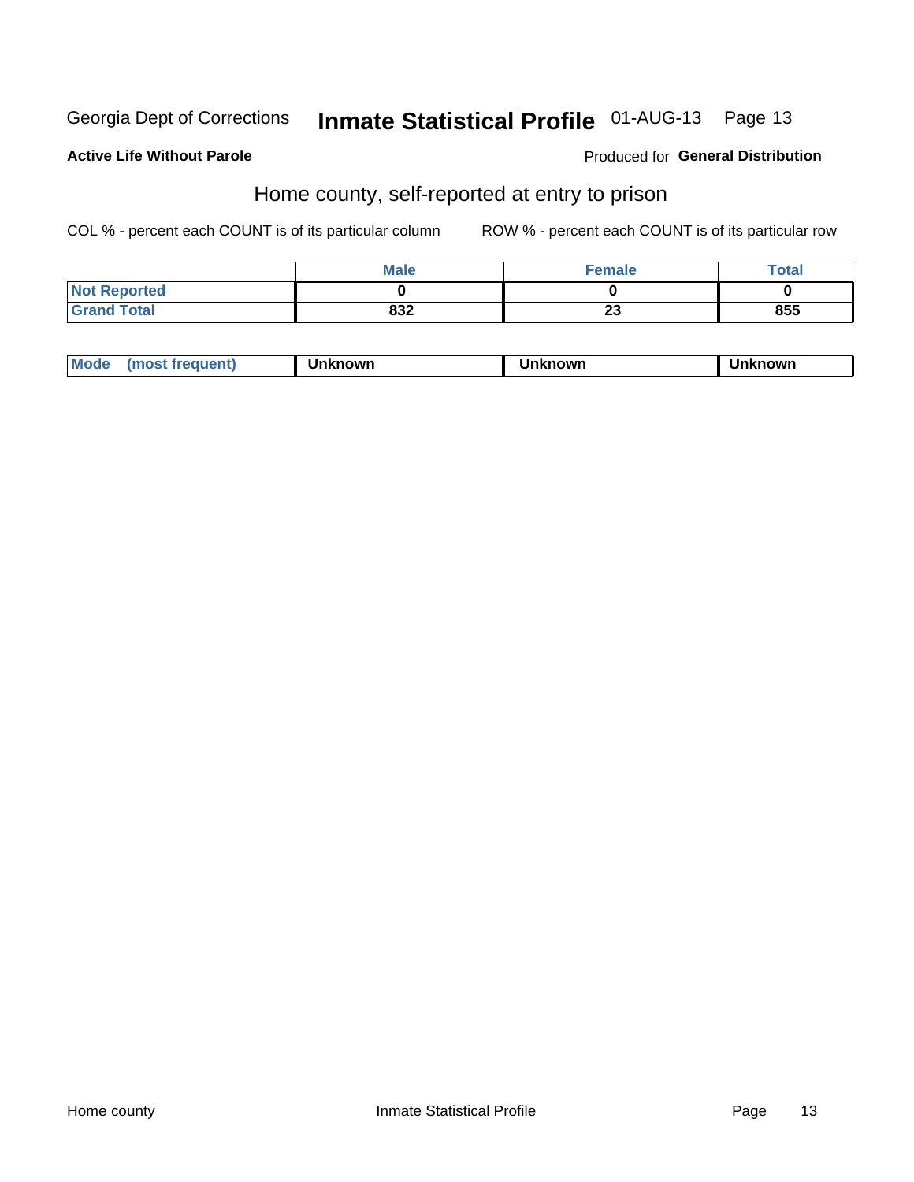Georgia Dept of Corrections **Inmate Statistical Profile** 01-AUG-13 Page 13

**Active Life Without Parole**

Produced for **General Distribution**

## Home county, self-reported at entry to prison

COL % - percent each COUNT is of its particular column

ROW % - percent each COUNT is of its particular row

| | Male | Female | Total |
|---|---|---|---|
| **Not Reported** | **0** | **0** | **0** |
| **Grand Total** | **832** | **23** | **855** |

| Mode (most frequent) | Unknown | Unknown | Unknown |
|---|---|---|---|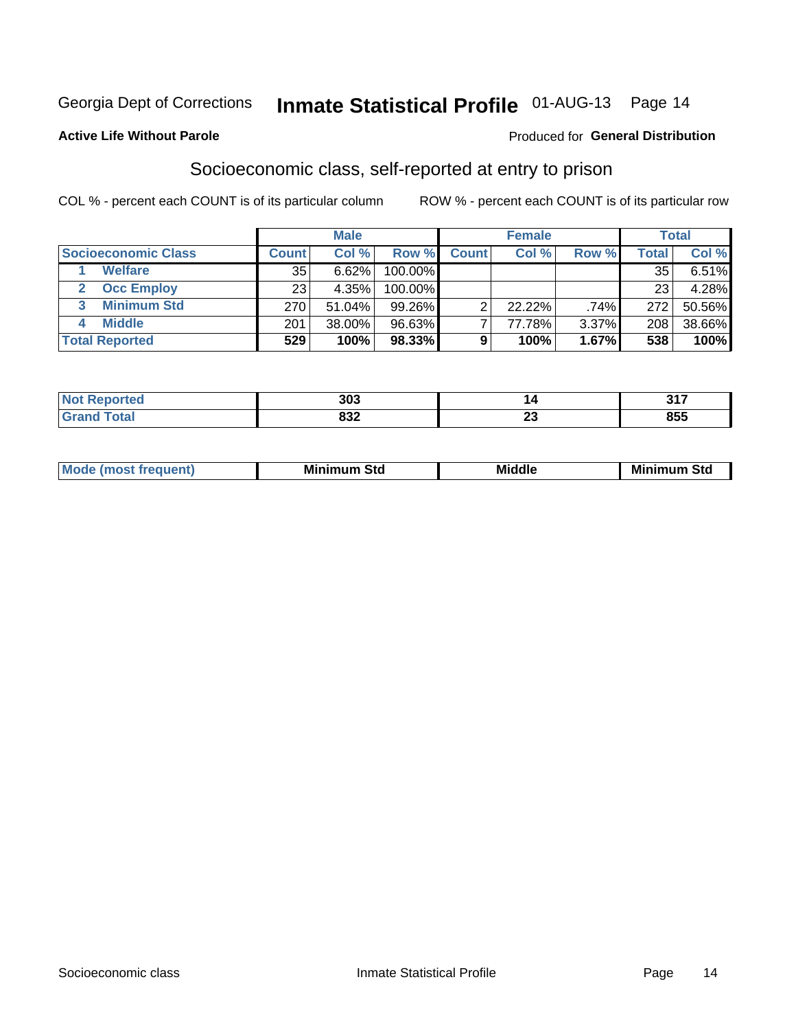Georgia Dept of Corrections **Inmate Statistical Profile** 01-AUG-13 Page 14

**Active Life Without Parole**

Produced for **General Distribution**

## Socioeconomic class, self-reported at entry to prison

COL % - percent each COUNT is of its particular column ROW % - percent each COUNT is of its particular row

| | Male | | | Female | | | Total | |
|---|---|---|---|---|---|---|---|---|
| **Socioeconomic Class** | **Count** | **Col %** | **Row %** | **Count** | **Col %** | **Row %** | **Total** | **Col %** |
| 1 **Welfare** | 35 | 6.62% | 100.00% | | | | 35 | 6.51% |
| 2 **Occ Employ** | 23 | 4.35% | 100.00% | | | | 23 | 4.28% |
| 3 **Minimum Std** | 270 | 51.04% | 99.26% | 2 | 22.22% | .74% | 272 | 50.56% |
| 4 **Middle** | 201 | 38.00% | 96.63% | 7 | 77.78% | 3.37% | 208 | 38.66% |
| **Total Reported** | **529** | **100%** | **98.33%** | **9** | **100%** | **1.67%** | **538** | **100%** |

| | Male | Female | Total |
|---|---|---|---|
| **Not Reported** | **303** | **14** | **317** |
| **Grand Total** | **832** | **23** | **855** |

| | Male | Female | Total |
|---|---|---|---|
| **Mode (most frequent)** | **Minimum Std** | **Middle** | **Minimum Std** |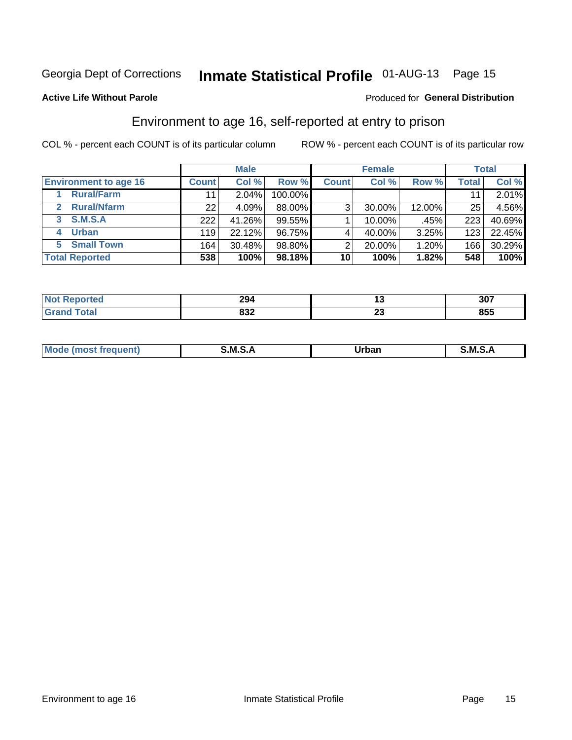Georgia Dept of Corrections **Inmate Statistical Profile** 01-AUG-13

**Active Life Without Parole**

Produced for **General Distribution**

## Environment to age 16, self-reported at entry to prison

COL % - percent each COUNT is of its particular column

ROW % - percent each COUNT is of its particular row

| Environment to age 16 | Male | | | Female | | | Total | |
|---|---|---|---|---|---|---|---|---|
| | Count | Col % | Row % | Count | Col % | Row % | Total | Col % |
| 1 Rural/Farm | 11 | 2.04% | 100.00% | | | | 11 | 2.01% |
| 2 Rural/Nfarm | 22 | 4.09% | 88.00% | 3 | 30.00% | 12.00% | 25 | 4.56% |
| 3 S.M.S.A | 222 | 41.26% | 99.55% | 1 | 10.00% | .45% | 223 | 40.69% |
| 4 Urban | 119 | 22.12% | 96.75% | 4 | 40.00% | 3.25% | 123 | 22.45% |
| 5 Small Town | 164 | 30.48% | 98.80% | 2 | 20.00% | 1.20% | 166 | 30.29% |
| **Total Reported** | **538** | **100%** | **98.18%** | **10** | **100%** | **1.82%** | **548** | **100%** |

| | Male | Female | Total |
|---|---|---|---|
| Not Reported | 294 | 13 | 307 |
| Grand Total | 832 | 23 | 855 |

| | Male | Female | Total |
|---|---|---|---|
| Mode (most frequent) | S.M.S.A | Urban | S.M.S.A |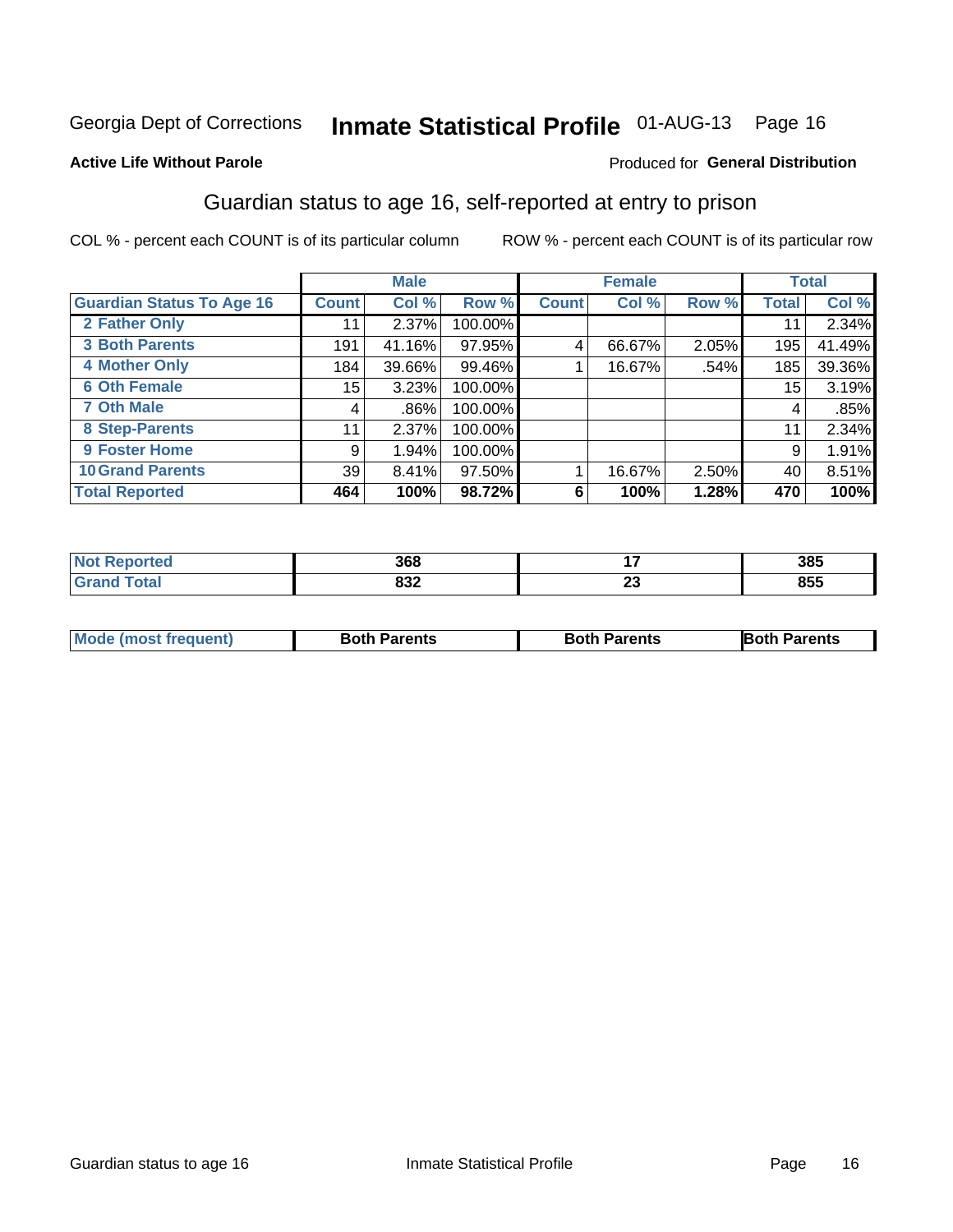Georgia Dept of Corrections **Inmate Statistical Profile** 01-AUG-13 Page 16

**Active Life Without Parole**

Produced for **General Distribution**

## Guardian status to age 16, self-reported at entry to prison

COL % - percent each COUNT is of its particular column ROW % - percent each COUNT is of its particular row

| | Male | | | Female | | | Total | |
|---|---|---|---|---|---|---|---|---|
| Guardian Status To Age 16 | Count | Col % | Row % | Count | Col % | Row % | Total | Col % |
| 2 Father Only | 11 | 2.37% | 100.00% | | | | 11 | 2.34% |
| 3 Both Parents | 191 | 41.16% | 97.95% | 4 | 66.67% | 2.05% | 195 | 41.49% |
| 4 Mother Only | 184 | 39.66% | 99.46% | 1 | 16.67% | .54% | 185 | 39.36% |
| 6 Oth Female | 15 | 3.23% | 100.00% | | | | 15 | 3.19% |
| 7 Oth Male | 4 | .86% | 100.00% | | | | 4 | .85% |
| 8 Step-Parents | 11 | 2.37% | 100.00% | | | | 11 | 2.34% |
| 9 Foster Home | 9 | 1.94% | 100.00% | | | | 9 | 1.91% |
| 10 Grand Parents | 39 | 8.41% | 97.50% | 1 | 16.67% | 2.50% | 40 | 8.51% |
| **Total Reported** | **464** | **100%** | **98.72%** | **6** | **100%** | **1.28%** | **470** | **100%** |

| | Male | Female | Total |
|---|---|---|---|
| Not Reported | 368 | 17 | 385 |
| Grand Total | 832 | 23 | 855 |

| | Male | Female | Total |
|---|---|---|---|
| Mode (most frequent) | Both Parents | Both Parents | Both Parents |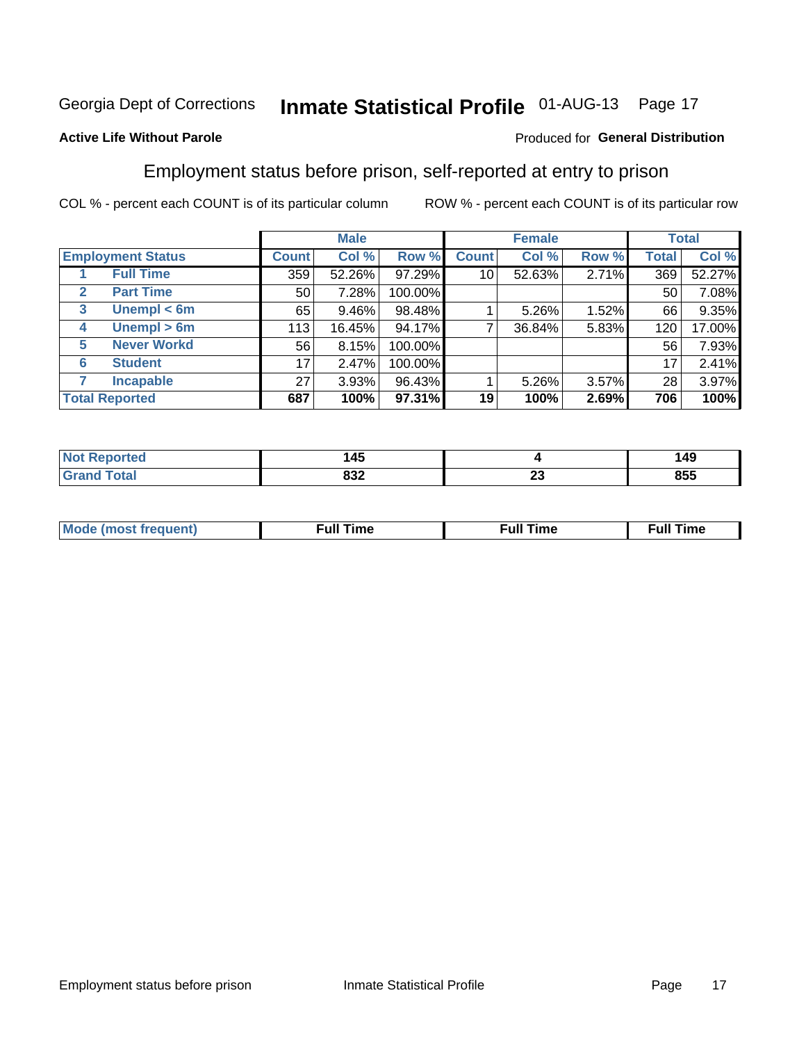Georgia Dept of Corrections **Inmate Statistical Profile** 01-AUG-13 Page 17

**Active Life Without Parole**

Produced for **General Distribution**

## Employment status before prison, self-reported at entry to prison

COL % - percent each COUNT is of its particular column ROW % - percent each COUNT is of its particular row

| | | Male | | | Female | | | Total | |
|---|---|---|---|---|---|---|---|---|---|
| **Employment Status** | | **Count** | **Col %** | **Row %** | **Count** | **Col %** | **Row %** | **Total** | **Col %** |
| 1 | **Full Time** | 359 | 52.26% | 97.29% | 10 | 52.63% | 2.71% | 369 | 52.27% |
| 2 | **Part Time** | 50 | 7.28% | 100.00% | | | | 50 | 7.08% |
| 3 | **Unempl < 6m** | 65 | 9.46% | 98.48% | 1 | 5.26% | 1.52% | 66 | 9.35% |
| 4 | **Unempl > 6m** | 113 | 16.45% | 94.17% | 7 | 36.84% | 5.83% | 120 | 17.00% |
| 5 | **Never Workd** | 56 | 8.15% | 100.00% | | | | 56 | 7.93% |
| 6 | **Student** | 17 | 2.47% | 100.00% | | | | 17 | 2.41% |
| 7 | **Incapable** | 27 | 3.93% | 96.43% | 1 | 5.26% | 3.57% | 28 | 3.97% |
| **Total Reported** | | **687** | **100%** | **97.31%** | **19** | **100%** | **2.69%** | **706** | **100%** |

| | Male | Female | Total |
|---|---|---|---|
| **Not Reported** | **145** | **4** | **149** |
| **Grand Total** | **832** | **23** | **855** |

| | Male | Female | Total |
|---|---|---|---|
| **Mode (most frequent)** | **Full Time** | **Full Time** | **Full Time** |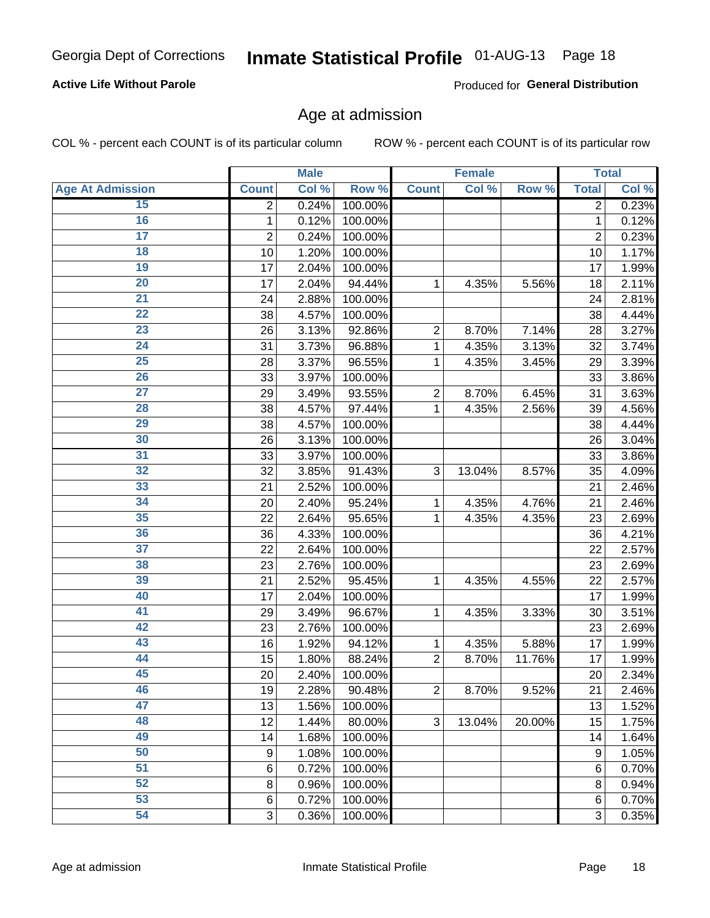Georgia Dept of Corrections **Inmate Statistical Profile** 01-AUG-13

**Active Life Without Parole**

Produced for **General Distribution**

## Age at admission

COL % - percent each COUNT is of its particular column　　ROW % - percent each COUNT is of its particular row

| | Male | | | Female | | | Total | |
|---|---|---|---|---|---|---|---|---|
| **Age At Admission** | **Count** | **Col %** | **Row %** | **Count** | **Col %** | **Row %** | **Total** | **Col %** |
| 15 | 2 | 0.24% | 100.00% | | | | 2 | 0.23% |
| 16 | 1 | 0.12% | 100.00% | | | | 1 | 0.12% |
| 17 | 2 | 0.24% | 100.00% | | | | 2 | 0.23% |
| 18 | 10 | 1.20% | 100.00% | | | | 10 | 1.17% |
| 19 | 17 | 2.04% | 100.00% | | | | 17 | 1.99% |
| 20 | 17 | 2.04% | 94.44% | 1 | 4.35% | 5.56% | 18 | 2.11% |
| 21 | 24 | 2.88% | 100.00% | | | | 24 | 2.81% |
| 22 | 38 | 4.57% | 100.00% | | | | 38 | 4.44% |
| 23 | 26 | 3.13% | 92.86% | 2 | 8.70% | 7.14% | 28 | 3.27% |
| 24 | 31 | 3.73% | 96.88% | 1 | 4.35% | 3.13% | 32 | 3.74% |
| 25 | 28 | 3.37% | 96.55% | 1 | 4.35% | 3.45% | 29 | 3.39% |
| 26 | 33 | 3.97% | 100.00% | | | | 33 | 3.86% |
| 27 | 29 | 3.49% | 93.55% | 2 | 8.70% | 6.45% | 31 | 3.63% |
| 28 | 38 | 4.57% | 97.44% | 1 | 4.35% | 2.56% | 39 | 4.56% |
| 29 | 38 | 4.57% | 100.00% | | | | 38 | 4.44% |
| 30 | 26 | 3.13% | 100.00% | | | | 26 | 3.04% |
| 31 | 33 | 3.97% | 100.00% | | | | 33 | 3.86% |
| 32 | 32 | 3.85% | 91.43% | 3 | 13.04% | 8.57% | 35 | 4.09% |
| 33 | 21 | 2.52% | 100.00% | | | | 21 | 2.46% |
| 34 | 20 | 2.40% | 95.24% | 1 | 4.35% | 4.76% | 21 | 2.46% |
| 35 | 22 | 2.64% | 95.65% | 1 | 4.35% | 4.35% | 23 | 2.69% |
| 36 | 36 | 4.33% | 100.00% | | | | 36 | 4.21% |
| 37 | 22 | 2.64% | 100.00% | | | | 22 | 2.57% |
| 38 | 23 | 2.76% | 100.00% | | | | 23 | 2.69% |
| 39 | 21 | 2.52% | 95.45% | 1 | 4.35% | 4.55% | 22 | 2.57% |
| 40 | 17 | 2.04% | 100.00% | | | | 17 | 1.99% |
| 41 | 29 | 3.49% | 96.67% | 1 | 4.35% | 3.33% | 30 | 3.51% |
| 42 | 23 | 2.76% | 100.00% | | | | 23 | 2.69% |
| 43 | 16 | 1.92% | 94.12% | 1 | 4.35% | 5.88% | 17 | 1.99% |
| 44 | 15 | 1.80% | 88.24% | 2 | 8.70% | 11.76% | 17 | 1.99% |
| 45 | 20 | 2.40% | 100.00% | | | | 20 | 2.34% |
| 46 | 19 | 2.28% | 90.48% | 2 | 8.70% | 9.52% | 21 | 2.46% |
| 47 | 13 | 1.56% | 100.00% | | | | 13 | 1.52% |
| 48 | 12 | 1.44% | 80.00% | 3 | 13.04% | 20.00% | 15 | 1.75% |
| 49 | 14 | 1.68% | 100.00% | | | | 14 | 1.64% |
| 50 | 9 | 1.08% | 100.00% | | | | 9 | 1.05% |
| 51 | 6 | 0.72% | 100.00% | | | | 6 | 0.70% |
| 52 | 8 | 0.96% | 100.00% | | | | 8 | 0.94% |
| 53 | 6 | 0.72% | 100.00% | | | | 6 | 0.70% |
| 54 | 3 | 0.36% | 100.00% | | | | 3 | 0.35% |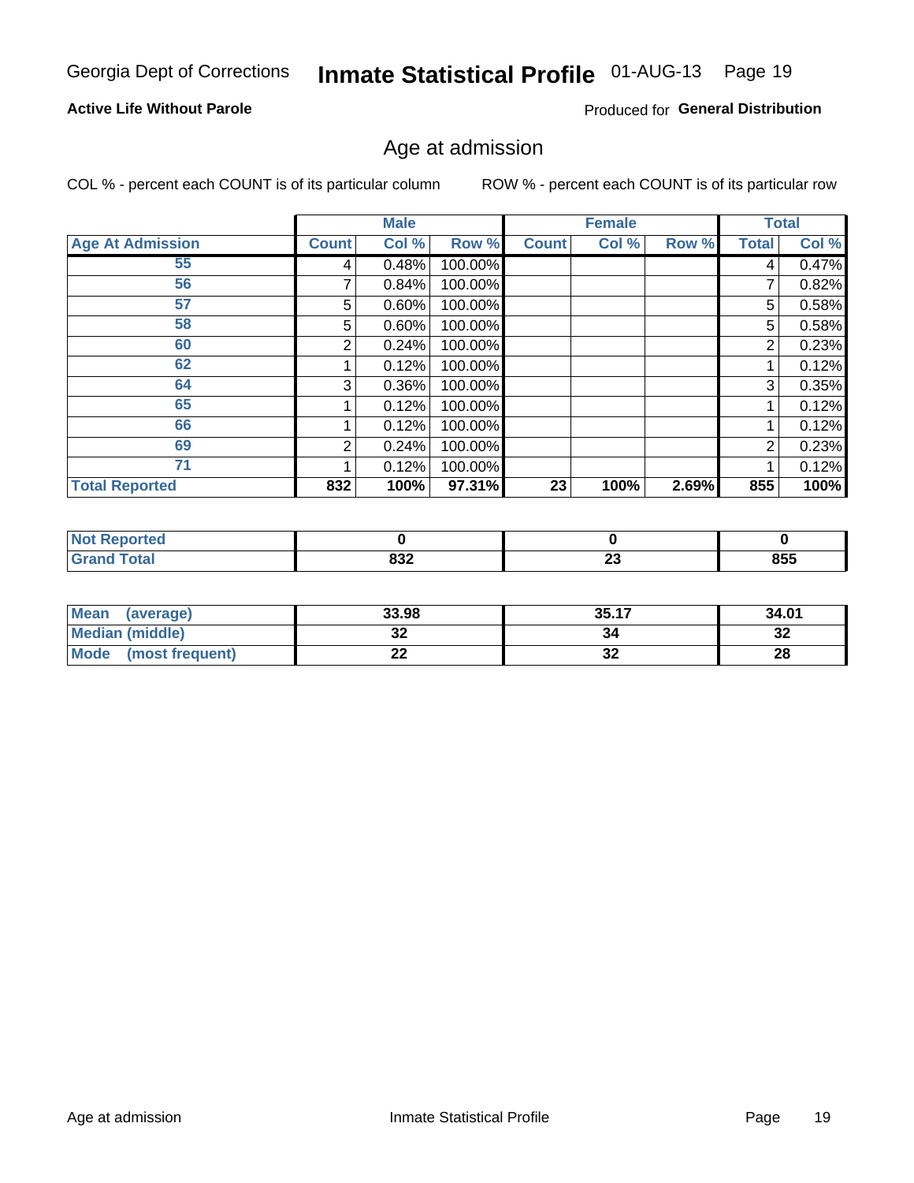Georgia Dept of Corrections **Inmate Statistical Profile** 01-AUG-13 Page 19

**Active Life Without Parole**

Produced for **General Distribution**

## Age at admission

COL % - percent each COUNT is of its particular column

ROW % - percent each COUNT is of its particular row

| | Male | | | Female | | | Total | |
|---|---|---|---|---|---|---|---|---|
| Age At Admission | Count | Col % | Row % | Count | Col % | Row % | Total | Col % |
| 55 | 4 | 0.48% | 100.00% | | | | 4 | 0.47% |
| 56 | 7 | 0.84% | 100.00% | | | | 7 | 0.82% |
| 57 | 5 | 0.60% | 100.00% | | | | 5 | 0.58% |
| 58 | 5 | 0.60% | 100.00% | | | | 5 | 0.58% |
| 60 | 2 | 0.24% | 100.00% | | | | 2 | 0.23% |
| 62 | 1 | 0.12% | 100.00% | | | | 1 | 0.12% |
| 64 | 3 | 0.36% | 100.00% | | | | 3 | 0.35% |
| 65 | 1 | 0.12% | 100.00% | | | | 1 | 0.12% |
| 66 | 1 | 0.12% | 100.00% | | | | 1 | 0.12% |
| 69 | 2 | 0.24% | 100.00% | | | | 2 | 0.23% |
| 71 | 1 | 0.12% | 100.00% | | | | 1 | 0.12% |
| **Total Reported** | **832** | **100%** | **97.31%** | **23** | **100%** | **2.69%** | **855** | **100%** |

| | Male | Female | Total |
|---|---|---|---|
| Not Reported | 0 | 0 | 0 |
| Grand Total | 832 | 23 | 855 |

| | Male | Female | Total |
|---|---|---|---|
| Mean (average) | 33.98 | 35.17 | 34.01 |
| Median (middle) | 32 | 34 | 32 |
| Mode (most frequent) | 22 | 32 | 28 |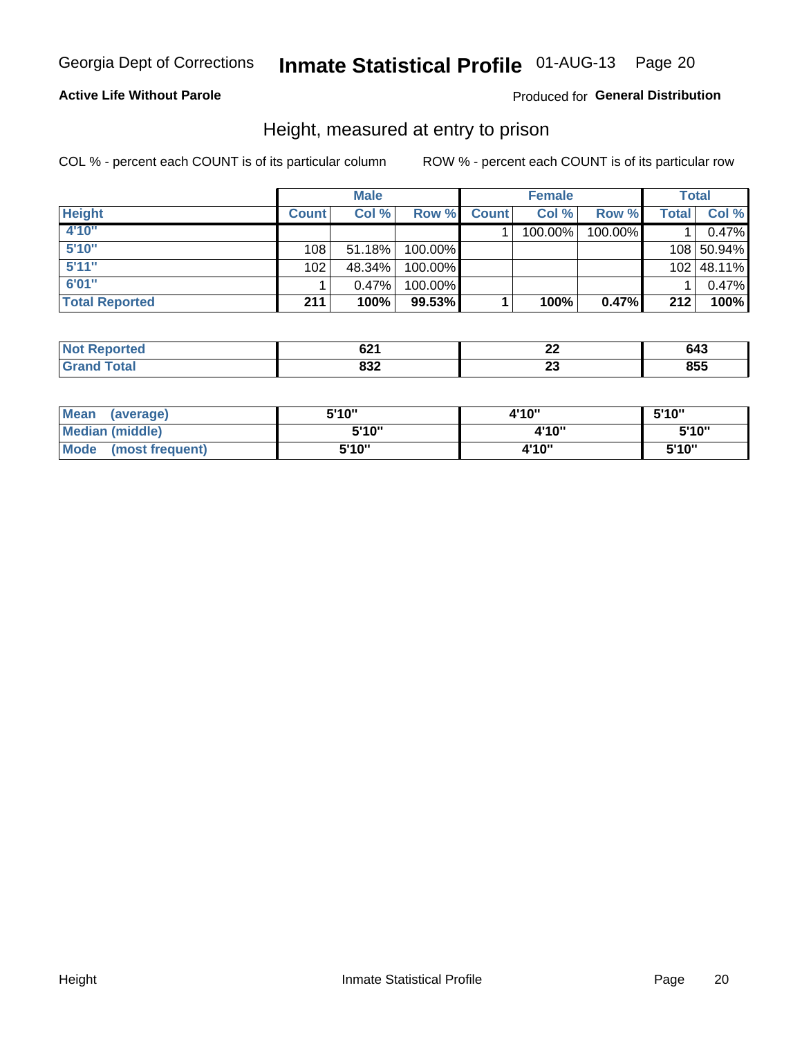Georgia Dept of Corrections **Inmate Statistical Profile** 01-AUG-13 Page 20

**Active Life Without Parole**

Produced for **General Distribution**

## Height, measured at entry to prison

COL % - percent each COUNT is of its particular column

ROW % - percent each COUNT is of its particular row

| | Male | | | Female | | | Total | |
|---|---|---|---|---|---|---|---|---|
| **Height** | **Count** | **Col %** | **Row %** | **Count** | **Col %** | **Row %** | **Total** | **Col %** |
| **4'10"** | | | | 1 | 100.00% | 100.00% | 1 | 0.47% |
| **5'10"** | 108 | 51.18% | 100.00% | | | | 108 | 50.94% |
| **5'11"** | 102 | 48.34% | 100.00% | | | | 102 | 48.11% |
| **6'01"** | 1 | 0.47% | 100.00% | | | | 1 | 0.47% |
| **Total Reported** | **211** | **100%** | **99.53%** | **1** | **100%** | **0.47%** | **212** | **100%** |

| | Male | Female | Total |
|---|---|---|---|
| **Not Reported** | **621** | **22** | **643** |
| **Grand Total** | **832** | **23** | **855** |

| | Male | Female | Total |
|---|---|---|---|
| **Mean (average)** | **5'10"** | **4'10"** | **5'10"** |
| **Median (middle)** | **5'10"** | **4'10"** | **5'10"** |
| **Mode (most frequent)** | **5'10"** | **4'10"** | **5'10"** |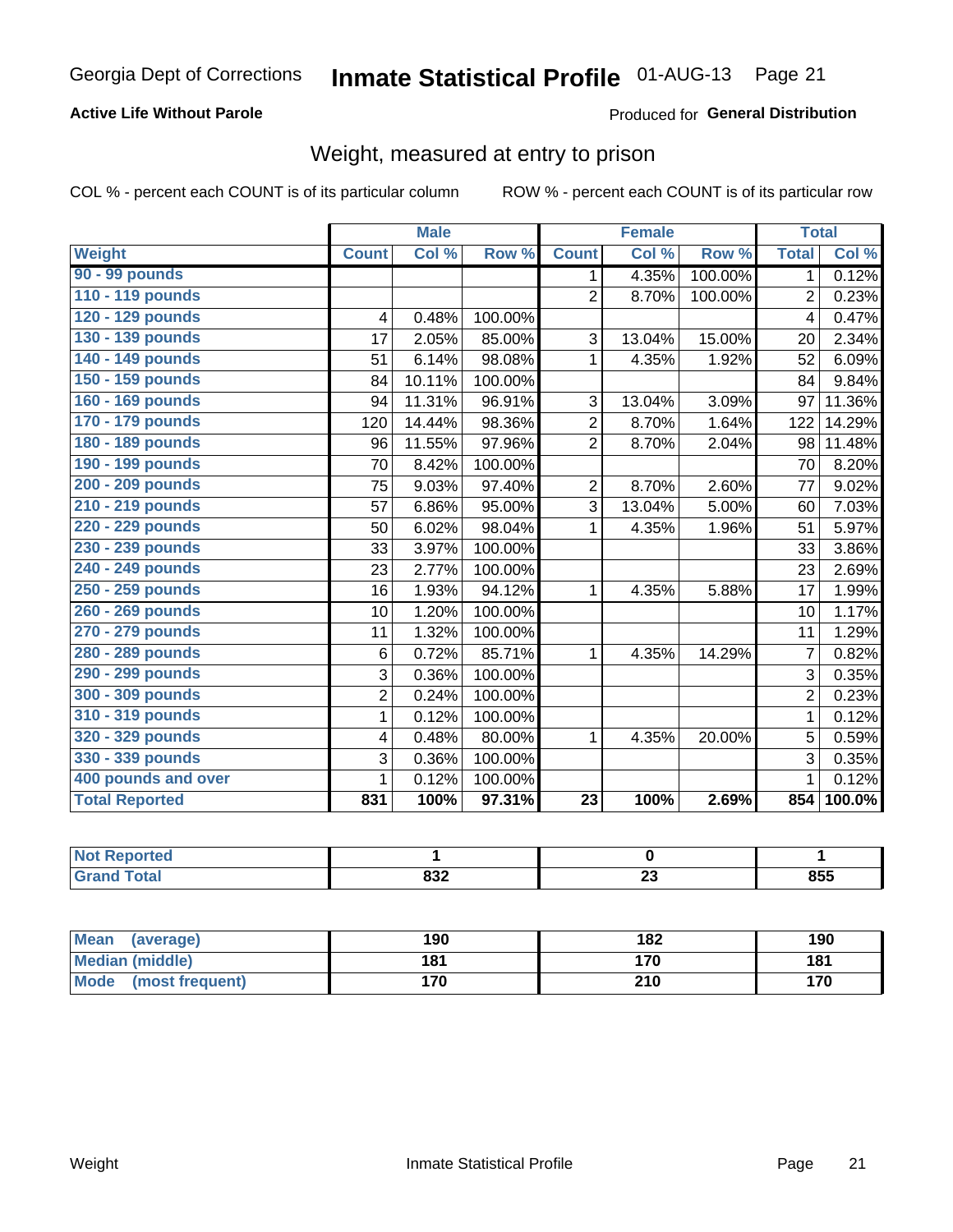Georgia Dept of Corrections **Inmate Statistical Profile** 01-AUG-13 Page 21

**Active Life Without Parole**

Produced for **General Distribution**

## Weight, measured at entry to prison

COL % - percent each COUNT is of its particular column

ROW % - percent each COUNT is of its particular row

| | Male | | | Female | | | Total | |
|---|---|---|---|---|---|---|---|---|
| **Weight** | **Count** | **Col %** | **Row %** | **Count** | **Col %** | **Row %** | **Total** | **Col %** |
| **90 - 99 pounds** | | | | 1 | 4.35% | 100.00% | 1 | 0.12% |
| **110 - 119 pounds** | | | | 2 | 8.70% | 100.00% | 2 | 0.23% |
| **120 - 129 pounds** | 4 | 0.48% | 100.00% | | | | 4 | 0.47% |
| **130 - 139 pounds** | 17 | 2.05% | 85.00% | 3 | 13.04% | 15.00% | 20 | 2.34% |
| **140 - 149 pounds** | 51 | 6.14% | 98.08% | 1 | 4.35% | 1.92% | 52 | 6.09% |
| **150 - 159 pounds** | 84 | 10.11% | 100.00% | | | | 84 | 9.84% |
| **160 - 169 pounds** | 94 | 11.31% | 96.91% | 3 | 13.04% | 3.09% | 97 | 11.36% |
| **170 - 179 pounds** | 120 | 14.44% | 98.36% | 2 | 8.70% | 1.64% | 122 | 14.29% |
| **180 - 189 pounds** | 96 | 11.55% | 97.96% | 2 | 8.70% | 2.04% | 98 | 11.48% |
| **190 - 199 pounds** | 70 | 8.42% | 100.00% | | | | 70 | 8.20% |
| **200 - 209 pounds** | 75 | 9.03% | 97.40% | 2 | 8.70% | 2.60% | 77 | 9.02% |
| **210 - 219 pounds** | 57 | 6.86% | 95.00% | 3 | 13.04% | 5.00% | 60 | 7.03% |
| **220 - 229 pounds** | 50 | 6.02% | 98.04% | 1 | 4.35% | 1.96% | 51 | 5.97% |
| **230 - 239 pounds** | 33 | 3.97% | 100.00% | | | | 33 | 3.86% |
| **240 - 249 pounds** | 23 | 2.77% | 100.00% | | | | 23 | 2.69% |
| **250 - 259 pounds** | 16 | 1.93% | 94.12% | 1 | 4.35% | 5.88% | 17 | 1.99% |
| **260 - 269 pounds** | 10 | 1.20% | 100.00% | | | | 10 | 1.17% |
| **270 - 279 pounds** | 11 | 1.32% | 100.00% | | | | 11 | 1.29% |
| **280 - 289 pounds** | 6 | 0.72% | 85.71% | 1 | 4.35% | 14.29% | 7 | 0.82% |
| **290 - 299 pounds** | 3 | 0.36% | 100.00% | | | | 3 | 0.35% |
| **300 - 309 pounds** | 2 | 0.24% | 100.00% | | | | 2 | 0.23% |
| **310 - 319 pounds** | 1 | 0.12% | 100.00% | | | | 1 | 0.12% |
| **320 - 329 pounds** | 4 | 0.48% | 80.00% | 1 | 4.35% | 20.00% | 5 | 0.59% |
| **330 - 339 pounds** | 3 | 0.36% | 100.00% | | | | 3 | 0.35% |
| **400 pounds and over** | 1 | 0.12% | 100.00% | | | | 1 | 0.12% |
| **Total Reported** | **831** | **100%** | **97.31%** | **23** | **100%** | **2.69%** | **854** | **100.0%** |

| | Male | Female | Total |
|---|---|---|---|
| **Not Reported** | **1** | **0** | **1** |
| **Grand Total** | **832** | **23** | **855** |

| | Male | Female | Total |
|---|---|---|---|
| **Mean (average)** | **190** | **182** | **190** |
| **Median (middle)** | **181** | **170** | **181** |
| **Mode (most frequent)** | **170** | **210** | **170** |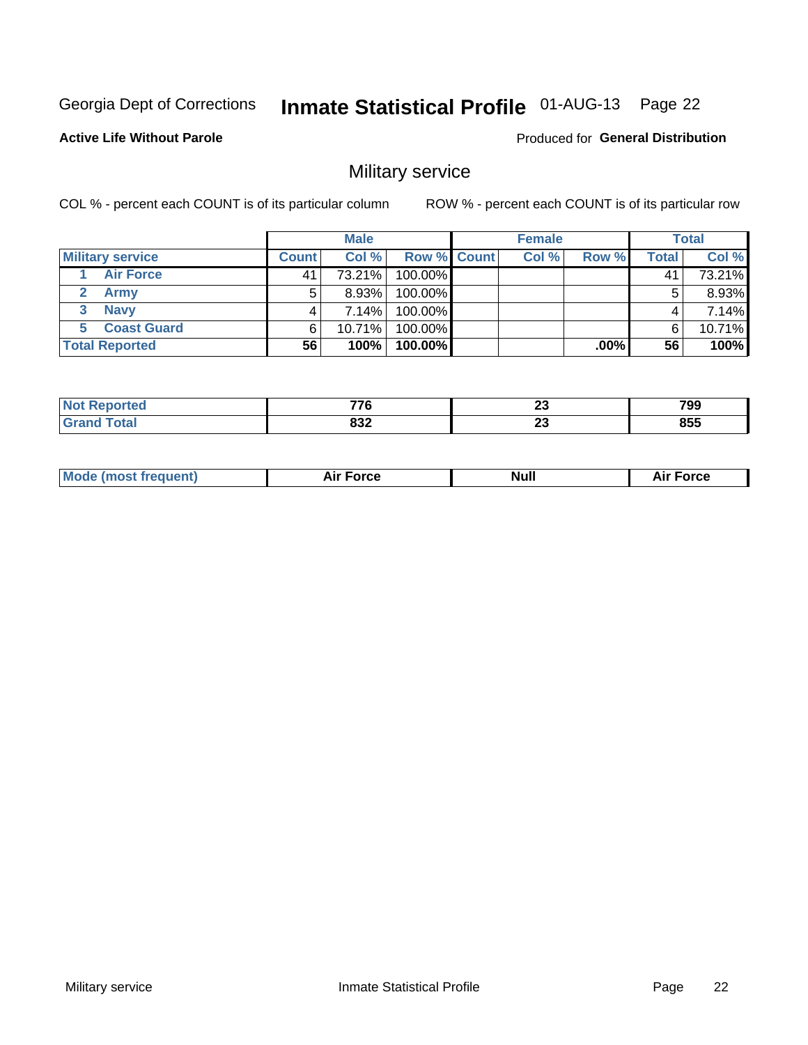Georgia Dept of Corrections **Inmate Statistical Profile** 01-AUG-13

**Active Life Without Parole**

Produced for **General Distribution**

## Military service

COL % - percent each COUNT is of its particular column

ROW % - percent each COUNT is of its particular row

| Military service | Male | | | Female | | | Total | |
|---|---|---|---|---|---|---|---|---|
| | Count | Col % | Row % | Count | Col % | Row % | Total | Col % |
| 1 Air Force | 41 | 73.21% | 100.00% | | | | 41 | 73.21% |
| 2 Army | 5 | 8.93% | 100.00% | | | | 5 | 8.93% |
| 3 Navy | 4 | 7.14% | 100.00% | | | | 4 | 7.14% |
| 5 Coast Guard | 6 | 10.71% | 100.00% | | | | 6 | 10.71% |
| **Total Reported** | **56** | **100%** | **100.00%** | | | **.00%** | **56** | **100%** |

| | Male | Female | Total |
|---|---|---|---|
| Not Reported | 776 | 23 | 799 |
| Grand Total | 832 | 23 | 855 |

| | Male | Female | Total |
|---|---|---|---|
| Mode (most frequent) | Air Force | Null | Air Force |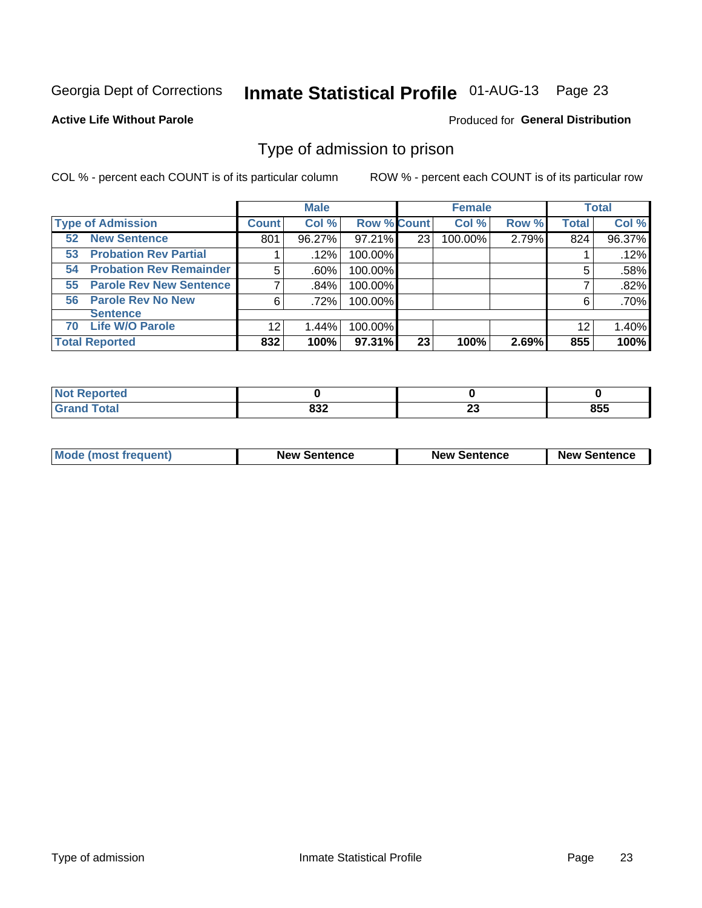Georgia Dept of Corrections **Inmate Statistical Profile** 01-AUG-13 Page 23

**Active Life Without Parole**

Produced for **General Distribution**

## Type of admission to prison

COL % - percent each COUNT is of its particular column ROW % - percent each COUNT is of its particular row

| | Male | | | Female | | | Total | |
|---|---|---|---|---|---|---|---|---|
| **Type of Admission** | **Count** | **Col %** | **Row %** | **Count** | **Col %** | **Row %** | **Total** | **Col %** |
| **52 New Sentence** | 801 | 96.27% | 97.21% | 23 | 100.00% | 2.79% | 824 | 96.37% |
| **53 Probation Rev Partial** | 1 | .12% | 100.00% | | | | 1 | .12% |
| **54 Probation Rev Remainder** | 5 | .60% | 100.00% | | | | 5 | .58% |
| **55 Parole Rev New Sentence** | 7 | .84% | 100.00% | | | | 7 | .82% |
| **56 Parole Rev No New Sentence** | 6 | .72% | 100.00% | | | | 6 | .70% |
| **70 Life W/O Parole** | 12 | 1.44% | 100.00% | | | | 12 | 1.40% |
| **Total Reported** | **832** | **100%** | **97.31%** | **23** | **100%** | **2.69%** | **855** | **100%** |

| | Male | Female | Total |
|---|---|---|---|
| **Not Reported** | **0** | **0** | **0** |
| **Grand Total** | **832** | **23** | **855** |

| | Male | Female | Total |
|---|---|---|---|
| **Mode (most frequent)** | **New Sentence** | **New Sentence** | **New Sentence** |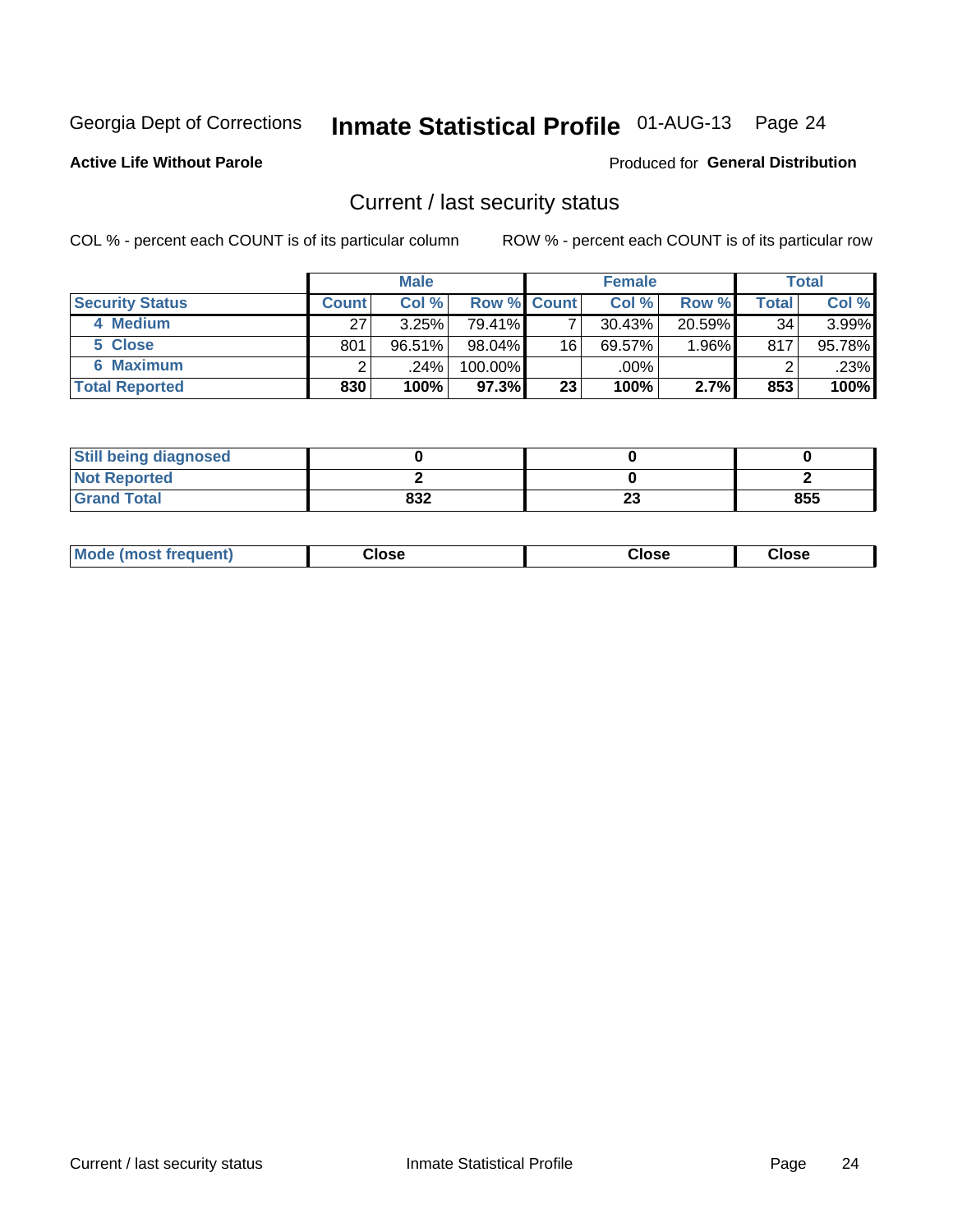Georgia Dept of Corrections **Inmate Statistical Profile** 01-AUG-13 Page 24

**Active Life Without Parole**

Produced for **General Distribution**

## Current / last security status

COL % - percent each COUNT is of its particular column

ROW % - percent each COUNT is of its particular row

| | Male | | | Female | | | Total | |
|---|---|---|---|---|---|---|---|---|
| **Security Status** | **Count** | **Col %** | **Row %** | **Count** | **Col %** | **Row %** | **Total** | **Col %** |
| 4 Medium | 27 | 3.25% | 79.41% | 7 | 30.43% | 20.59% | 34 | 3.99% |
| 5 Close | 801 | 96.51% | 98.04% | 16 | 69.57% | 1.96% | 817 | 95.78% |
| 6 Maximum | 2 | .24% | 100.00% | | .00% | | 2 | .23% |
| **Total Reported** | **830** | **100%** | **97.3%** | **23** | **100%** | **2.7%** | **853** | **100%** |

| | Male | Female | Total |
|---|---|---|---|
| **Still being diagnosed** | **0** | **0** | **0** |
| **Not Reported** | **2** | **0** | **2** |
| **Grand Total** | **832** | **23** | **855** |

| | Male | Female | Total |
|---|---|---|---|
| **Mode (most frequent)** | **Close** | **Close** | **Close** |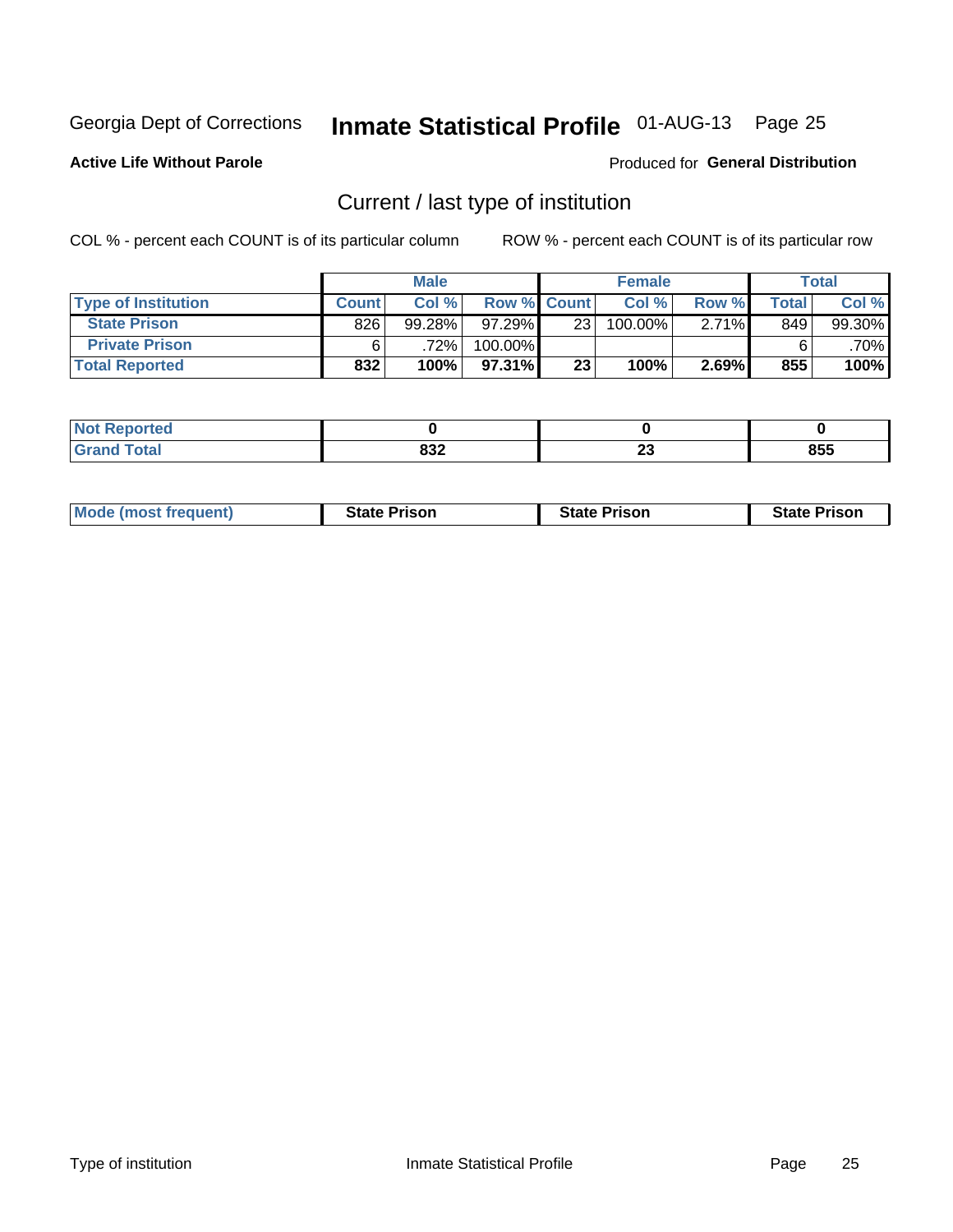Georgia Dept of Corrections **Inmate Statistical Profile** 01-AUG-13

**Active Life Without Parole**

Produced for **General Distribution**

## Current / last type of institution

COL % - percent each COUNT is of its particular column

ROW % - percent each COUNT is of its particular row

| | Male | | | Female | | | Total | |
|---|---|---|---|---|---|---|---|---|
| **Type of Institution** | **Count** | **Col %** | **Row %** | **Count** | **Col %** | **Row %** | **Total** | **Col %** |
| **State Prison** | 826 | 99.28% | 97.29% | 23 | 100.00% | 2.71% | 849 | 99.30% |
| **Private Prison** | 6 | .72% | 100.00% | | | | 6 | .70% |
| **Total Reported** | **832** | **100%** | **97.31%** | **23** | **100%** | **2.69%** | **855** | **100%** |

| | Male | Female | Total |
|---|---|---|---|
| **Not Reported** | **0** | **0** | **0** |
| **Grand Total** | **832** | **23** | **855** |

| | Male | Female | Total |
|---|---|---|---|
| **Mode (most frequent)** | **State Prison** | **State Prison** | **State Prison** |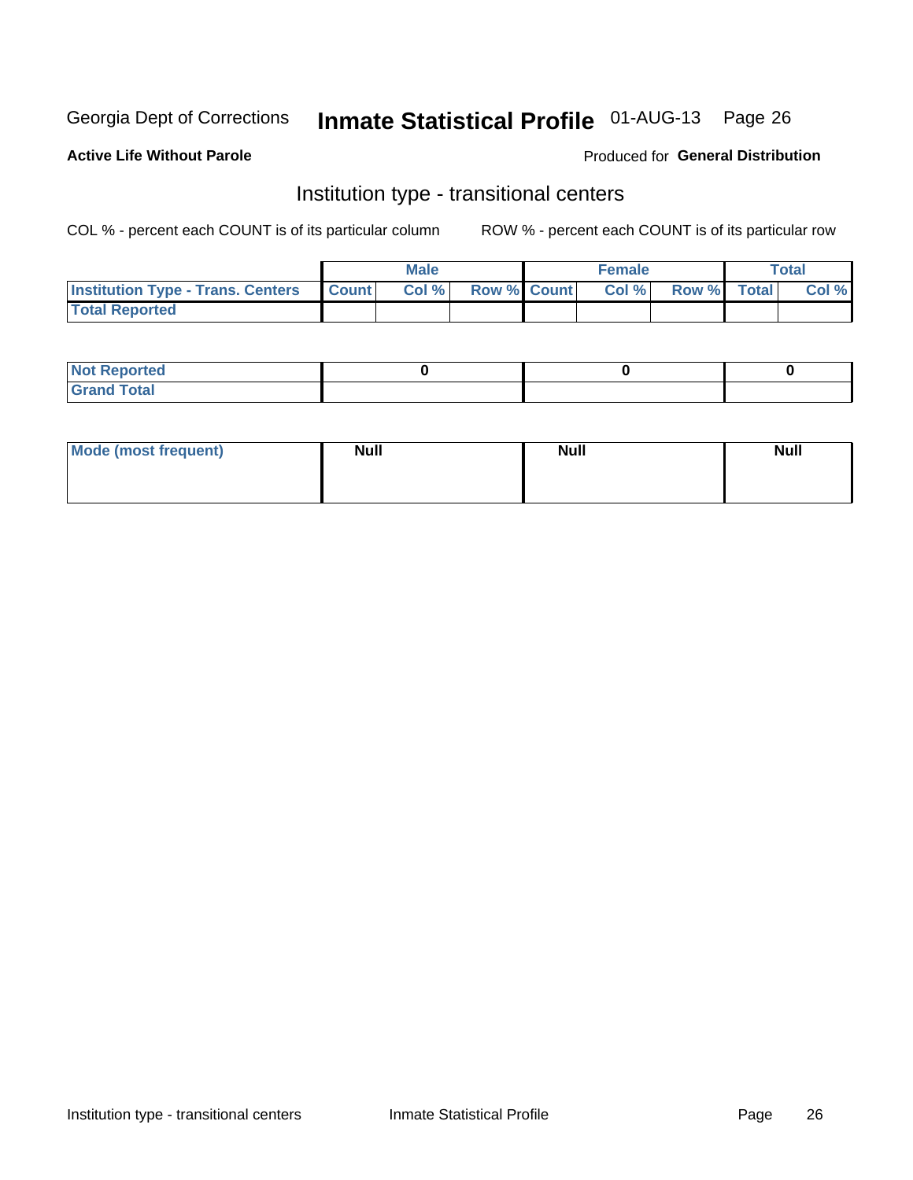Georgia Dept of Corrections **Inmate Statistical Profile** 01-AUG-13

**Active Life Without Parole**

Produced for **General Distribution**

## Institution type - transitional centers

COL % - percent each COUNT is of its particular column

ROW % - percent each COUNT is of its particular row

| | Male | | | Female | | | Total | |
|---|---|---|---|---|---|---|---|---|
| **Institution Type - Trans. Centers** | **Count** | **Col %** | **Row %** | **Count** | **Col %** | **Row %** | **Total** | **Col %** |
| **Total Reported** | | | | | | | | |

| | Male | Female | Total |
|---|---|---|---|
| **Not Reported** | 0 | 0 | 0 |
| **Grand Total** | | | |

| | Male | Female | Total |
|---|---|---|---|
| **Mode (most frequent)** | Null | Null | Null |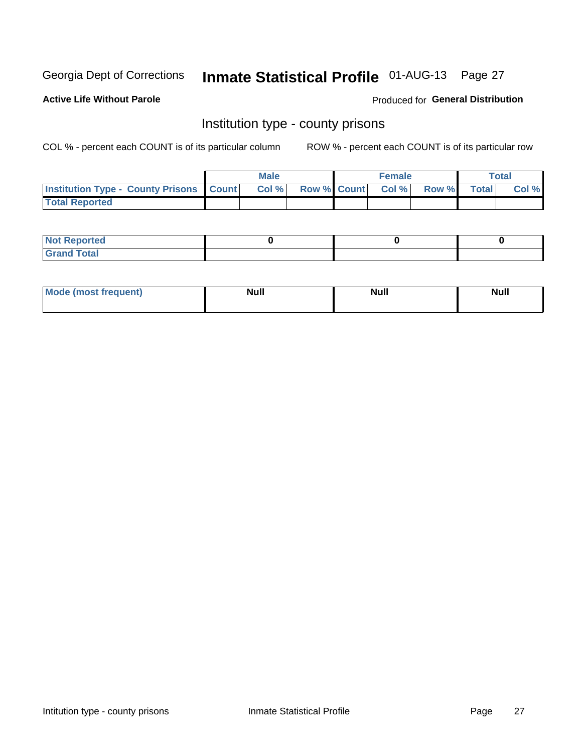Georgia Dept of Corrections **Inmate Statistical Profile** 01-AUG-13

**Active Life Without Parole** Produced for **General Distribution**

## Institution type - county prisons

COL % - percent each COUNT is of its particular column ROW % - percent each COUNT is of its particular row

| | Male | | | Female | | | Total | |
|---|---|---|---|---|---|---|---|---|
| Institution Type - County Prisons | Count | Col % | Row % | Count | Col % | Row % | Total | Col % |
| Total Reported | | | | | | | | |
| Not Reported | 0 | | | 0 | | | 0 | |
| Grand Total | | | | | | | | |
| Mode (most frequent) | Null | | | Null | | | Null | |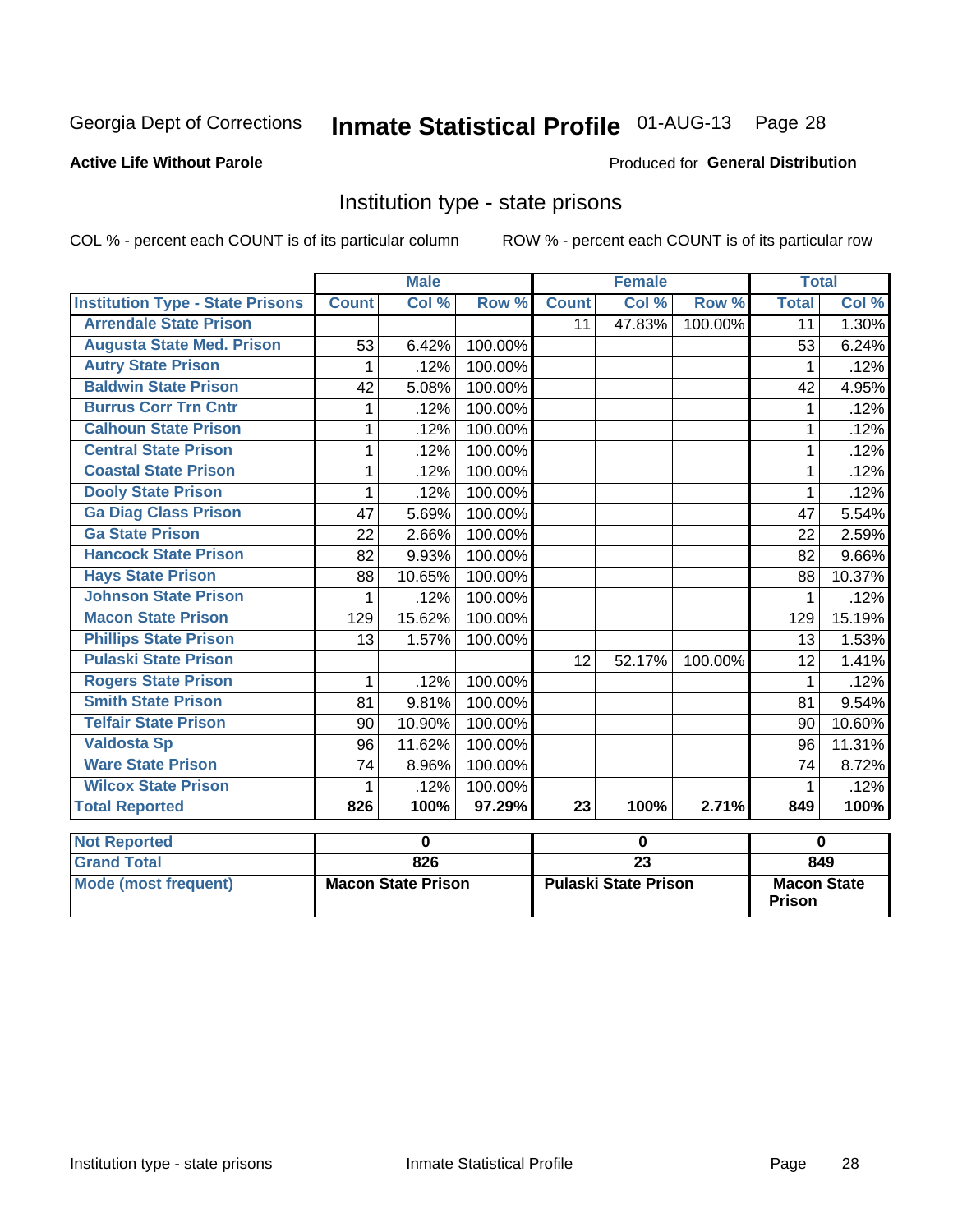Georgia Dept of Corrections **Inmate Statistical Profile** 01-AUG-13 Page 28

**Active Life Without Parole**

Produced for **General Distribution**

## Institution type - state prisons

COL % - percent each COUNT is of its particular column ROW % - percent each COUNT is of its particular row

| | Male | | | Female | | | Total | |
|---|---|---|---|---|---|---|---|---|
| **Institution Type - State Prisons** | **Count** | **Col %** | **Row %** | **Count** | **Col %** | **Row %** | **Total** | **Col %** |
| **Arrendale State Prison** | | | | 11 | 47.83% | 100.00% | 11 | 1.30% |
| **Augusta State Med. Prison** | 53 | 6.42% | 100.00% | | | | 53 | 6.24% |
| **Autry State Prison** | 1 | .12% | 100.00% | | | | 1 | .12% |
| **Baldwin State Prison** | 42 | 5.08% | 100.00% | | | | 42 | 4.95% |
| **Burrus Corr Trn Cntr** | 1 | .12% | 100.00% | | | | 1 | .12% |
| **Calhoun State Prison** | 1 | .12% | 100.00% | | | | 1 | .12% |
| **Central State Prison** | 1 | .12% | 100.00% | | | | 1 | .12% |
| **Coastal State Prison** | 1 | .12% | 100.00% | | | | 1 | .12% |
| **Dooly State Prison** | 1 | .12% | 100.00% | | | | 1 | .12% |
| **Ga Diag Class Prison** | 47 | 5.69% | 100.00% | | | | 47 | 5.54% |
| **Ga State Prison** | 22 | 2.66% | 100.00% | | | | 22 | 2.59% |
| **Hancock State Prison** | 82 | 9.93% | 100.00% | | | | 82 | 9.66% |
| **Hays State Prison** | 88 | 10.65% | 100.00% | | | | 88 | 10.37% |
| **Johnson State Prison** | 1 | .12% | 100.00% | | | | 1 | .12% |
| **Macon State Prison** | 129 | 15.62% | 100.00% | | | | 129 | 15.19% |
| **Phillips State Prison** | 13 | 1.57% | 100.00% | | | | 13 | 1.53% |
| **Pulaski State Prison** | | | | 12 | 52.17% | 100.00% | 12 | 1.41% |
| **Rogers State Prison** | 1 | .12% | 100.00% | | | | 1 | .12% |
| **Smith State Prison** | 81 | 9.81% | 100.00% | | | | 81 | 9.54% |
| **Telfair State Prison** | 90 | 10.90% | 100.00% | | | | 90 | 10.60% |
| **Valdosta Sp** | 96 | 11.62% | 100.00% | | | | 96 | 11.31% |
| **Ware State Prison** | 74 | 8.96% | 100.00% | | | | 74 | 8.72% |
| **Wilcox State Prison** | 1 | .12% | 100.00% | | | | 1 | .12% |
| **Total Reported** | **826** | **100%** | **97.29%** | **23** | **100%** | **2.71%** | **849** | **100%** |

| | Male | Female | Total |
|---|---|---|---|
| **Not Reported** | **0** | **0** | **0** |
| **Grand Total** | **826** | **23** | **849** |
| **Mode (most frequent)** | **Macon State Prison** | **Pulaski State Prison** | **Macon State Prison** |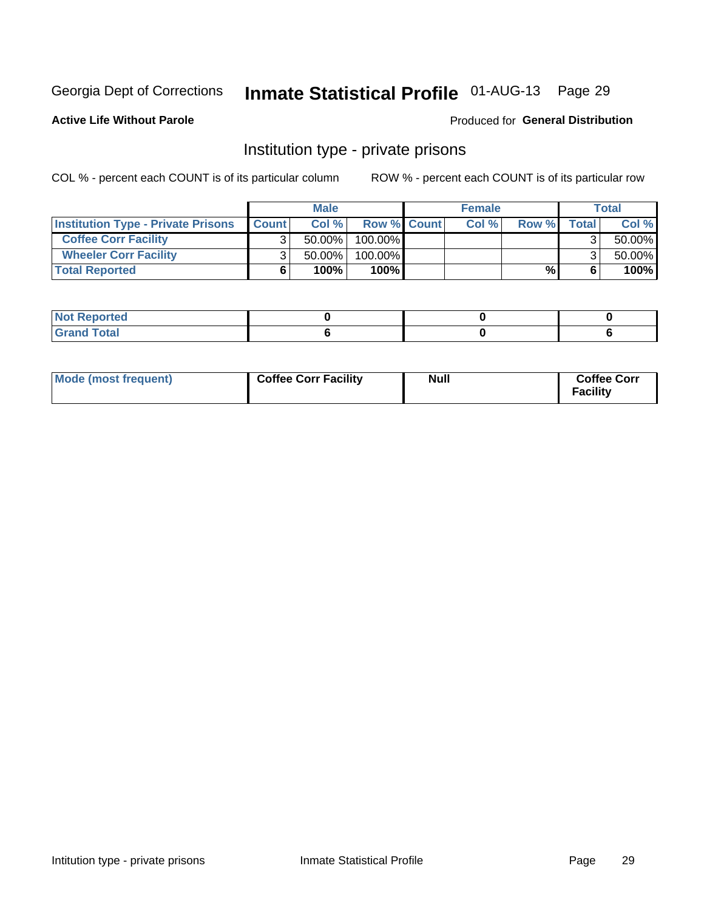Georgia Dept of Corrections **Inmate Statistical Profile** 01-AUG-13 Page 29

**Active Life Without Parole**

Produced for **General Distribution**

## Institution type - private prisons

COL % - percent each COUNT is of its particular column ROW % - percent each COUNT is of its particular row

| | Male | | | Female | | | Total | |
|---|---|---|---|---|---|---|---|---|
| **Institution Type - Private Prisons** | **Count** | **Col %** | **Row %** | **Count** | **Col %** | **Row %** | **Total** | **Col %** |
| **Coffee Corr Facility** | 3 | 50.00% | 100.00% | | | | 3 | 50.00% |
| **Wheeler Corr Facility** | 3 | 50.00% | 100.00% | | | | 3 | 50.00% |
| **Total Reported** | **6** | **100%** | **100%** | | | **%** | **6** | **100%** |

| | Male | Female | Total |
|---|---|---|---|
| **Not Reported** | **0** | **0** | **0** |
| **Grand Total** | **6** | **0** | **6** |

| | Male | Female | Total |
|---|---|---|---|
| **Mode (most frequent)** | **Coffee Corr Facility** | **Null** | **Coffee Corr Facility** |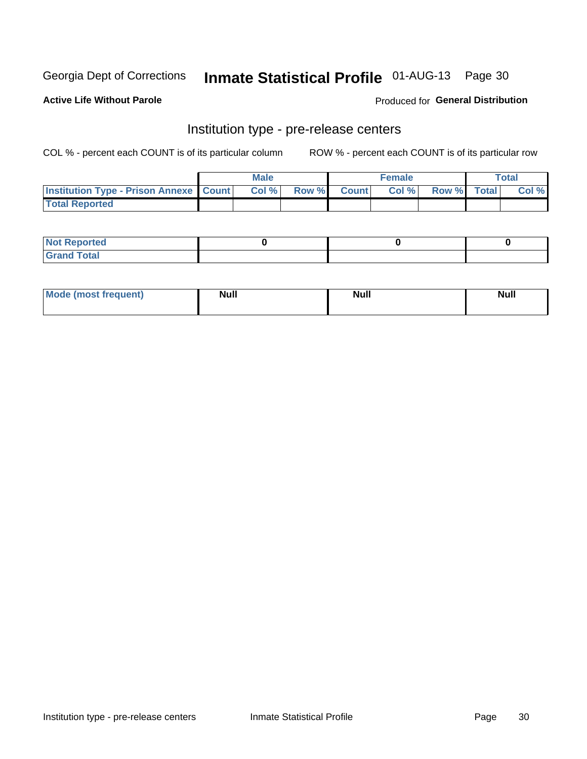Georgia Dept of Corrections **Inmate Statistical Profile** 01-AUG-13

**Active Life Without Parole**

Produced for **General Distribution**

## Institution type - pre-release centers

COL % - percent each COUNT is of its particular column ROW % - percent each COUNT is of its particular row

| | Male | | | Female | | | Total | |
|---|---|---|---|---|---|---|---|---|
| **Institution Type - Prison Annexe** | **Count** | **Col %** | **Row %** | **Count** | **Col %** | **Row %** | **Total** | **Col %** |
| **Total Reported** | | | | | | | | |

| | Male | Female | Total |
|---|---|---|---|
| **Not Reported** | 0 | 0 | 0 |
| **Grand Total** | | | |

| | Male | Female | Total |
|---|---|---|---|
| **Mode (most frequent)** | Null | Null | Null |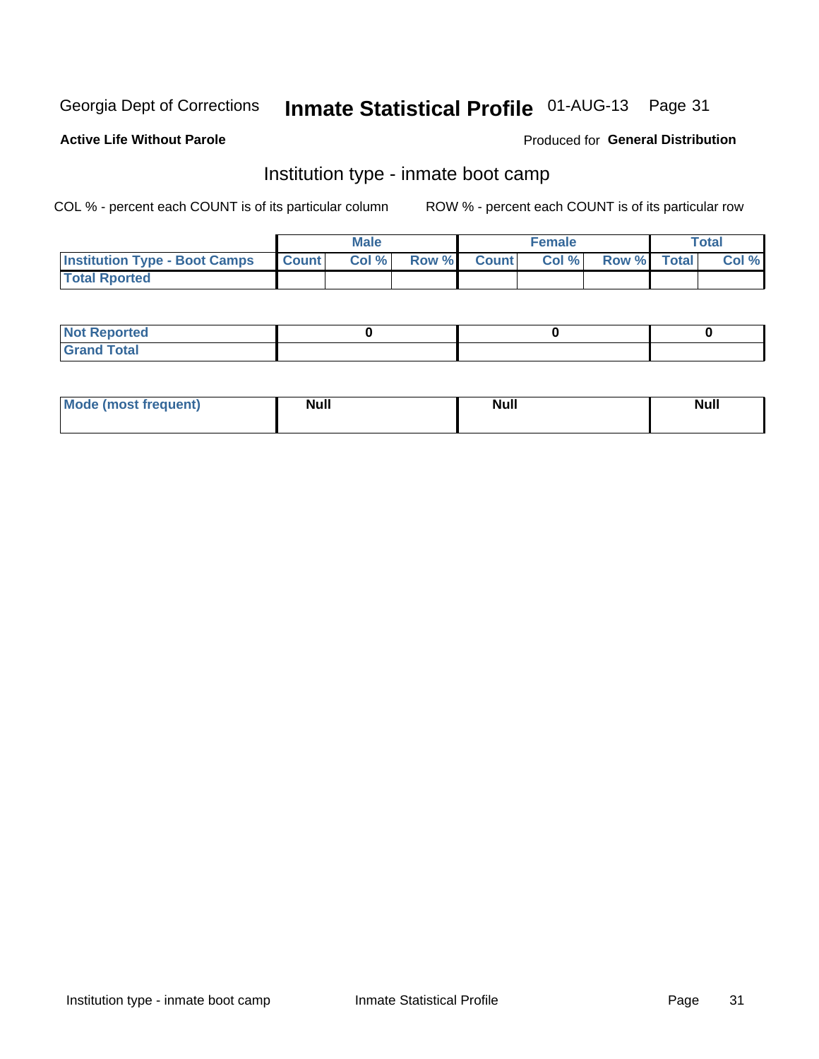Georgia Dept of Corrections **Inmate Statistical Profile** 01-AUG-13

**Active Life Without Parole**

Produced for **General Distribution**

## Institution type - inmate boot camp

COL % - percent each COUNT is of its particular column

ROW % - percent each COUNT is of its particular row

| | Male | | | Female | | | Total | |
|---|---|---|---|---|---|---|---|---|
| **Institution Type - Boot Camps** | **Count** | **Col %** | **Row %** | **Count** | **Col %** | **Row %** | **Total** | **Col %** |
| **Total Rported** | | | | | | | | |

| | Male | Female | Total |
|---|---|---|---|
| **Not Reported** | 0 | 0 | 0 |
| **Grand Total** | | | |

| | Male | Female | Total |
|---|---|---|---|
| **Mode (most frequent)** | Null | Null | Null |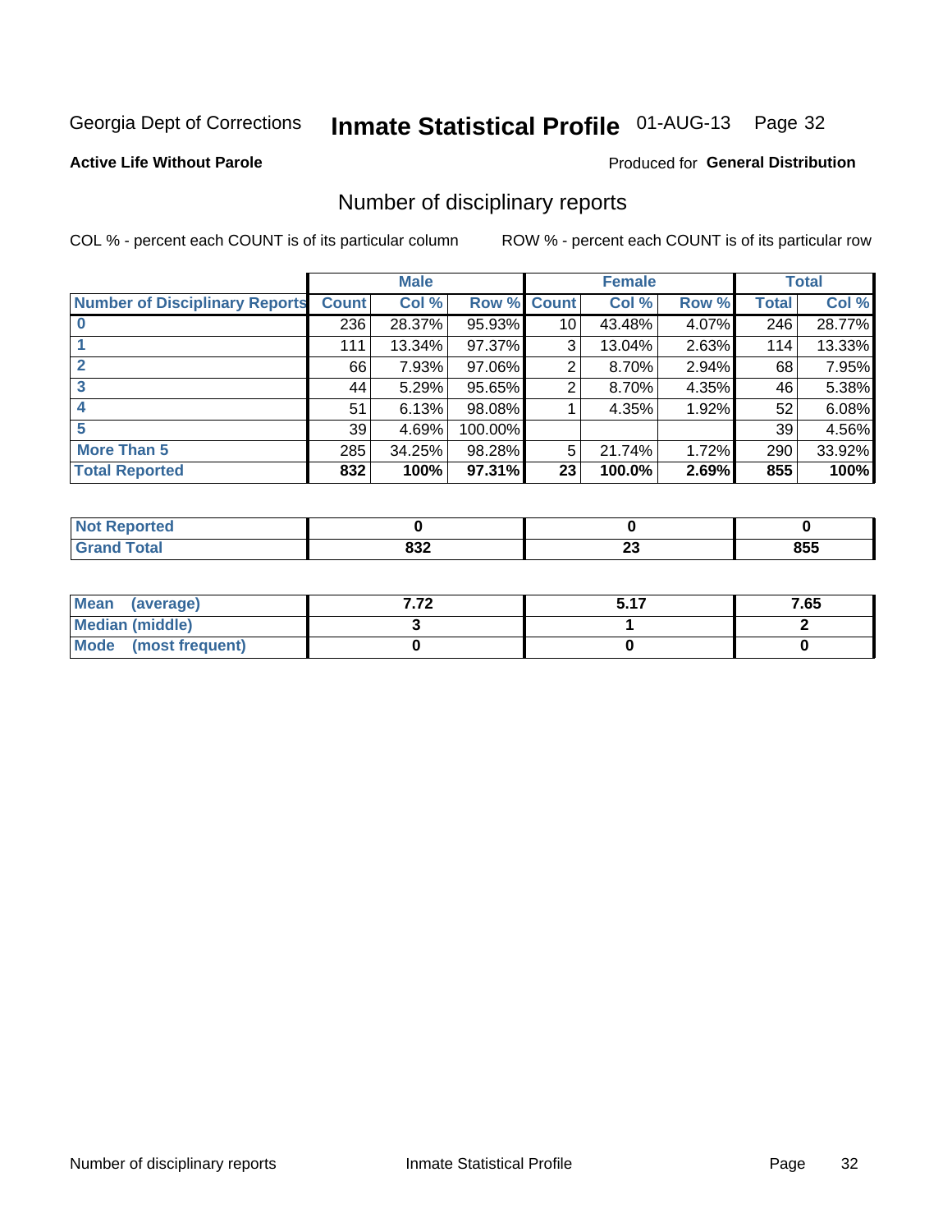Georgia Dept of Corrections **Inmate Statistical Profile** 01-AUG-13 Page 32

**Active Life Without Parole**

Produced for **General Distribution**

## Number of disciplinary reports

COL % - percent each COUNT is of its particular column

ROW % - percent each COUNT is of its particular row

| | Male | | | Female | | | Total | |
|---|---|---|---|---|---|---|---|---|
| **Number of Disciplinary Reports** | **Count** | **Col %** | **Row %** | **Count** | **Col %** | **Row %** | **Total** | **Col %** |
| **0** | 236 | 28.37% | 95.93% | 10 | 43.48% | 4.07% | 246 | 28.77% |
| **1** | 111 | 13.34% | 97.37% | 3 | 13.04% | 2.63% | 114 | 13.33% |
| **2** | 66 | 7.93% | 97.06% | 2 | 8.70% | 2.94% | 68 | 7.95% |
| **3** | 44 | 5.29% | 95.65% | 2 | 8.70% | 4.35% | 46 | 5.38% |
| **4** | 51 | 6.13% | 98.08% | 1 | 4.35% | 1.92% | 52 | 6.08% |
| **5** | 39 | 4.69% | 100.00% | | | | 39 | 4.56% |
| **More Than 5** | 285 | 34.25% | 98.28% | 5 | 21.74% | 1.72% | 290 | 33.92% |
| **Total Reported** | **832** | **100%** | **97.31%** | **23** | **100.0%** | **2.69%** | **855** | **100%** |

| | Male | Female | Total |
|---|---|---|---|
| **Not Reported** | **0** | **0** | **0** |
| **Grand Total** | **832** | **23** | **855** |

| | Male | Female | Total |
|---|---|---|---|
| **Mean (average)** | **7.72** | **5.17** | **7.65** |
| **Median (middle)** | **3** | **1** | **2** |
| **Mode (most frequent)** | **0** | **0** | **0** |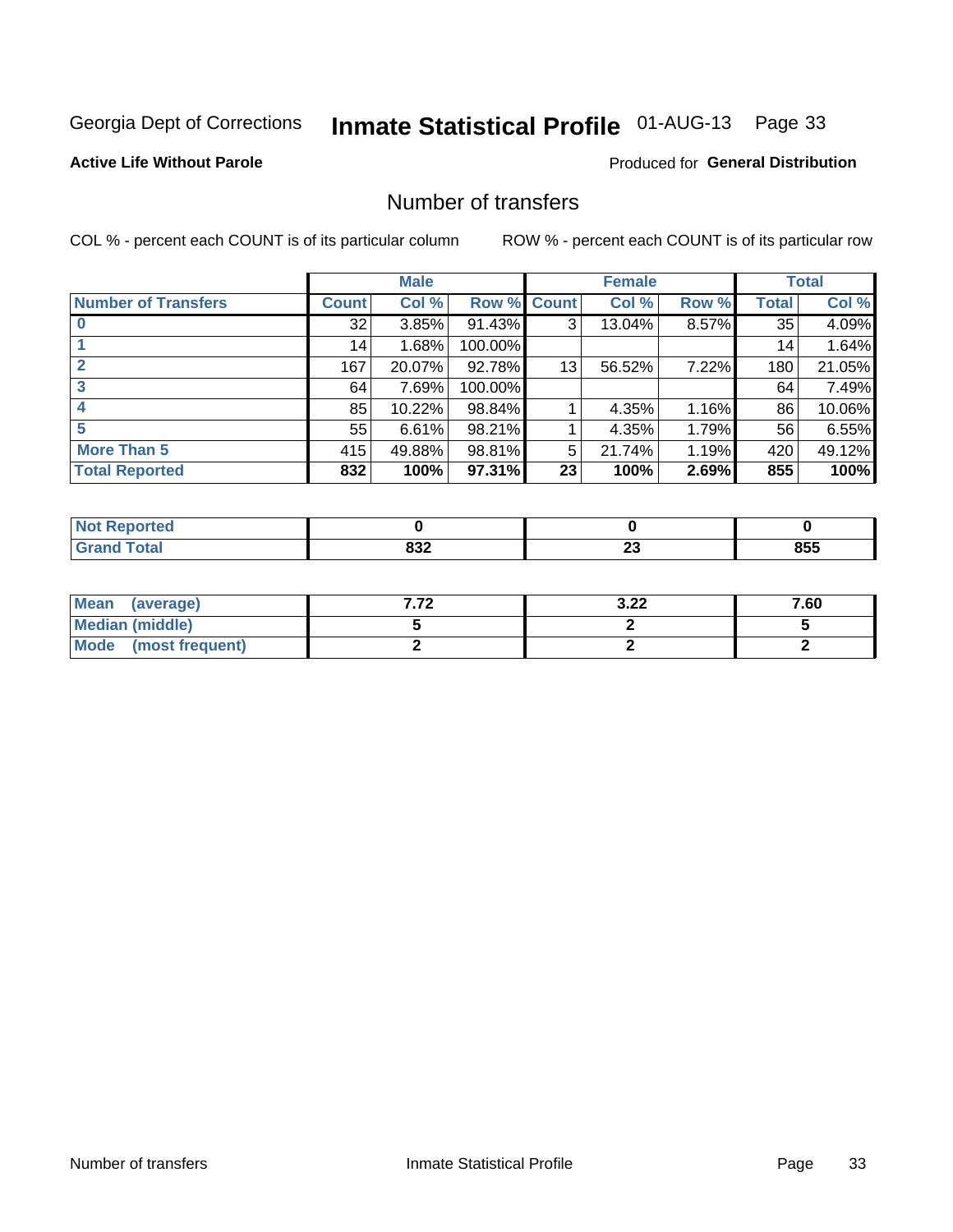Georgia Dept of Corrections **Inmate Statistical Profile** 01-AUG-13

**Active Life Without Parole**

Produced for **General Distribution**

## Number of transfers

COL % - percent each COUNT is of its particular column    ROW % - percent each COUNT is of its particular row

| | Male | | | Female | | | Total | |
|---|---|---|---|---|---|---|---|---|
| **Number of Transfers** | **Count** | **Col %** | **Row %** | **Count** | **Col %** | **Row %** | **Total** | **Col %** |
| **0** | 32 | 3.85% | 91.43% | 3 | 13.04% | 8.57% | 35 | 4.09% |
| **1** | 14 | 1.68% | 100.00% | | | | 14 | 1.64% |
| **2** | 167 | 20.07% | 92.78% | 13 | 56.52% | 7.22% | 180 | 21.05% |
| **3** | 64 | 7.69% | 100.00% | | | | 64 | 7.49% |
| **4** | 85 | 10.22% | 98.84% | 1 | 4.35% | 1.16% | 86 | 10.06% |
| **5** | 55 | 6.61% | 98.21% | 1 | 4.35% | 1.79% | 56 | 6.55% |
| **More Than 5** | 415 | 49.88% | 98.81% | 5 | 21.74% | 1.19% | 420 | 49.12% |
| **Total Reported** | **832** | **100%** | **97.31%** | **23** | **100%** | **2.69%** | **855** | **100%** |

| | Male | Female | Total |
|---|---|---|---|
| **Not Reported** | **0** | **0** | **0** |
| **Grand Total** | **832** | **23** | **855** |

| | Male | Female | Total |
|---|---|---|---|
| **Mean (average)** | **7.72** | **3.22** | **7.60** |
| **Median (middle)** | **5** | **2** | **5** |
| **Mode (most frequent)** | **2** | **2** | **2** |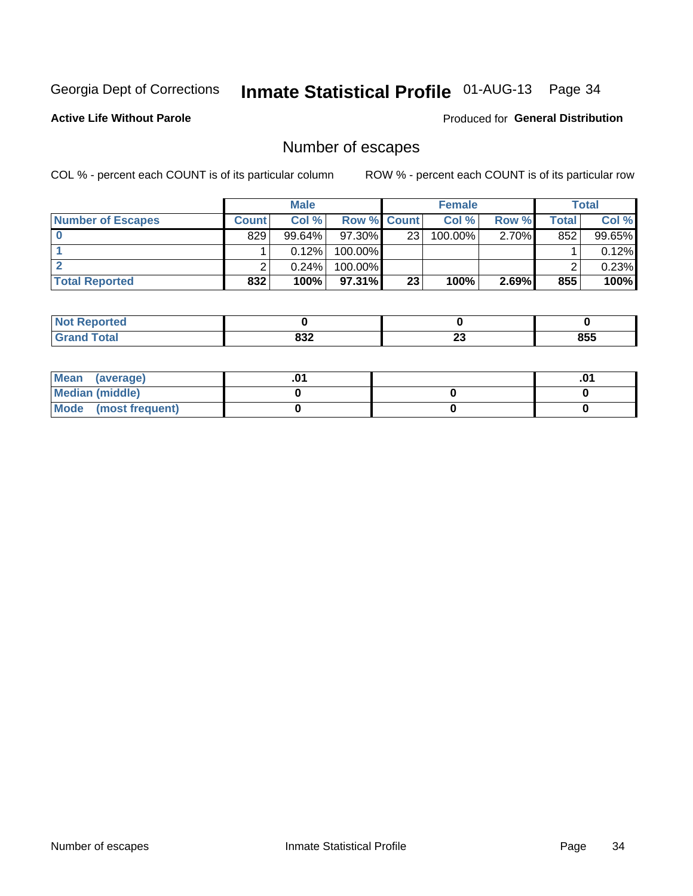Georgia Dept of Corrections **Inmate Statistical Profile** 01-AUG-13

**Active Life Without Parole**

Produced for **General Distribution**

## Number of escapes

COL % - percent each COUNT is of its particular column

ROW % - percent each COUNT is of its particular row

| | Male | | | Female | | | Total | |
|---|---|---|---|---|---|---|---|---|
| **Number of Escapes** | **Count** | **Col %** | **Row %** | **Count** | **Col %** | **Row %** | **Total** | **Col %** |
| **0** | 829 | 99.64% | 97.30% | 23 | 100.00% | 2.70% | 852 | 99.65% |
| **1** | 1 | 0.12% | 100.00% | | | | 1 | 0.12% |
| **2** | 2 | 0.24% | 100.00% | | | | 2 | 0.23% |
| **Total Reported** | **832** | **100%** | **97.31%** | **23** | **100%** | **2.69%** | **855** | **100%** |

| | Male | Female | Total |
|---|---|---|---|
| **Not Reported** | **0** | **0** | **0** |
| **Grand Total** | **832** | **23** | **855** |

| | Male | Female | Total |
|---|---|---|---|
| **Mean (average)** | **.01** | | **.01** |
| **Median (middle)** | **0** | **0** | **0** |
| **Mode (most frequent)** | **0** | **0** | **0** |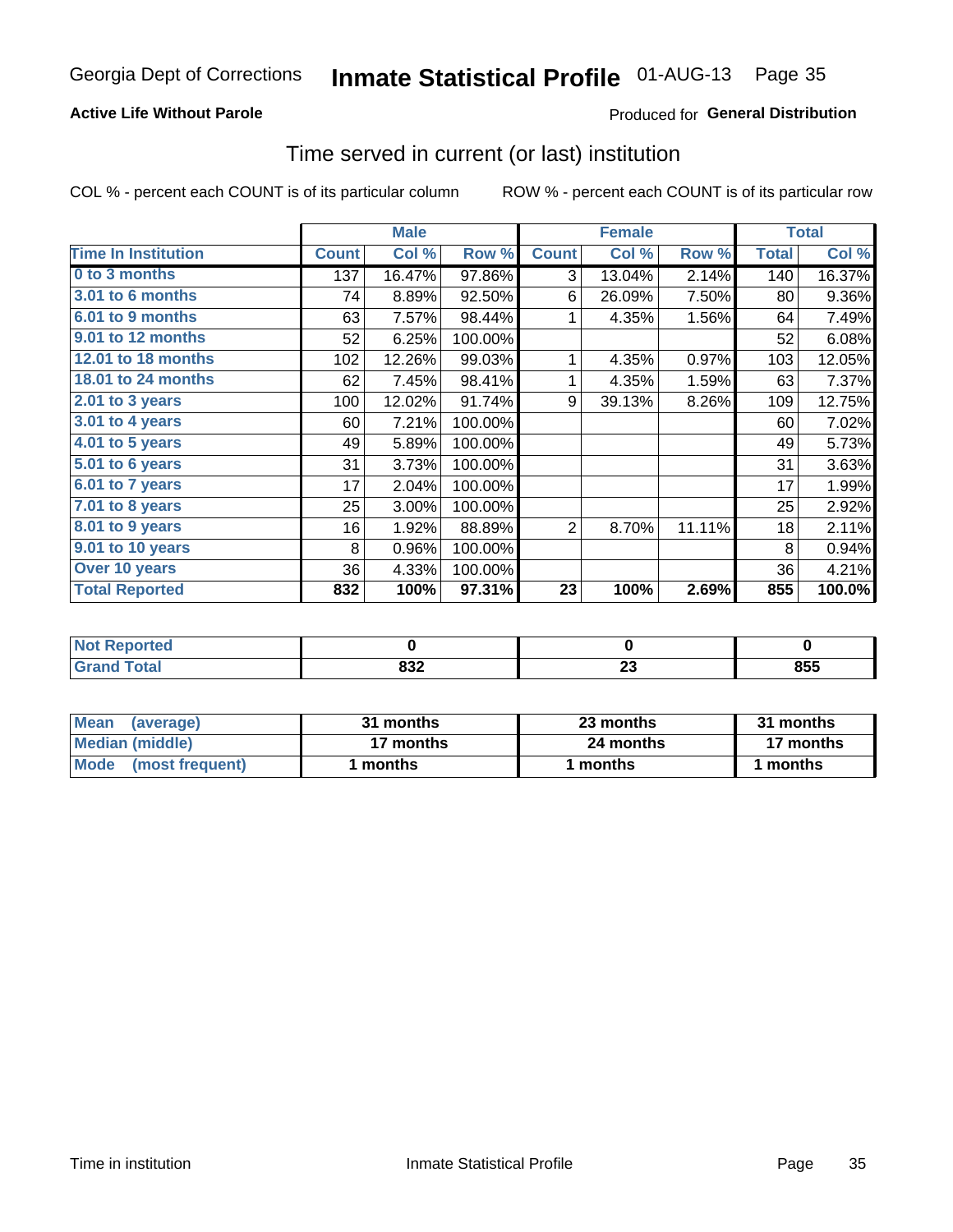Georgia Dept of Corrections **Inmate Statistical Profile** 01-AUG-13

**Active Life Without Parole**

Produced for **General Distribution**

## Time served in current (or last) institution

COL % - percent each COUNT is of its particular column

ROW % - percent each COUNT is of its particular row

| | Male | | | Female | | | Total | |
|---|---|---|---|---|---|---|---|---|
| Time In Institution | Count | Col % | Row % | Count | Col % | Row % | Total | Col % |
| 0 to 3 months | 137 | 16.47% | 97.86% | 3 | 13.04% | 2.14% | 140 | 16.37% |
| 3.01 to 6 months | 74 | 8.89% | 92.50% | 6 | 26.09% | 7.50% | 80 | 9.36% |
| 6.01 to 9 months | 63 | 7.57% | 98.44% | 1 | 4.35% | 1.56% | 64 | 7.49% |
| 9.01 to 12 months | 52 | 6.25% | 100.00% | | | | 52 | 6.08% |
| 12.01 to 18 months | 102 | 12.26% | 99.03% | 1 | 4.35% | 0.97% | 103 | 12.05% |
| 18.01 to 24 months | 62 | 7.45% | 98.41% | 1 | 4.35% | 1.59% | 63 | 7.37% |
| 2.01 to 3 years | 100 | 12.02% | 91.74% | 9 | 39.13% | 8.26% | 109 | 12.75% |
| 3.01 to 4 years | 60 | 7.21% | 100.00% | | | | 60 | 7.02% |
| 4.01 to 5 years | 49 | 5.89% | 100.00% | | | | 49 | 5.73% |
| 5.01 to 6 years | 31 | 3.73% | 100.00% | | | | 31 | 3.63% |
| 6.01 to 7 years | 17 | 2.04% | 100.00% | | | | 17 | 1.99% |
| 7.01 to 8 years | 25 | 3.00% | 100.00% | | | | 25 | 2.92% |
| 8.01 to 9 years | 16 | 1.92% | 88.89% | 2 | 8.70% | 11.11% | 18 | 2.11% |
| 9.01 to 10 years | 8 | 0.96% | 100.00% | | | | 8 | 0.94% |
| Over 10 years | 36 | 4.33% | 100.00% | | | | 36 | 4.21% |
| **Total Reported** | **832** | **100%** | **97.31%** | **23** | **100%** | **2.69%** | **855** | **100.0%** |

| | Male | Female | Total |
|---|---|---|---|
| Not Reported | **0** | **0** | **0** |
| Grand Total | **832** | **23** | **855** |

| | Male | Female | Total |
|---|---|---|---|
| Mean (average) | **31 months** | **23 months** | **31 months** |
| Median (middle) | **17 months** | **24 months** | **17 months** |
| Mode (most frequent) | **1 months** | **1 months** | **1 months** |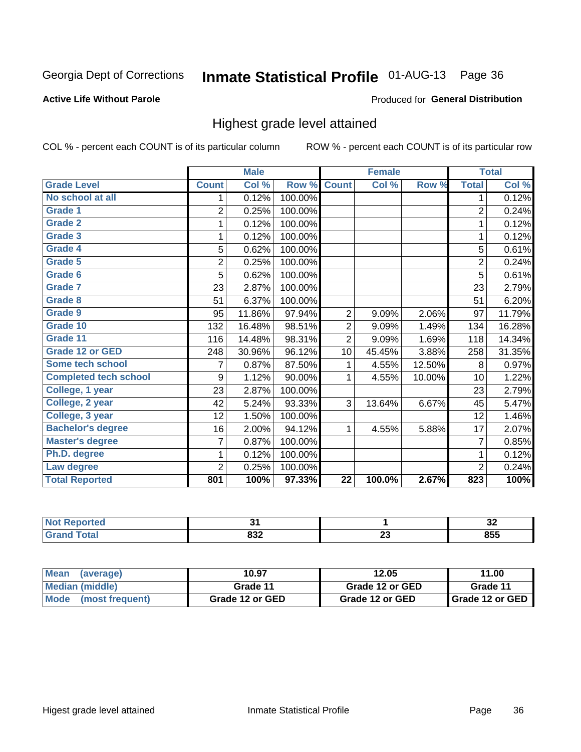Georgia Dept of Corrections **Inmate Statistical Profile** 01-AUG-13

**Active Life Without Parole**

Produced for **General Distribution**

## Highest grade level attained

COL % - percent each COUNT is of its particular column    ROW % - percent each COUNT is of its particular row

| | Male | | | Female | | | Total | |
|---|---|---|---|---|---|---|---|---|
| **Grade Level** | **Count** | **Col %** | **Row %** | **Count** | **Col %** | **Row %** | **Total** | **Col %** |
| No school at all | 1 | 0.12% | 100.00% | | | | 1 | 0.12% |
| Grade 1 | 2 | 0.25% | 100.00% | | | | 2 | 0.24% |
| Grade 2 | 1 | 0.12% | 100.00% | | | | 1 | 0.12% |
| Grade 3 | 1 | 0.12% | 100.00% | | | | 1 | 0.12% |
| Grade 4 | 5 | 0.62% | 100.00% | | | | 5 | 0.61% |
| Grade 5 | 2 | 0.25% | 100.00% | | | | 2 | 0.24% |
| Grade 6 | 5 | 0.62% | 100.00% | | | | 5 | 0.61% |
| Grade 7 | 23 | 2.87% | 100.00% | | | | 23 | 2.79% |
| Grade 8 | 51 | 6.37% | 100.00% | | | | 51 | 6.20% |
| Grade 9 | 95 | 11.86% | 97.94% | 2 | 9.09% | 2.06% | 97 | 11.79% |
| Grade 10 | 132 | 16.48% | 98.51% | 2 | 9.09% | 1.49% | 134 | 16.28% |
| Grade 11 | 116 | 14.48% | 98.31% | 2 | 9.09% | 1.69% | 118 | 14.34% |
| Grade 12 or GED | 248 | 30.96% | 96.12% | 10 | 45.45% | 3.88% | 258 | 31.35% |
| Some tech school | 7 | 0.87% | 87.50% | 1 | 4.55% | 12.50% | 8 | 0.97% |
| Completed tech school | 9 | 1.12% | 90.00% | 1 | 4.55% | 10.00% | 10 | 1.22% |
| College, 1 year | 23 | 2.87% | 100.00% | | | | 23 | 2.79% |
| College, 2 year | 42 | 5.24% | 93.33% | 3 | 13.64% | 6.67% | 45 | 5.47% |
| College, 3 year | 12 | 1.50% | 100.00% | | | | 12 | 1.46% |
| Bachelor's degree | 16 | 2.00% | 94.12% | 1 | 4.55% | 5.88% | 17 | 2.07% |
| Master's degree | 7 | 0.87% | 100.00% | | | | 7 | 0.85% |
| Ph.D. degree | 1 | 0.12% | 100.00% | | | | 1 | 0.12% |
| Law degree | 2 | 0.25% | 100.00% | | | | 2 | 0.24% |
| **Total Reported** | **801** | **100%** | **97.33%** | **22** | **100.0%** | **2.67%** | **823** | **100%** |

| | Male | Female | Total |
|---|---|---|---|
| Not Reported | 31 | 1 | 32 |
| Grand Total | 832 | 23 | 855 |

| | Male | Female | Total |
|---|---|---|---|
| Mean (average) | 10.97 | 12.05 | 11.00 |
| Median (middle) | Grade 11 | Grade 12 or GED | Grade 11 |
| Mode (most frequent) | Grade 12 or GED | Grade 12 or GED | Grade 12 or GED |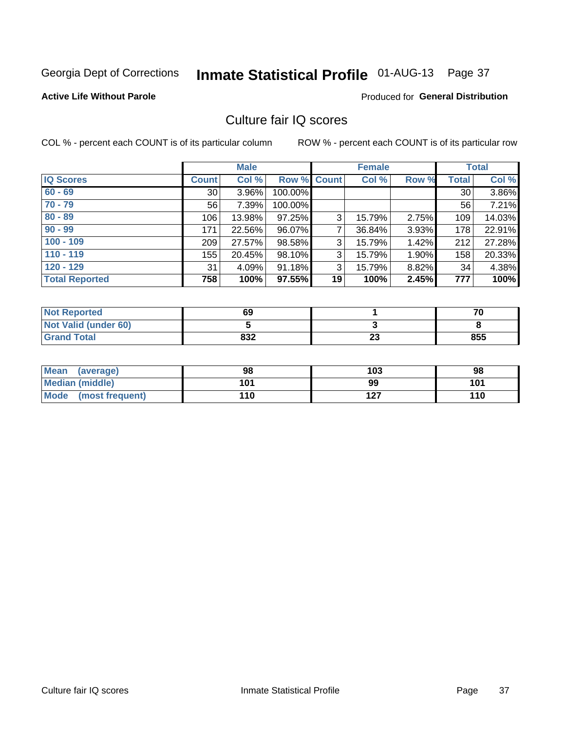Georgia Dept of Corrections **Inmate Statistical Profile** 01-AUG-13

**Active Life Without Parole**

Produced for **General Distribution**

## Culture fair IQ scores

COL % - percent each COUNT is of its particular column

ROW % - percent each COUNT is of its particular row

| | Male | | | Female | | | Total | |
|---|---|---|---|---|---|---|---|---|
| **IQ Scores** | **Count** | **Col %** | **Row %** | **Count** | **Col %** | **Row %** | **Total** | **Col %** |
| **60 - 69** | 30 | 3.96% | 100.00% | | | | 30 | 3.86% |
| **70 - 79** | 56 | 7.39% | 100.00% | | | | 56 | 7.21% |
| **80 - 89** | 106 | 13.98% | 97.25% | 3 | 15.79% | 2.75% | 109 | 14.03% |
| **90 - 99** | 171 | 22.56% | 96.07% | 7 | 36.84% | 3.93% | 178 | 22.91% |
| **100 - 109** | 209 | 27.57% | 98.58% | 3 | 15.79% | 1.42% | 212 | 27.28% |
| **110 - 119** | 155 | 20.45% | 98.10% | 3 | 15.79% | 1.90% | 158 | 20.33% |
| **120 - 129** | 31 | 4.09% | 91.18% | 3 | 15.79% | 8.82% | 34 | 4.38% |
| **Total Reported** | **758** | **100%** | **97.55%** | **19** | **100%** | **2.45%** | **777** | **100%** |

| | Male | Female | Total |
|---|---|---|---|
| **Not Reported** | **69** | **1** | **70** |
| **Not Valid (under 60)** | **5** | **3** | **8** |
| **Grand Total** | **832** | **23** | **855** |

| | Male | Female | Total |
|---|---|---|---|
| **Mean (average)** | **98** | **103** | **98** |
| **Median (middle)** | **101** | **99** | **101** |
| **Mode (most frequent)** | **110** | **127** | **110** |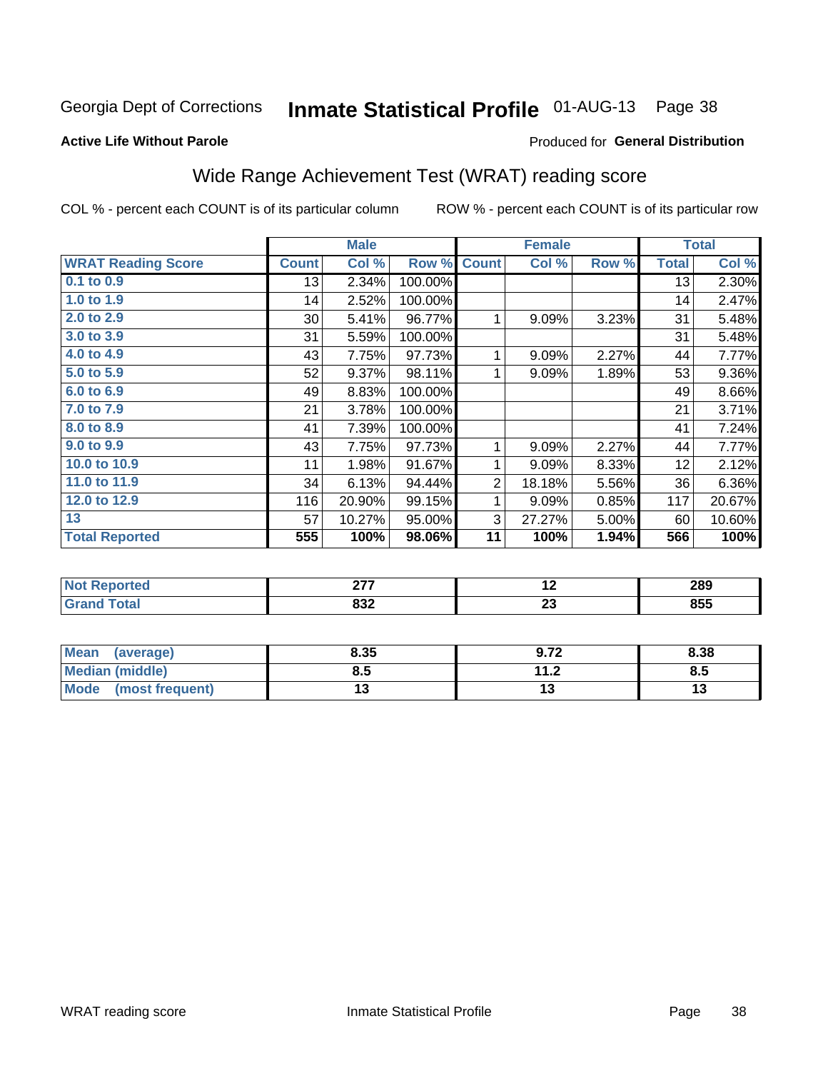Georgia Dept of Corrections **Inmate Statistical Profile** 01-AUG-13

**Active Life Without Parole**

Produced for **General Distribution**

## Wide Range Achievement Test (WRAT) reading score

COL % - percent each COUNT is of its particular column ROW % - percent each COUNT is of its particular row

| | Male | | | Female | | | Total | |
|---|---|---|---|---|---|---|---|---|
| **WRAT Reading Score** | **Count** | **Col %** | **Row %** | **Count** | **Col %** | **Row %** | **Total** | **Col %** |
| 0.1 to 0.9 | 13 | 2.34% | 100.00% | | | | 13 | 2.30% |
| 1.0 to 1.9 | 14 | 2.52% | 100.00% | | | | 14 | 2.47% |
| 2.0 to 2.9 | 30 | 5.41% | 96.77% | 1 | 9.09% | 3.23% | 31 | 5.48% |
| 3.0 to 3.9 | 31 | 5.59% | 100.00% | | | | 31 | 5.48% |
| 4.0 to 4.9 | 43 | 7.75% | 97.73% | 1 | 9.09% | 2.27% | 44 | 7.77% |
| 5.0 to 5.9 | 52 | 9.37% | 98.11% | 1 | 9.09% | 1.89% | 53 | 9.36% |
| 6.0 to 6.9 | 49 | 8.83% | 100.00% | | | | 49 | 8.66% |
| 7.0 to 7.9 | 21 | 3.78% | 100.00% | | | | 21 | 3.71% |
| 8.0 to 8.9 | 41 | 7.39% | 100.00% | | | | 41 | 7.24% |
| 9.0 to 9.9 | 43 | 7.75% | 97.73% | 1 | 9.09% | 2.27% | 44 | 7.77% |
| 10.0 to 10.9 | 11 | 1.98% | 91.67% | 1 | 9.09% | 8.33% | 12 | 2.12% |
| 11.0 to 11.9 | 34 | 6.13% | 94.44% | 2 | 18.18% | 5.56% | 36 | 6.36% |
| 12.0 to 12.9 | 116 | 20.90% | 99.15% | 1 | 9.09% | 0.85% | 117 | 20.67% |
| 13 | 57 | 10.27% | 95.00% | 3 | 27.27% | 5.00% | 60 | 10.60% |
| **Total Reported** | **555** | **100%** | **98.06%** | **11** | **100%** | **1.94%** | **566** | **100%** |

| | Male | Female | Total |
|---|---|---|---|
| **Not Reported** | **277** | **12** | **289** |
| **Grand Total** | **832** | **23** | **855** |

| | Male | Female | Total |
|---|---|---|---|
| **Mean (average)** | **8.35** | **9.72** | **8.38** |
| **Median (middle)** | **8.5** | **11.2** | **8.5** |
| **Mode (most frequent)** | **13** | **13** | **13** |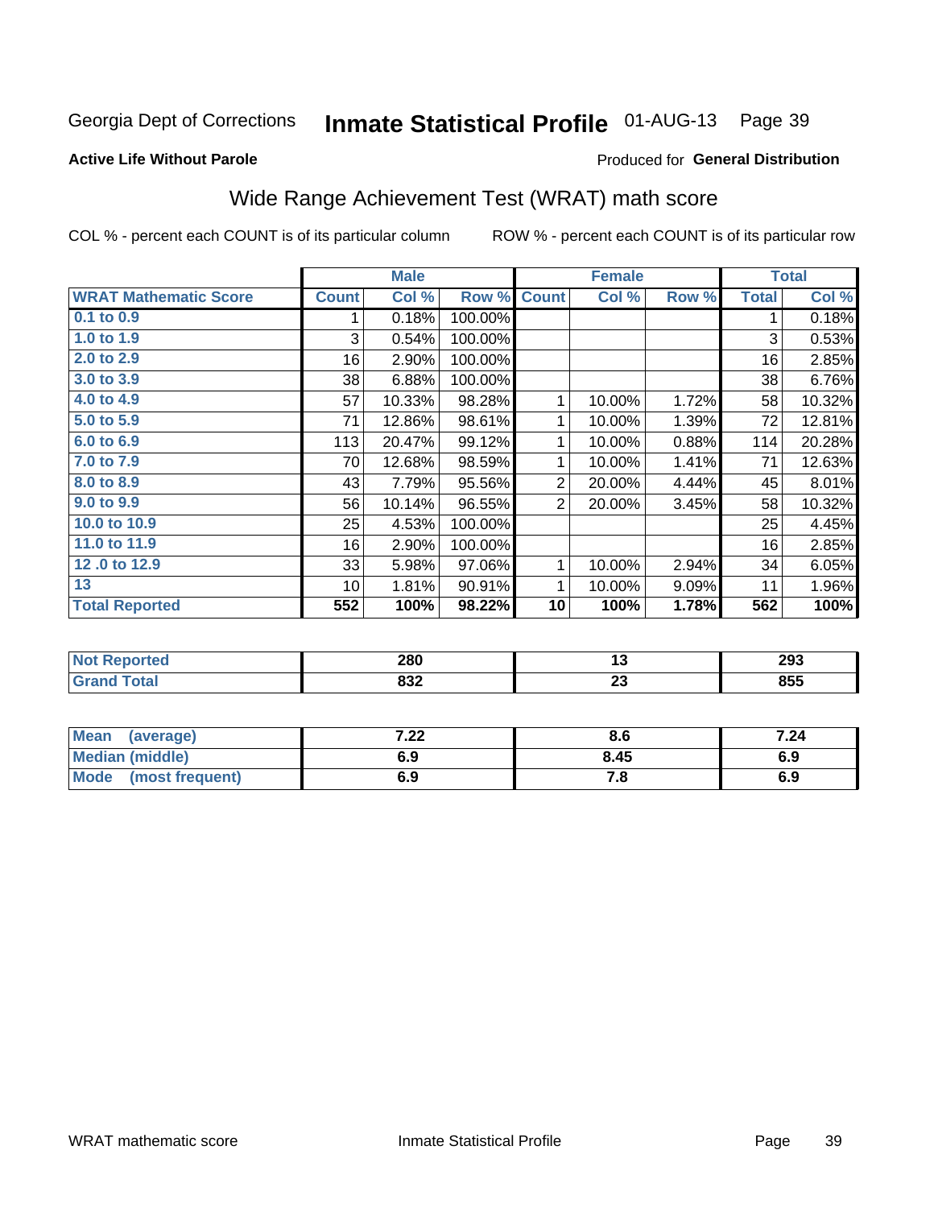Georgia Dept of Corrections **Inmate Statistical Profile** 01-AUG-13

**Active Life Without Parole**

Produced for **General Distribution**

## Wide Range Achievement Test (WRAT) math score

COL % - percent each COUNT is of its particular column ROW % - percent each COUNT is of its particular row

| | Male | | | Female | | | Total | |
|---|---|---|---|---|---|---|---|---|
| **WRAT Mathematic Score** | **Count** | **Col %** | **Row %** | **Count** | **Col %** | **Row %** | **Total** | **Col %** |
| 0.1 to 0.9 | 1 | 0.18% | 100.00% | | | | 1 | 0.18% |
| 1.0 to 1.9 | 3 | 0.54% | 100.00% | | | | 3 | 0.53% |
| 2.0 to 2.9 | 16 | 2.90% | 100.00% | | | | 16 | 2.85% |
| 3.0 to 3.9 | 38 | 6.88% | 100.00% | | | | 38 | 6.76% |
| 4.0 to 4.9 | 57 | 10.33% | 98.28% | 1 | 10.00% | 1.72% | 58 | 10.32% |
| 5.0 to 5.9 | 71 | 12.86% | 98.61% | 1 | 10.00% | 1.39% | 72 | 12.81% |
| 6.0 to 6.9 | 113 | 20.47% | 99.12% | 1 | 10.00% | 0.88% | 114 | 20.28% |
| 7.0 to 7.9 | 70 | 12.68% | 98.59% | 1 | 10.00% | 1.41% | 71 | 12.63% |
| 8.0 to 8.9 | 43 | 7.79% | 95.56% | 2 | 20.00% | 4.44% | 45 | 8.01% |
| 9.0 to 9.9 | 56 | 10.14% | 96.55% | 2 | 20.00% | 3.45% | 58 | 10.32% |
| 10.0 to 10.9 | 25 | 4.53% | 100.00% | | | | 25 | 4.45% |
| 11.0 to 11.9 | 16 | 2.90% | 100.00% | | | | 16 | 2.85% |
| 12 .0 to 12.9 | 33 | 5.98% | 97.06% | 1 | 10.00% | 2.94% | 34 | 6.05% |
| 13 | 10 | 1.81% | 90.91% | 1 | 10.00% | 9.09% | 11 | 1.96% |
| **Total Reported** | **552** | **100%** | **98.22%** | **10** | **100%** | **1.78%** | **562** | **100%** |

| | Male | Female | Total |
|---|---|---|---|
| Not Reported | 280 | 13 | 293 |
| Grand Total | 832 | 23 | 855 |

| | Male | Female | Total |
|---|---|---|---|
| Mean (average) | 7.22 | 8.6 | 7.24 |
| Median (middle) | 6.9 | 8.45 | 6.9 |
| Mode (most frequent) | 6.9 | 7.8 | 6.9 |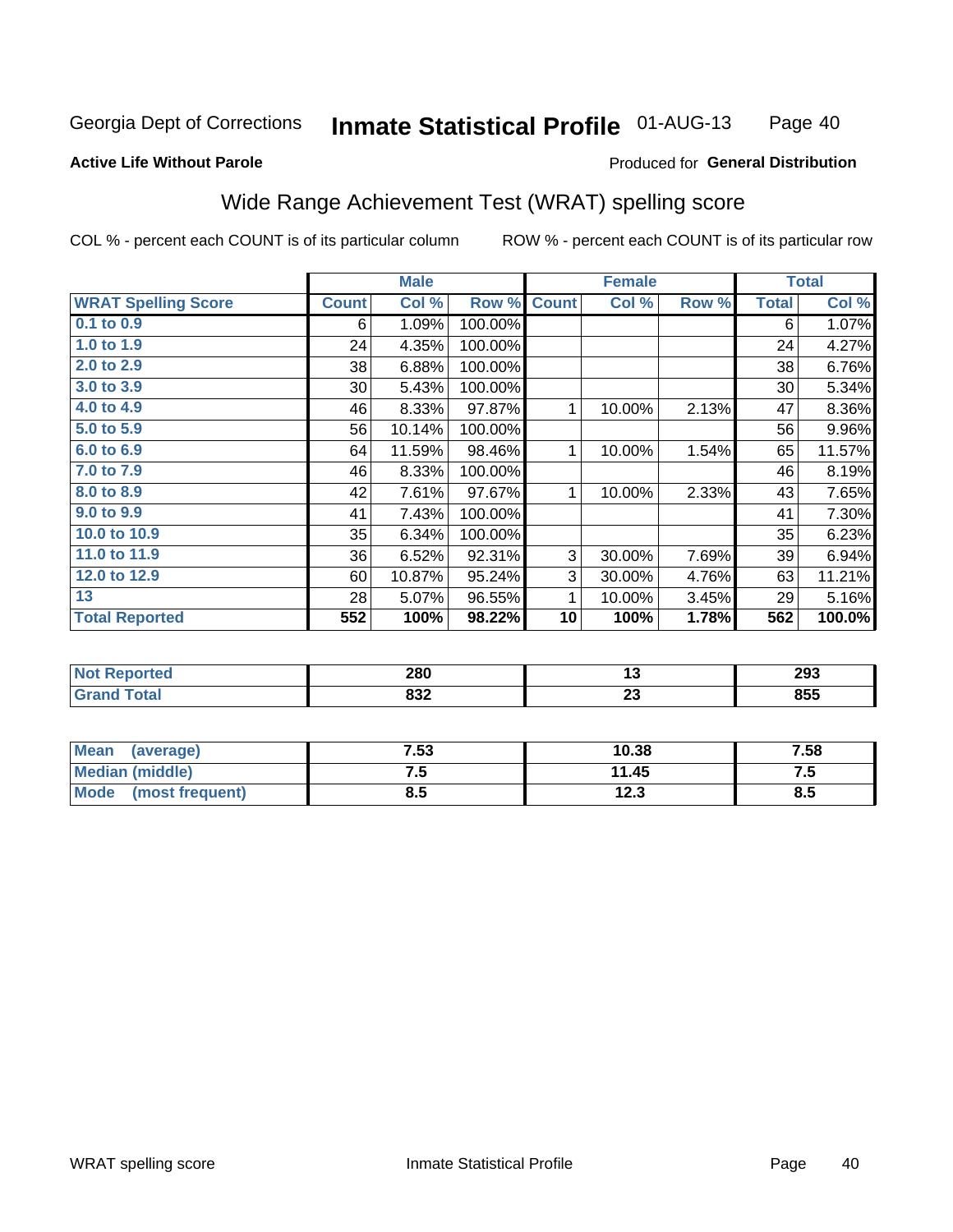Georgia Dept of Corrections **Inmate Statistical Profile** 01-AUG-13

**Active Life Without Parole**

Produced for **General Distribution**

## Wide Range Achievement Test (WRAT) spelling score

COL % - percent each COUNT is of its particular column  ROW % - percent each COUNT is of its particular row

| | Male | | | Female | | | Total | |
|---|---|---|---|---|---|---|---|---|
| **WRAT Spelling Score** | **Count** | **Col %** | **Row %** | **Count** | **Col %** | **Row %** | **Total** | **Col %** |
| 0.1 to 0.9 | 6 | 1.09% | 100.00% | | | | 6 | 1.07% |
| 1.0 to 1.9 | 24 | 4.35% | 100.00% | | | | 24 | 4.27% |
| 2.0 to 2.9 | 38 | 6.88% | 100.00% | | | | 38 | 6.76% |
| 3.0 to 3.9 | 30 | 5.43% | 100.00% | | | | 30 | 5.34% |
| 4.0 to 4.9 | 46 | 8.33% | 97.87% | 1 | 10.00% | 2.13% | 47 | 8.36% |
| 5.0 to 5.9 | 56 | 10.14% | 100.00% | | | | 56 | 9.96% |
| 6.0 to 6.9 | 64 | 11.59% | 98.46% | 1 | 10.00% | 1.54% | 65 | 11.57% |
| 7.0 to 7.9 | 46 | 8.33% | 100.00% | | | | 46 | 8.19% |
| 8.0 to 8.9 | 42 | 7.61% | 97.67% | 1 | 10.00% | 2.33% | 43 | 7.65% |
| 9.0 to 9.9 | 41 | 7.43% | 100.00% | | | | 41 | 7.30% |
| 10.0 to 10.9 | 35 | 6.34% | 100.00% | | | | 35 | 6.23% |
| 11.0 to 11.9 | 36 | 6.52% | 92.31% | 3 | 30.00% | 7.69% | 39 | 6.94% |
| 12.0 to 12.9 | 60 | 10.87% | 95.24% | 3 | 30.00% | 4.76% | 63 | 11.21% |
| 13 | 28 | 5.07% | 96.55% | 1 | 10.00% | 3.45% | 29 | 5.16% |
| **Total Reported** | **552** | **100%** | **98.22%** | **10** | **100%** | **1.78%** | **562** | **100.0%** |

| | Male | Female | Total |
|---|---|---|---|
| Not Reported | **280** | **13** | **293** |
| Grand Total | **832** | **23** | **855** |

| | Male | Female | Total |
|---|---|---|---|
| Mean (average) | **7.53** | **10.38** | **7.58** |
| Median (middle) | **7.5** | **11.45** | **7.5** |
| Mode (most frequent) | **8.5** | **12.3** | **8.5** |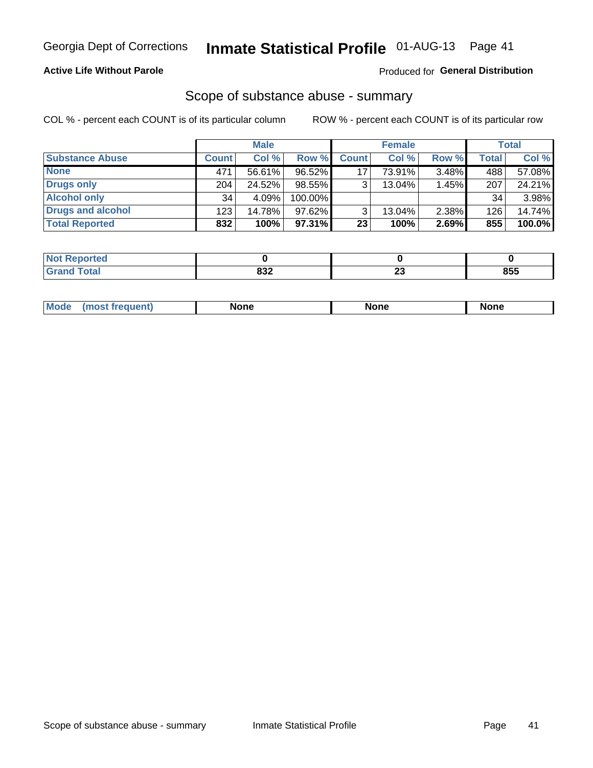Georgia Dept of Corrections **Inmate Statistical Profile** 01-AUG-13

**Active Life Without Parole**

Produced for **General Distribution**

## Scope of substance abuse - summary

COL % - percent each COUNT is of its particular column

ROW % - percent each COUNT is of its particular row

| | Male | | | Female | | | Total | |
|---|---|---|---|---|---|---|---|---|
| **Substance Abuse** | **Count** | **Col %** | **Row %** | **Count** | **Col %** | **Row %** | **Total** | **Col %** |
| **None** | 471 | 56.61% | 96.52% | 17 | 73.91% | 3.48% | 488 | 57.08% |
| **Drugs only** | 204 | 24.52% | 98.55% | 3 | 13.04% | 1.45% | 207 | 24.21% |
| **Alcohol only** | 34 | 4.09% | 100.00% | | | | 34 | 3.98% |
| **Drugs and alcohol** | 123 | 14.78% | 97.62% | 3 | 13.04% | 2.38% | 126 | 14.74% |
| **Total Reported** | **832** | **100%** | **97.31%** | **23** | **100%** | **2.69%** | **855** | **100.0%** |

| | Male | Female | Total |
|---|---|---|---|
| **Not Reported** | **0** | **0** | **0** |
| **Grand Total** | **832** | **23** | **855** |

| | Male | Female | Total |
|---|---|---|---|
| **Mode (most frequent)** | **None** | **None** | **None** |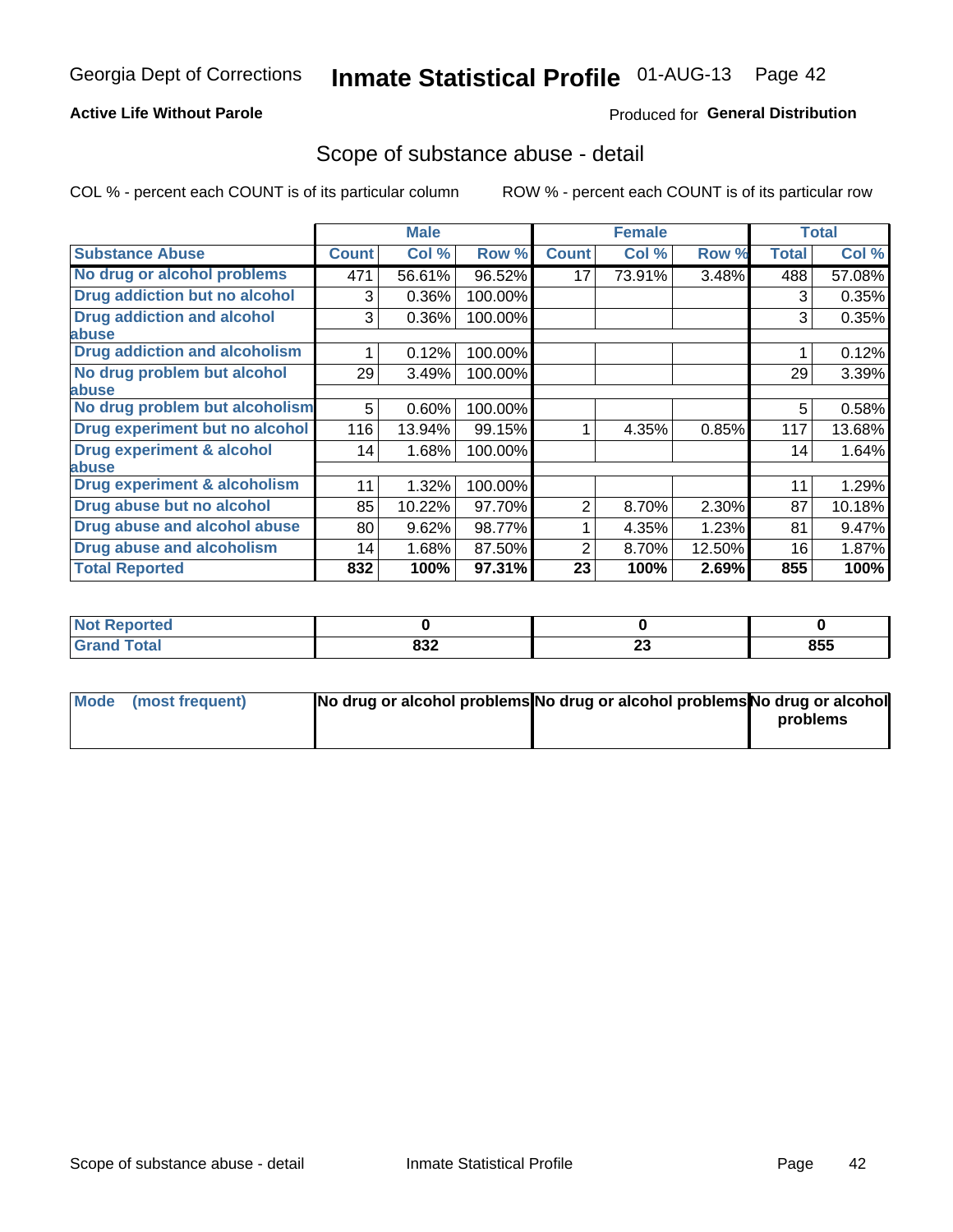Georgia Dept of Corrections **Inmate Statistical Profile** 01-AUG-13

**Active Life Without Parole**

Produced for **General Distribution**

## Scope of substance abuse - detail

COL % - percent each COUNT is of its particular column ROW % - percent each COUNT is of its particular row

| | Male | | | Female | | | Total | |
|---|---|---|---|---|---|---|---|---|
| **Substance Abuse** | **Count** | **Col %** | **Row %** | **Count** | **Col %** | **Row %** | **Total** | **Col %** |
| **No drug or alcohol problems** | 471 | 56.61% | 96.52% | 17 | 73.91% | 3.48% | 488 | 57.08% |
| **Drug addiction but no alcohol** | 3 | 0.36% | 100.00% | | | | 3 | 0.35% |
| **Drug addiction and alcohol abuse** | 3 | 0.36% | 100.00% | | | | 3 | 0.35% |
| **Drug addiction and alcoholism** | 1 | 0.12% | 100.00% | | | | 1 | 0.12% |
| **No drug problem but alcohol abuse** | 29 | 3.49% | 100.00% | | | | 29 | 3.39% |
| **No drug problem but alcoholism** | 5 | 0.60% | 100.00% | | | | 5 | 0.58% |
| **Drug experiment but no alcohol** | 116 | 13.94% | 99.15% | 1 | 4.35% | 0.85% | 117 | 13.68% |
| **Drug experiment & alcohol abuse** | 14 | 1.68% | 100.00% | | | | 14 | 1.64% |
| **Drug experiment & alcoholism** | 11 | 1.32% | 100.00% | | | | 11 | 1.29% |
| **Drug abuse but no alcohol** | 85 | 10.22% | 97.70% | 2 | 8.70% | 2.30% | 87 | 10.18% |
| **Drug abuse and alcohol abuse** | 80 | 9.62% | 98.77% | 1 | 4.35% | 1.23% | 81 | 9.47% |
| **Drug abuse and alcoholism** | 14 | 1.68% | 87.50% | 2 | 8.70% | 12.50% | 16 | 1.87% |
| **Total Reported** | **832** | **100%** | **97.31%** | **23** | **100%** | **2.69%** | **855** | **100%** |

| | Male | Female | Total |
|---|---|---|---|
| **Not Reported** | **0** | **0** | **0** |
| **Grand Total** | **832** | **23** | **855** |

| | Male | Female | Total |
|---|---|---|---|
| **Mode (most frequent)** | **No drug or alcohol problems** | **No drug or alcohol problems** | **No drug or alcohol problems** |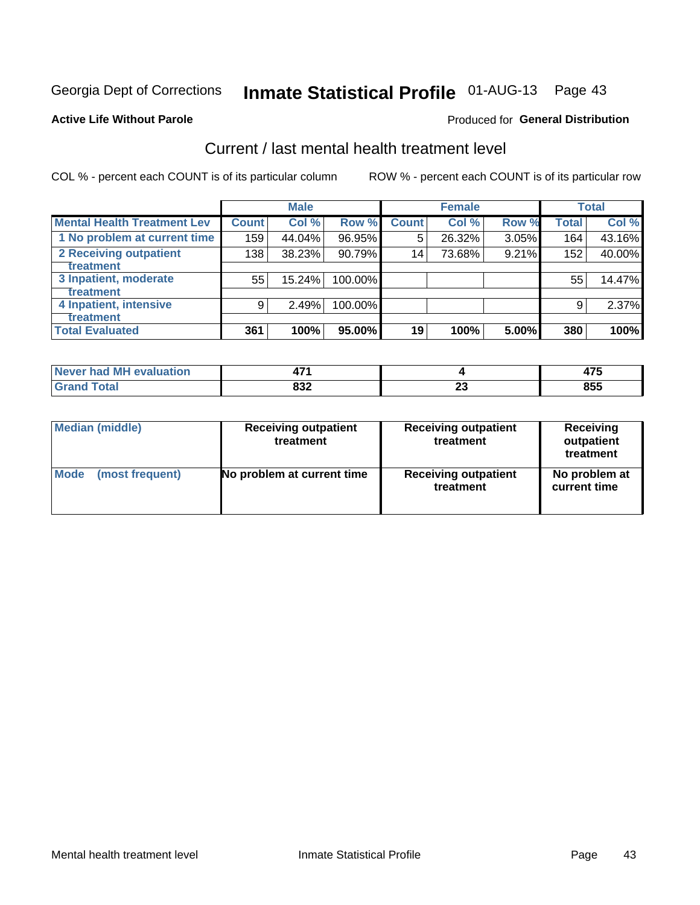Georgia Dept of Corrections **Inmate Statistical Profile** 01-AUG-13 Page 43

**Active Life Without Parole**

Produced for **General Distribution**

## Current / last mental health treatment level

COL % - percent each COUNT is of its particular column ROW % - percent each COUNT is of its particular row

| | Male | | | Female | | | Total | |
|---|---|---|---|---|---|---|---|---|
| **Mental Health Treatment Lev** | **Count** | **Col %** | **Row %** | **Count** | **Col %** | **Row %** | **Total** | **Col %** |
| 1 No problem at current time | 159 | 44.04% | 96.95% | 5 | 26.32% | 3.05% | 164 | 43.16% |
| 2 Receiving outpatient treatment | 138 | 38.23% | 90.79% | 14 | 73.68% | 9.21% | 152 | 40.00% |
| 3 Inpatient, moderate treatment | 55 | 15.24% | 100.00% | | | | 55 | 14.47% |
| 4 Inpatient, intensive treatment | 9 | 2.49% | 100.00% | | | | 9 | 2.37% |
| **Total Evaluated** | **361** | **100%** | **95.00%** | **19** | **100%** | **5.00%** | **380** | **100%** |

| | Male | Female | Total |
|---|---|---|---|
| **Never had MH evaluation** | **471** | **4** | **475** |
| **Grand Total** | **832** | **23** | **855** |

| | Male | Female | Total |
|---|---|---|---|
| **Median (middle)** | **Receiving outpatient treatment** | **Receiving outpatient treatment** | **Receiving outpatient treatment** |
| **Mode (most frequent)** | **No problem at current time** | **Receiving outpatient treatment** | **No problem at current time** |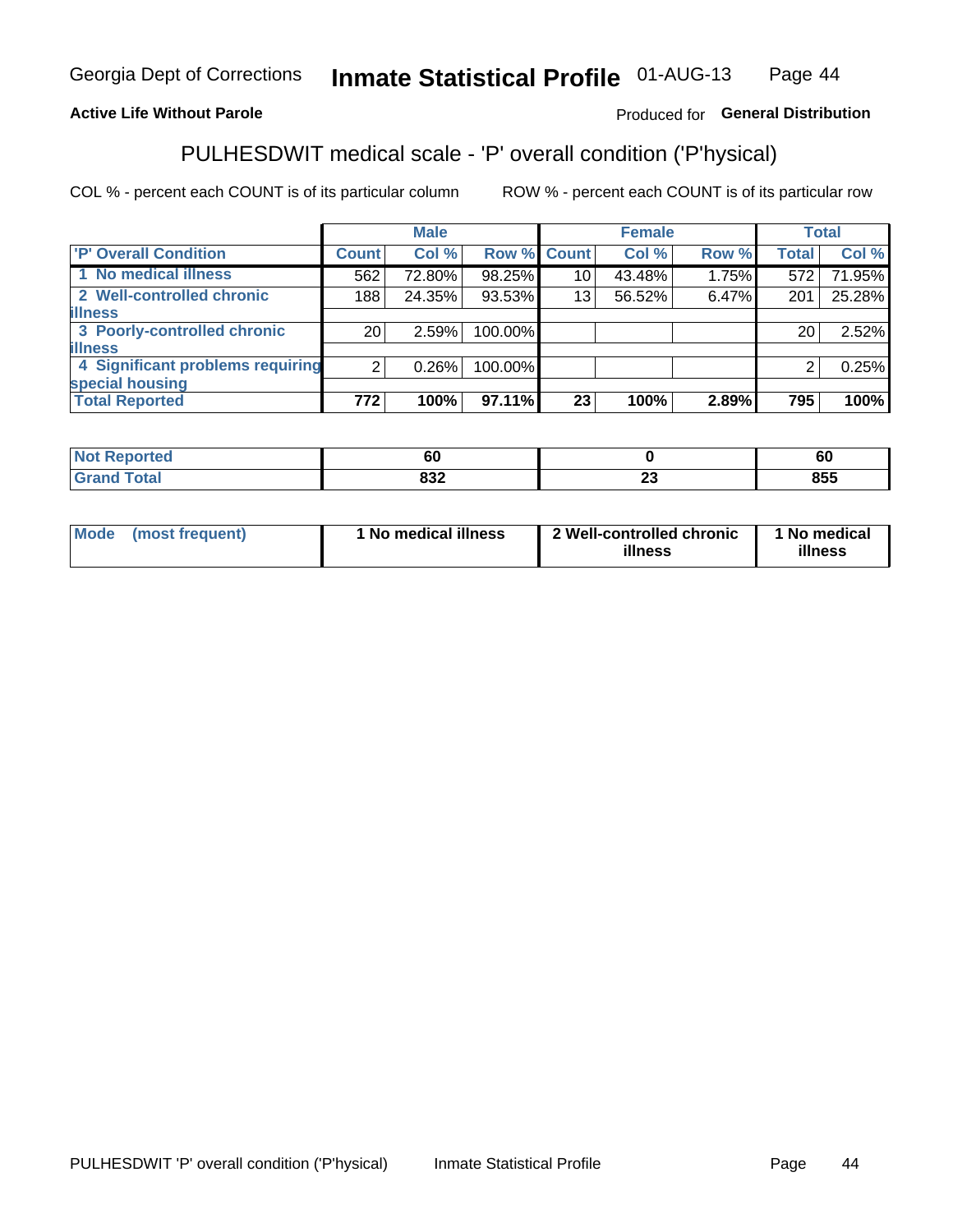Georgia Dept of Corrections **Inmate Statistical Profile** 01-AUG-13

**Active Life Without Parole**

Produced for **General Distribution**

## PULHESDWIT medical scale - 'P' overall condition ('P'hysical)

COL % - percent each COUNT is of its particular column

ROW % - percent each COUNT is of its particular row

| | Male | | | Female | | | Total | |
|---|---|---|---|---|---|---|---|---|
| 'P' Overall Condition | Count | Col % | Row % | Count | Col % | Row % | Total | Col % |
| 1 No medical illness | 562 | 72.80% | 98.25% | 10 | 43.48% | 1.75% | 572 | 71.95% |
| 2 Well-controlled chronic illness | 188 | 24.35% | 93.53% | 13 | 56.52% | 6.47% | 201 | 25.28% |
| 3 Poorly-controlled chronic illness | 20 | 2.59% | 100.00% | | | | 20 | 2.52% |
| 4 Significant problems requiring special housing | 2 | 0.26% | 100.00% | | | | 2 | 0.25% |
| **Total Reported** | **772** | **100%** | **97.11%** | **23** | **100%** | **2.89%** | **795** | **100%** |

| | Male | Female | Total |
|---|---|---|---|
| Not Reported | 60 | 0 | 60 |
| Grand Total | 832 | 23 | 855 |

| | Male | Female | Total |
|---|---|---|---|
| Mode (most frequent) | 1 No medical illness | 2 Well-controlled chronic illness | 1 No medical illness |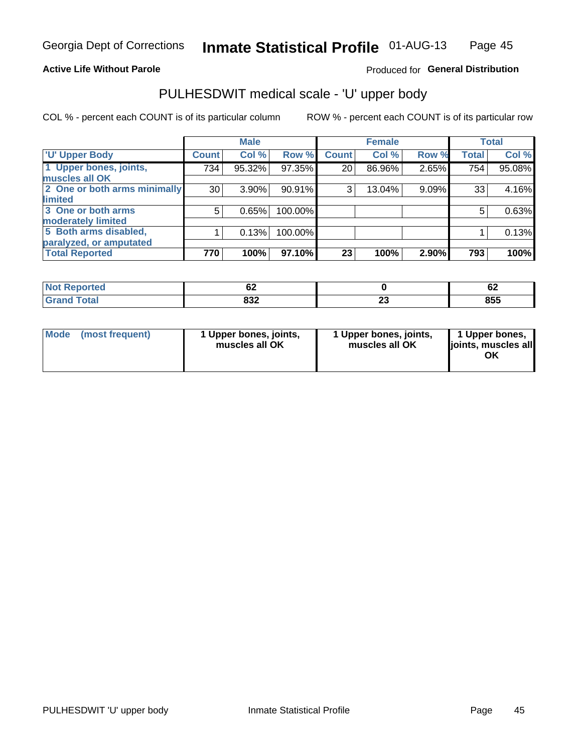Georgia Dept of Corrections **Inmate Statistical Profile** 01-AUG-13

**Active Life Without Parole**

Produced for **General Distribution**

## PULHESDWIT medical scale - 'U' upper body

COL % - percent each COUNT is of its particular column

ROW % - percent each COUNT is of its particular row

| | Male | | | Female | | | Total | |
|---|---|---|---|---|---|---|---|---|
| 'U' Upper Body | Count | Col % | Row % | Count | Col % | Row % | Total | Col % |
| 1 Upper bones, joints, muscles all OK | 734 | 95.32% | 97.35% | 20 | 86.96% | 2.65% | 754 | 95.08% |
| 2 One or both arms minimally limited | 30 | 3.90% | 90.91% | 3 | 13.04% | 9.09% | 33 | 4.16% |
| 3 One or both arms moderately limited | 5 | 0.65% | 100.00% | | | | 5 | 0.63% |
| 5 Both arms disabled, paralyzed, or amputated | 1 | 0.13% | 100.00% | | | | 1 | 0.13% |
| **Total Reported** | **770** | **100%** | **97.10%** | **23** | **100%** | **2.90%** | **793** | **100%** |

| | Male | Female | Total |
|---|---|---|---|
| Not Reported | 62 | 0 | 62 |
| Grand Total | 832 | 23 | 855 |

| | Male | Female | Total |
|---|---|---|---|
| Mode (most frequent) | 1 Upper bones, joints, muscles all OK | 1 Upper bones, joints, muscles all OK | 1 Upper bones, joints, muscles all OK |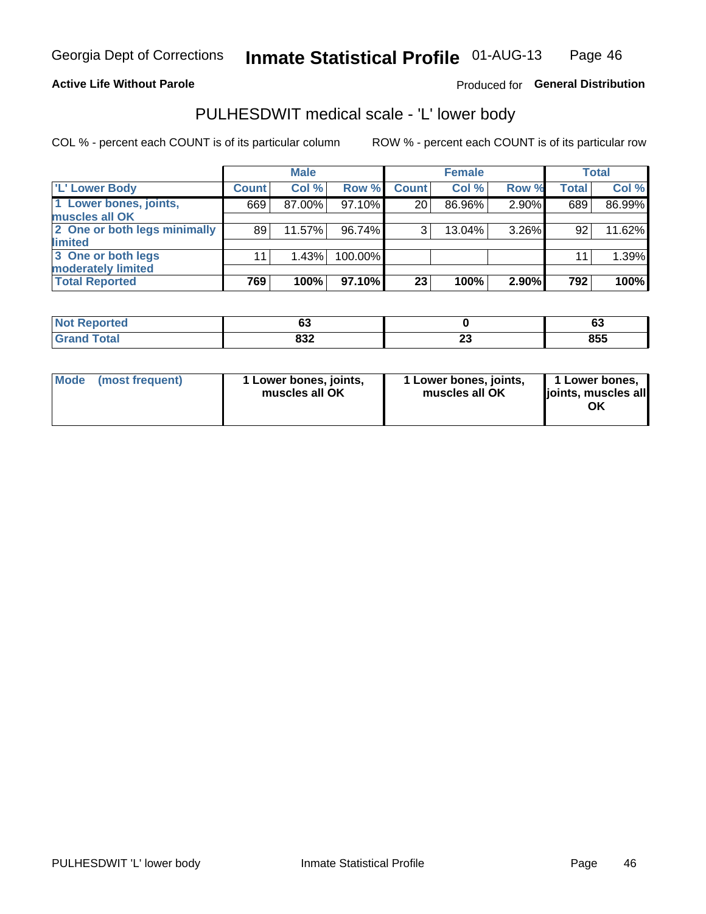Georgia Dept of Corrections **Inmate Statistical Profile** 01-AUG-13

**Active Life Without Parole**

Produced for **General Distribution**

# PULHESDWIT medical scale - 'L' lower body

COL % - percent each COUNT is of its particular column

ROW % - percent each COUNT is of its particular row

| | Male | | | Female | | | Total | |
|---|---|---|---|---|---|---|---|---|
| 'L' Lower Body | Count | Col % | Row % | Count | Col % | Row % | Total | Col % |
| 1 Lower bones, joints, muscles all OK | 669 | 87.00% | 97.10% | 20 | 86.96% | 2.90% | 689 | 86.99% |
| 2 One or both legs minimally limited | 89 | 11.57% | 96.74% | 3 | 13.04% | 3.26% | 92 | 11.62% |
| 3 One or both legs moderately limited | 11 | 1.43% | 100.00% | | | | 11 | 1.39% |
| **Total Reported** | **769** | **100%** | **97.10%** | **23** | **100%** | **2.90%** | **792** | **100%** |

| | Male | Female | Total |
|---|---|---|---|
| Not Reported | 63 | 0 | 63 |
| Grand Total | 832 | 23 | 855 |

| | Male | Female | Total |
|---|---|---|---|
| Mode (most frequent) | 1 Lower bones, joints, muscles all OK | 1 Lower bones, joints, muscles all OK | 1 Lower bones, joints, muscles all OK |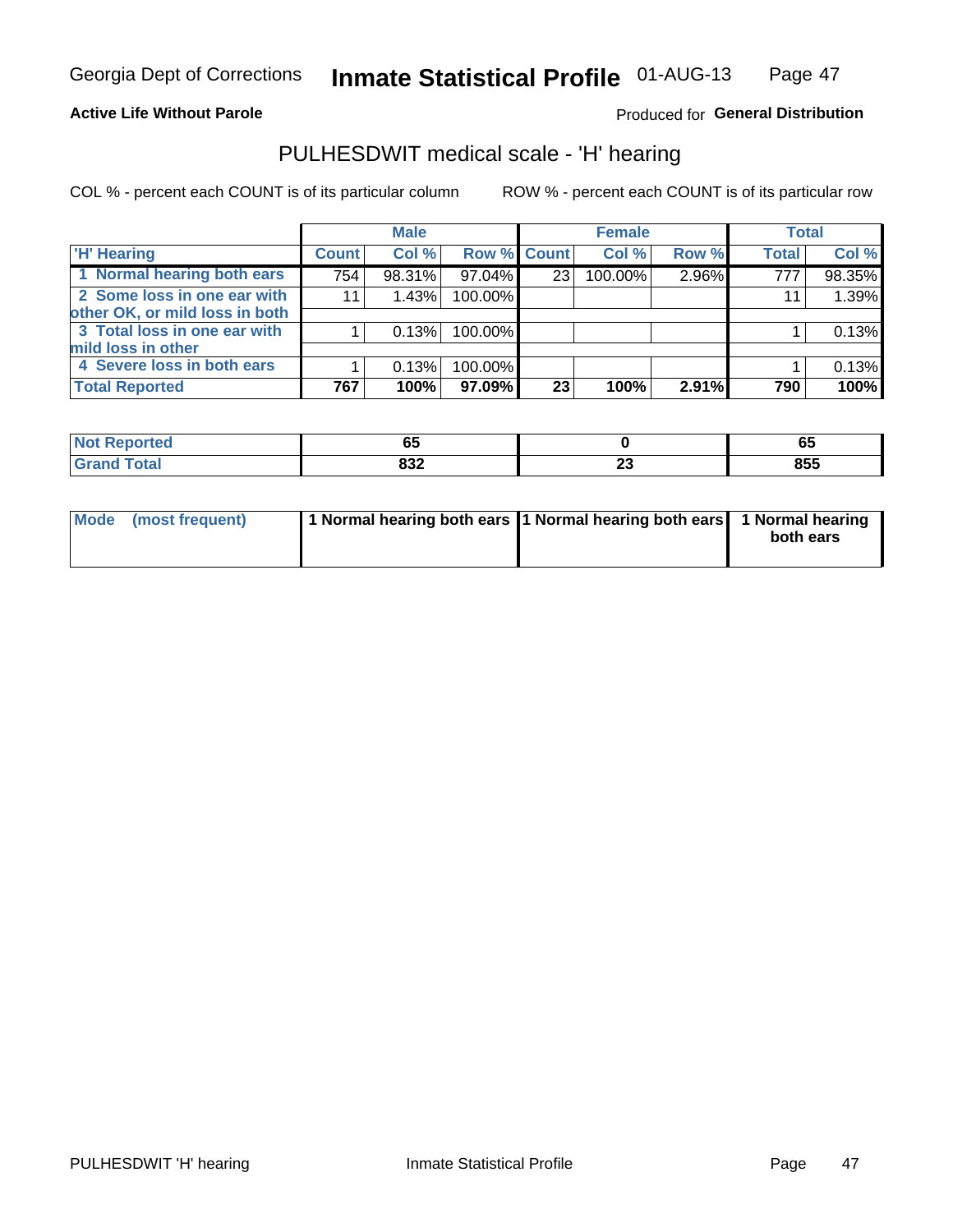Georgia Dept of Corrections **Inmate Statistical Profile** 01-AUG-13

**Active Life Without Parole**

Produced for **General Distribution**

## PULHESDWIT medical scale - 'H' hearing

COL % - percent each COUNT is of its particular column

ROW % - percent each COUNT is of its particular row

| | Male | | | Female | | | Total | |
|---|---|---|---|---|---|---|---|---|
| 'H' Hearing | Count | Col % | Row % | Count | Col % | Row % | Total | Col % |
| 1 Normal hearing both ears | 754 | 98.31% | 97.04% | 23 | 100.00% | 2.96% | 777 | 98.35% |
| 2 Some loss in one ear with other OK, or mild loss in both | 11 | 1.43% | 100.00% | | | | 11 | 1.39% |
| 3 Total loss in one ear with mild loss in other | 1 | 0.13% | 100.00% | | | | 1 | 0.13% |
| 4 Severe loss in both ears | 1 | 0.13% | 100.00% | | | | 1 | 0.13% |
| **Total Reported** | **767** | **100%** | **97.09%** | **23** | **100%** | **2.91%** | **790** | **100%** |

| | Male | Female | Total |
|---|---|---|---|
| Not Reported | 65 | 0 | 65 |
| Grand Total | 832 | 23 | 855 |

| | Male | Female | Total |
|---|---|---|---|
| Mode (most frequent) | 1 Normal hearing both ears | 1 Normal hearing both ears | 1 Normal hearing both ears |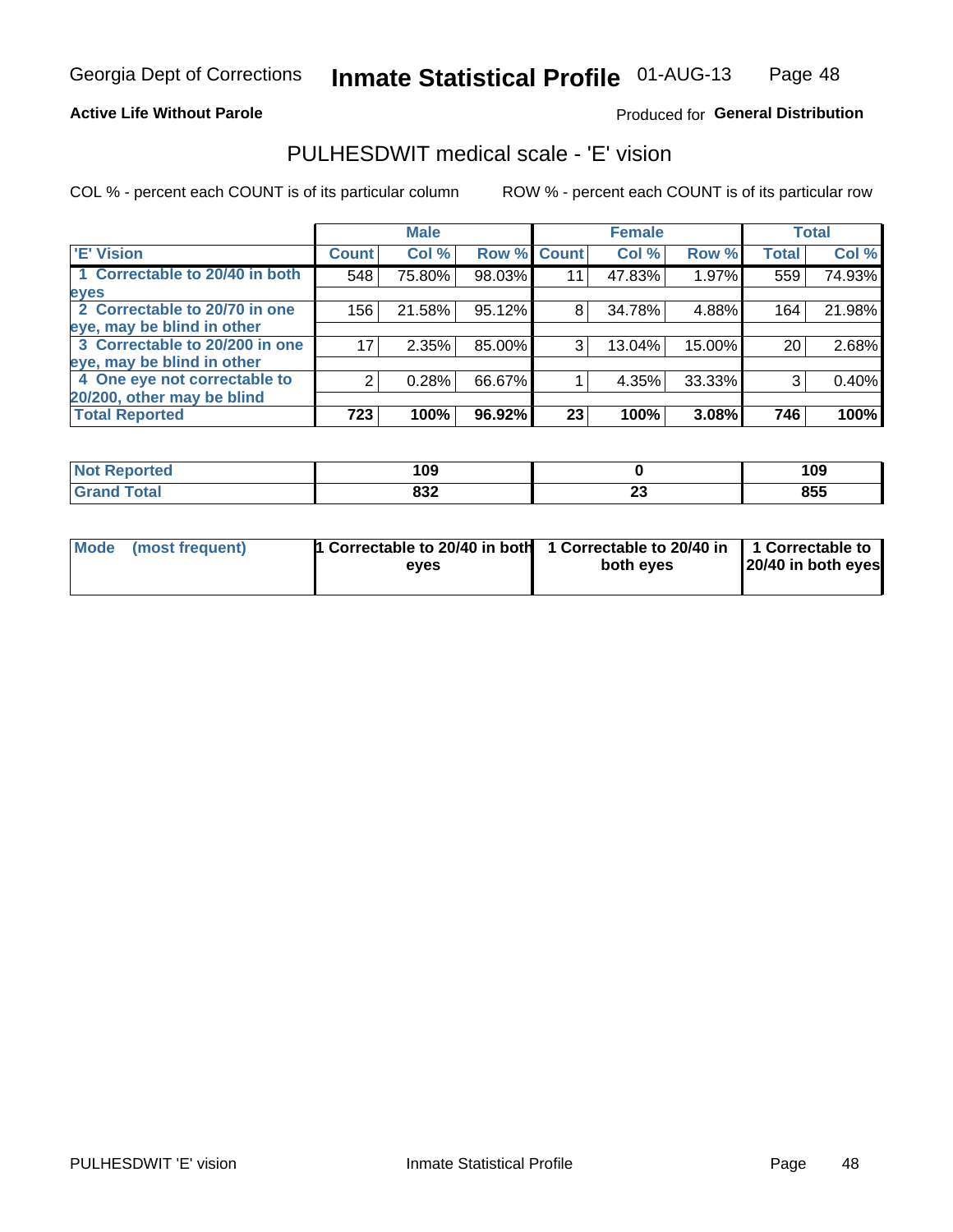Georgia Dept of Corrections **Inmate Statistical Profile** 01-AUG-13

**Active Life Without Parole**

Produced for **General Distribution**

## PULHESDWIT medical scale - 'E' vision

COL % - percent each COUNT is of its particular column

ROW % - percent each COUNT is of its particular row

| | Male | | | Female | | | Total | |
|---|---|---|---|---|---|---|---|---|
| 'E' Vision | Count | Col % | Row % | Count | Col % | Row % | Total | Col % |
| 1 Correctable to 20/40 in both eyes | 548 | 75.80% | 98.03% | 11 | 47.83% | 1.97% | 559 | 74.93% |
| 2 Correctable to 20/70 in one eye, may be blind in other | 156 | 21.58% | 95.12% | 8 | 34.78% | 4.88% | 164 | 21.98% |
| 3 Correctable to 20/200 in one eye, may be blind in other | 17 | 2.35% | 85.00% | 3 | 13.04% | 15.00% | 20 | 2.68% |
| 4 One eye not correctable to 20/200, other may be blind | 2 | 0.28% | 66.67% | 1 | 4.35% | 33.33% | 3 | 0.40% |
| **Total Reported** | **723** | **100%** | **96.92%** | **23** | **100%** | **3.08%** | **746** | **100%** |

| | Male | Female | Total |
|---|---|---|---|
| Not Reported | 109 | 0 | 109 |
| Grand Total | 832 | 23 | 855 |

| | Male | Female | Total |
|---|---|---|---|
| Mode (most frequent) | 1 Correctable to 20/40 in both eyes | 1 Correctable to 20/40 in both eyes | 1 Correctable to 20/40 in both eyes |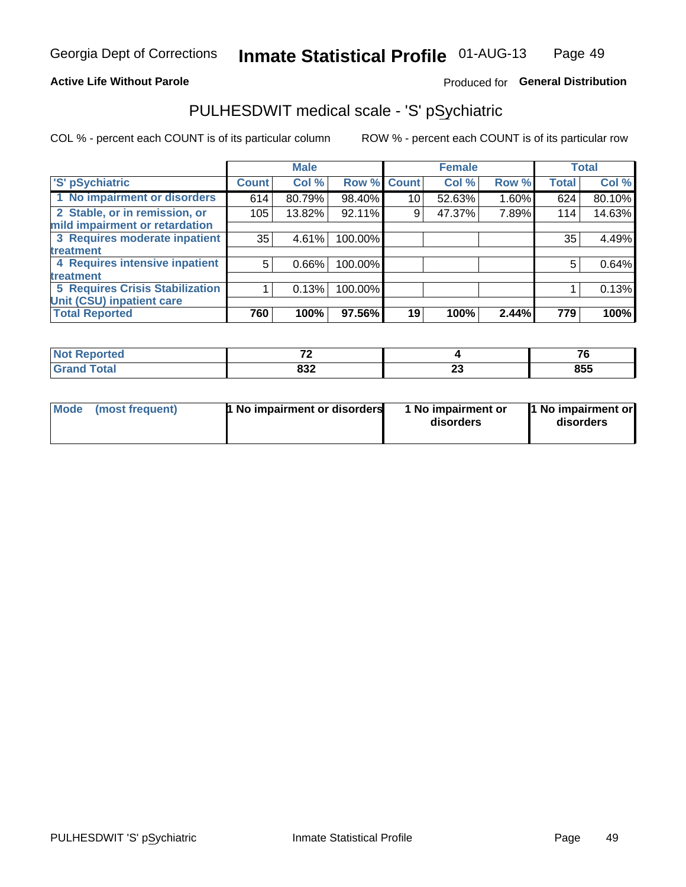**Active Life Without Parole**

Produced for **General Distribution**

## PULHESDWIT medical scale - 'S' pSychiatric

COL % - percent each COUNT is of its particular column

ROW % - percent each COUNT is of its particular row

| | Male | | | Female | | | Total | |
|---|---|---|---|---|---|---|---|---|
| 'S' pSychiatric | Count | Col % | Row % | Count | Col % | Row % | Total | Col % |
| 1 No impairment or disorders | 614 | 80.79% | 98.40% | 10 | 52.63% | 1.60% | 624 | 80.10% |
| 2 Stable, or in remission, or mild impairment or retardation | 105 | 13.82% | 92.11% | 9 | 47.37% | 7.89% | 114 | 14.63% |
| 3 Requires moderate inpatient treatment | 35 | 4.61% | 100.00% | | | | 35 | 4.49% |
| 4 Requires intensive inpatient treatment | 5 | 0.66% | 100.00% | | | | 5 | 0.64% |
| 5 Requires Crisis Stabilization Unit (CSU) inpatient care | 1 | 0.13% | 100.00% | | | | 1 | 0.13% |
| **Total Reported** | **760** | **100%** | **97.56%** | **19** | **100%** | **2.44%** | **779** | **100%** |

| | Male | Female | Total |
|---|---|---|---|
| Not Reported | 72 | 4 | 76 |
| Grand Total | 832 | 23 | 855 |

| | Male | Female | Total |
|---|---|---|---|
| Mode (most frequent) | 1 No impairment or disorders | 1 No impairment or disorders | 1 No impairment or disorders |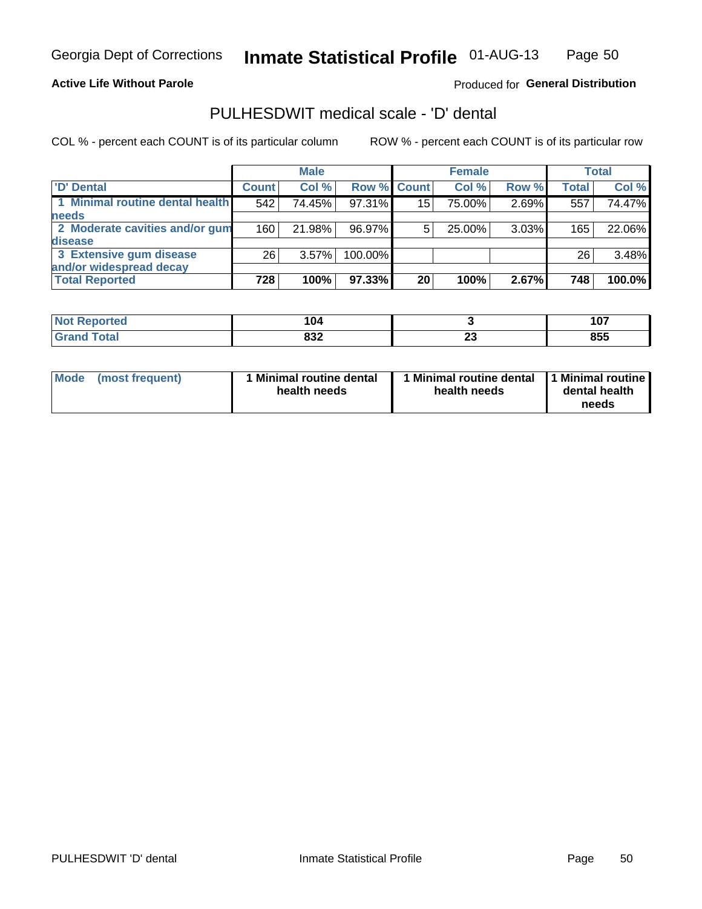Georgia Dept of Corrections **Inmate Statistical Profile** 01-AUG-13

**Active Life Without Parole**

Produced for **General Distribution**

## PULHESDWIT medical scale - 'D' dental

COL % - percent each COUNT is of its particular column

ROW % - percent each COUNT is of its particular row

| | Male | | | Female | | | Total | |
|---|---|---|---|---|---|---|---|---|
| 'D' Dental | Count | Col % | Row % | Count | Col % | Row % | Total | Col % |
| 1 Minimal routine dental health needs | 542 | 74.45% | 97.31% | 15 | 75.00% | 2.69% | 557 | 74.47% |
| 2 Moderate cavities and/or gum disease | 160 | 21.98% | 96.97% | 5 | 25.00% | 3.03% | 165 | 22.06% |
| 3 Extensive gum disease and/or widespread decay | 26 | 3.57% | 100.00% | | | | 26 | 3.48% |
| **Total Reported** | **728** | **100%** | **97.33%** | **20** | **100%** | **2.67%** | **748** | **100.0%** |

| | Male | Female | Total |
|---|---|---|---|
| Not Reported | **104** | **3** | **107** |
| Grand Total | **832** | **23** | **855** |

| | Male | Female | Total |
|---|---|---|---|
| Mode (most frequent) | **1 Minimal routine dental health needs** | **1 Minimal routine dental health needs** | **1 Minimal routine dental health needs** |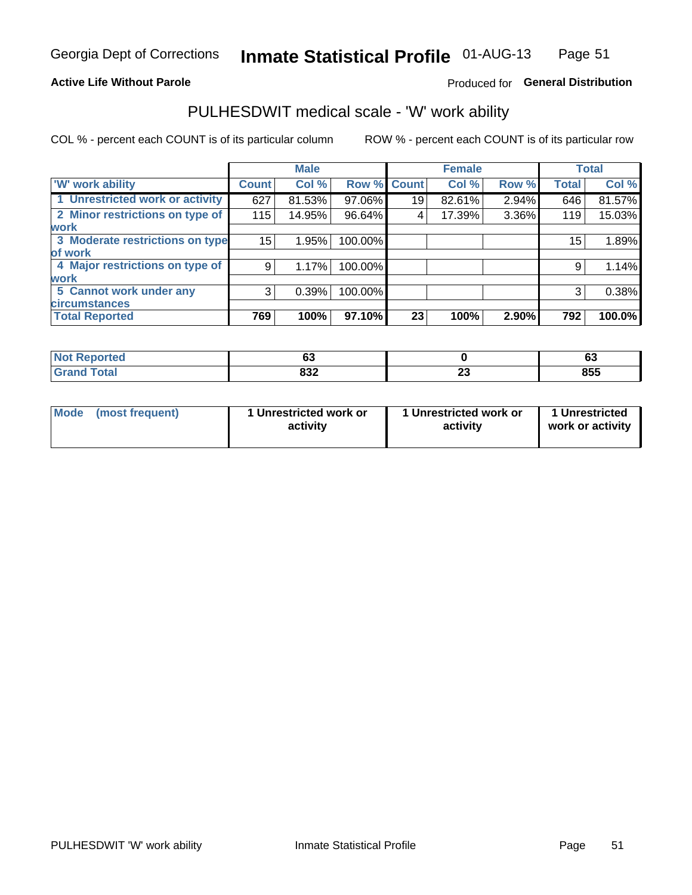Georgia Dept of Corrections **Inmate Statistical Profile** 01-AUG-13

**Active Life Without Parole**

Produced for **General Distribution**

## PULHESDWIT medical scale - 'W' work ability

COL % - percent each COUNT is of its particular column

ROW % - percent each COUNT is of its particular row

| | Male | | | Female | | | Total | |
|---|---|---|---|---|---|---|---|---|
| 'W' work ability | Count | Col % | Row % | Count | Col % | Row % | Total | Col % |
| 1 Unrestricted work or activity | 627 | 81.53% | 97.06% | 19 | 82.61% | 2.94% | 646 | 81.57% |
| 2 Minor restrictions on type of work | 115 | 14.95% | 96.64% | 4 | 17.39% | 3.36% | 119 | 15.03% |
| 3 Moderate restrictions on type of work | 15 | 1.95% | 100.00% | | | | 15 | 1.89% |
| 4 Major restrictions on type of work | 9 | 1.17% | 100.00% | | | | 9 | 1.14% |
| 5 Cannot work under any circumstances | 3 | 0.39% | 100.00% | | | | 3 | 0.38% |
| **Total Reported** | **769** | **100%** | **97.10%** | **23** | **100%** | **2.90%** | **792** | **100.0%** |

| | Male | Female | Total |
|---|---|---|---|
| Not Reported | 63 | 0 | 63 |
| Grand Total | 832 | 23 | 855 |

| | Male | Female | Total |
|---|---|---|---|
| Mode (most frequent) | 1 Unrestricted work or activity | 1 Unrestricted work or activity | 1 Unrestricted work or activity |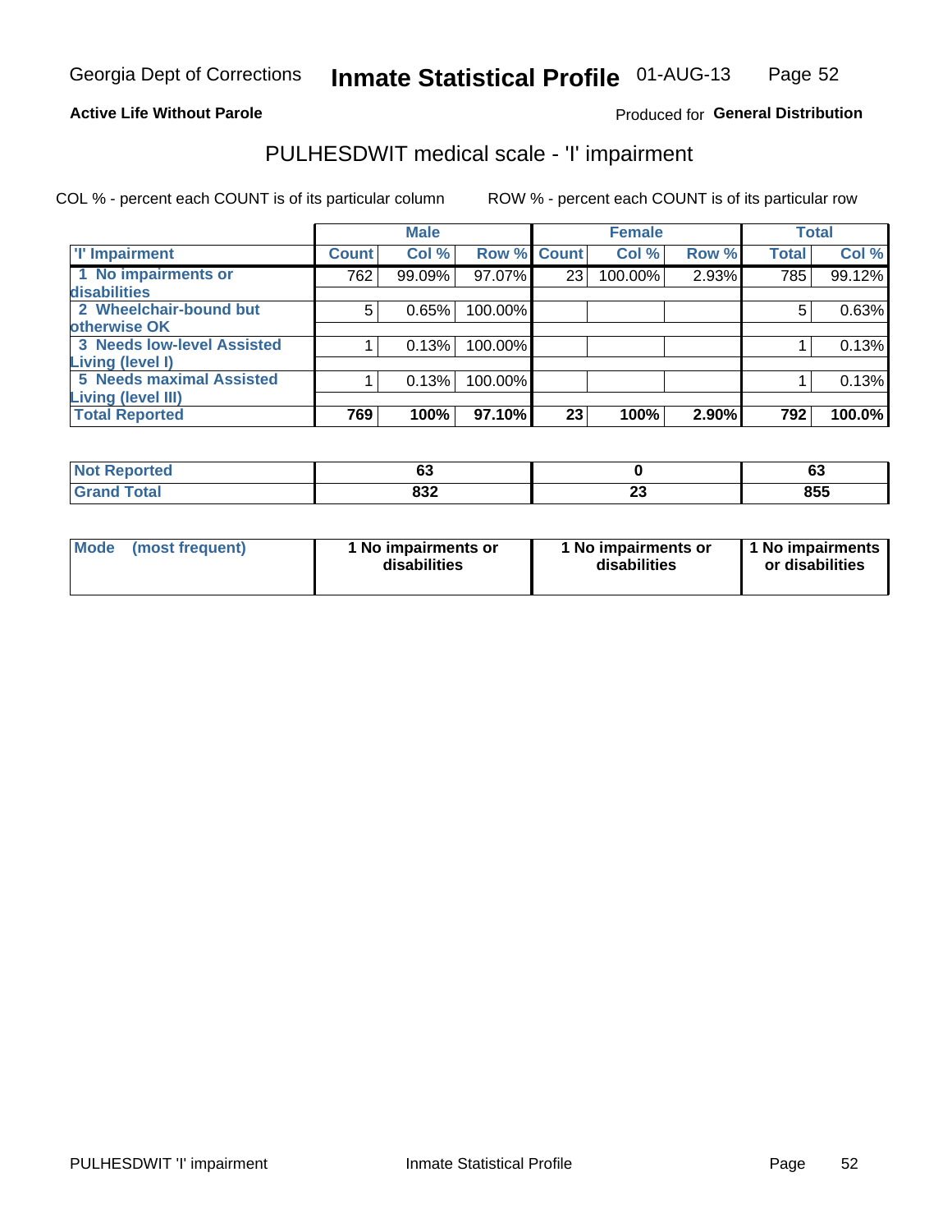Georgia Dept of Corrections **Inhmate Statistical Profile** 01-AUG-13

**Active Life Without Parole**

Produced for **General Distribution**

## PULHESDWIT medical scale - 'I' impairment

COL % - percent each COUNT is of its particular column ROW % - percent each COUNT is of its particular row

| | Male | | | Female | | | Total | |
|---|---|---|---|---|---|---|---|---|
| 'I' Impairment | Count | Col % | Row % | Count | Col % | Row % | Total | Col % |
| 1 No impairments or disabilities | 762 | 99.09% | 97.07% | 23 | 100.00% | 2.93% | 785 | 99.12% |
| 2 Wheelchair-bound but otherwise OK | 5 | 0.65% | 100.00% | | | | 5 | 0.63% |
| 3 Needs low-level Assisted Living (level I) | 1 | 0.13% | 100.00% | | | | 1 | 0.13% |
| 5 Needs maximal Assisted Living (level III) | 1 | 0.13% | 100.00% | | | | 1 | 0.13% |
| **Total Reported** | **769** | **100%** | **97.10%** | **23** | **100%** | **2.90%** | **792** | **100.0%** |

| | Male | Female | Total |
|---|---|---|---|
| Not Reported | 63 | 0 | 63 |
| Grand Total | 832 | 23 | 855 |

| | Male | Female | Total |
|---|---|---|---|
| Mode (most frequent) | 1 No impairments or disabilities | 1 No impairments or disabilities | 1 No impairments or disabilities |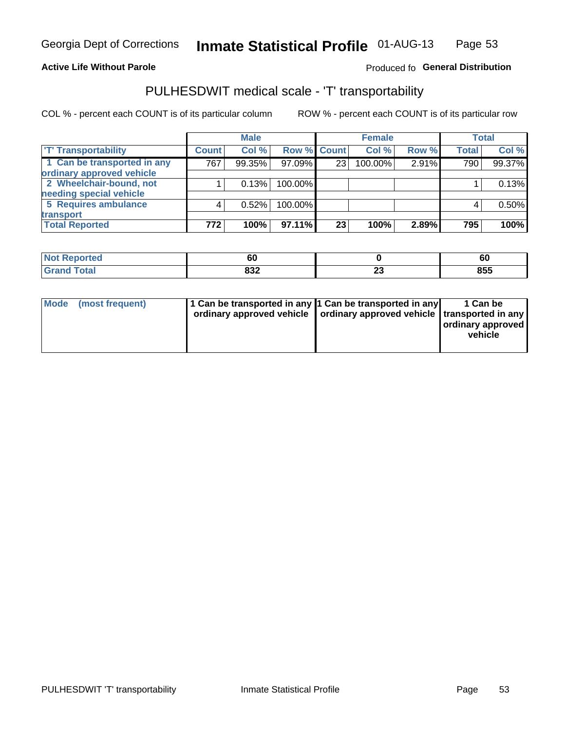Georgia Dept of Corrections **Inmate Statistical Profile** 01-AUG-13

**Active Life Without Parole**

Produced fo **General Distribution**

## PULHESDWIT medical scale - 'T' transportability

COL % - percent each COUNT is of its particular column

ROW % - percent each COUNT is of its particular row

| | Male | | | Female | | | Total | |
|---|---|---|---|---|---|---|---|---|
| 'T' Transportability | Count | Col % | Row % | Count | Col % | Row % | Total | Col % |
| 1 Can be transported in any ordinary approved vehicle | 767 | 99.35% | 97.09% | 23 | 100.00% | 2.91% | 790 | 99.37% |
| 2 Wheelchair-bound, not needing special vehicle | 1 | 0.13% | 100.00% | | | | 1 | 0.13% |
| 5 Requires ambulance transport | 4 | 0.52% | 100.00% | | | | 4 | 0.50% |
| **Total Reported** | **772** | **100%** | **97.11%** | **23** | **100%** | **2.89%** | **795** | **100%** |

| | Male | Female | Total |
|---|---|---|---|
| Not Reported | 60 | 0 | 60 |
| Grand Total | 832 | 23 | 855 |

| | Male | Female | Total |
|---|---|---|---|
| Mode (most frequent) | 1 Can be transported in any ordinary approved vehicle | 1 Can be transported in any ordinary approved vehicle | 1 Can be transported in any ordinary approved vehicle |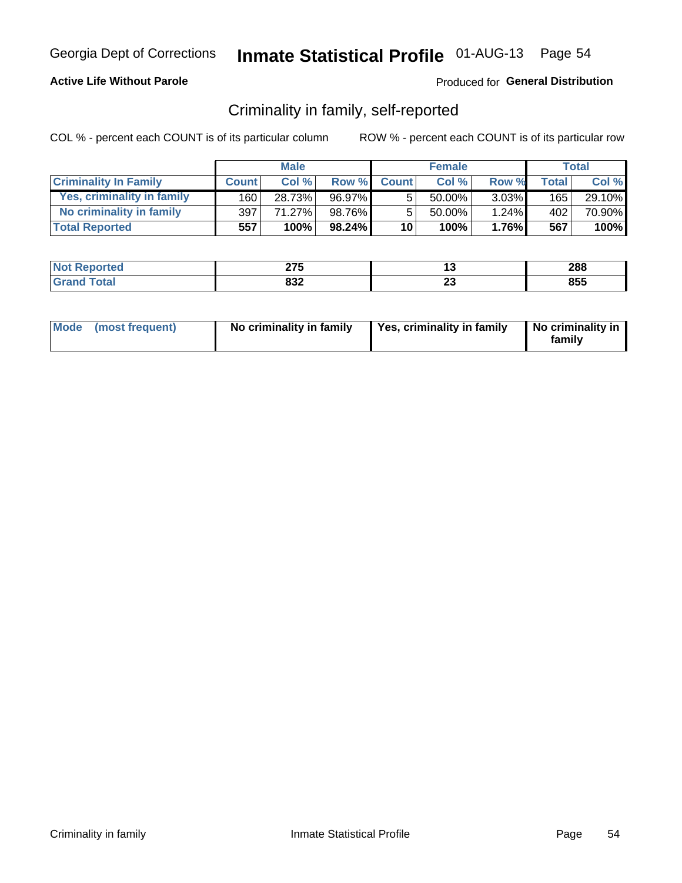Georgia Dept of Corrections **Inmate Statistical Profile** 01-AUG-13

**Active Life Without Parole**

Produced for **General Distribution**

## Criminality in family, self-reported

COL % - percent each COUNT is of its particular column

ROW % - percent each COUNT is of its particular row

| | Male | | | Female | | | Total | |
|---|---|---|---|---|---|---|---|---|
| **Criminality In Family** | **Count** | **Col %** | **Row %** | **Count** | **Col %** | **Row %** | **Total** | **Col %** |
| Yes, criminality in family | 160 | 28.73% | 96.97% | 5 | 50.00% | 3.03% | 165 | 29.10% |
| No criminality in family | 397 | 71.27% | 98.76% | 5 | 50.00% | 1.24% | 402 | 70.90% |
| **Total Reported** | **557** | **100%** | **98.24%** | **10** | **100%** | **1.76%** | **567** | **100%** |

| | Male | Female | Total |
|---|---|---|---|
| **Not Reported** | **275** | **13** | **288** |
| **Grand Total** | **832** | **23** | **855** |

| | Male | Female | Total |
|---|---|---|---|
| **Mode (most frequent)** | **No criminality in family** | **Yes, criminality in family** | **No criminality in family** |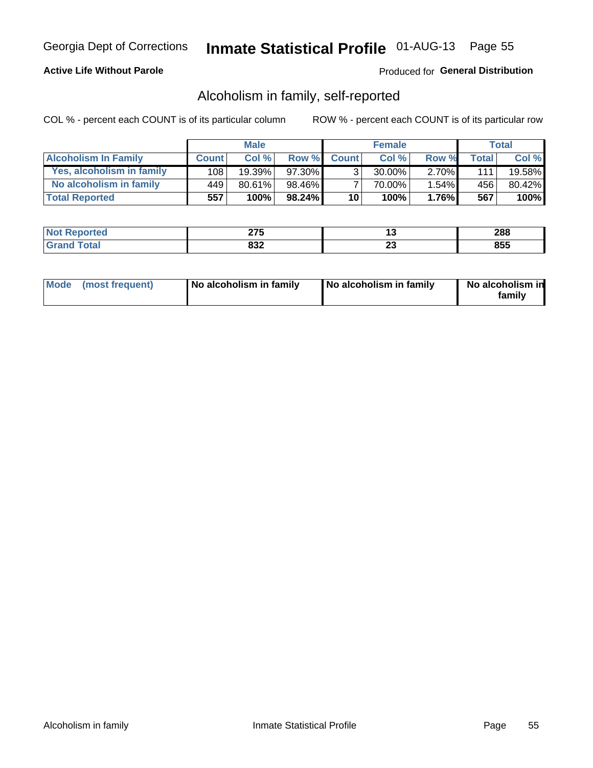Georgia Dept of Corrections **Inmate Statistical Profile** 01-AUG-13

**Active Life Without Parole**

Produced for **General Distribution**

## Alcoholism in family, self-reported

COL % - percent each COUNT is of its particular column

ROW % - percent each COUNT is of its particular row

| | Male | | | Female | | | Total | |
|---|---|---|---|---|---|---|---|---|
| **Alcoholism In Family** | **Count** | **Col %** | **Row %** | **Count** | **Col %** | **Row %** | **Total** | **Col %** |
| **Yes, alcoholism in family** | 108 | 19.39% | 97.30% | 3 | 30.00% | 2.70% | 111 | 19.58% |
| **No alcoholism in family** | 449 | 80.61% | 98.46% | 7 | 70.00% | 1.54% | 456 | 80.42% |
| **Total Reported** | **557** | **100%** | **98.24%** | **10** | **100%** | **1.76%** | **567** | **100%** |

| | Male | Female | Total |
|---|---|---|---|
| **Not Reported** | **275** | **13** | **288** |
| **Grand Total** | **832** | **23** | **855** |

| | Male | Female | Total |
|---|---|---|---|
| **Mode (most frequent)** | **No alcoholism in family** | **No alcoholism in family** | **No alcoholism in family** |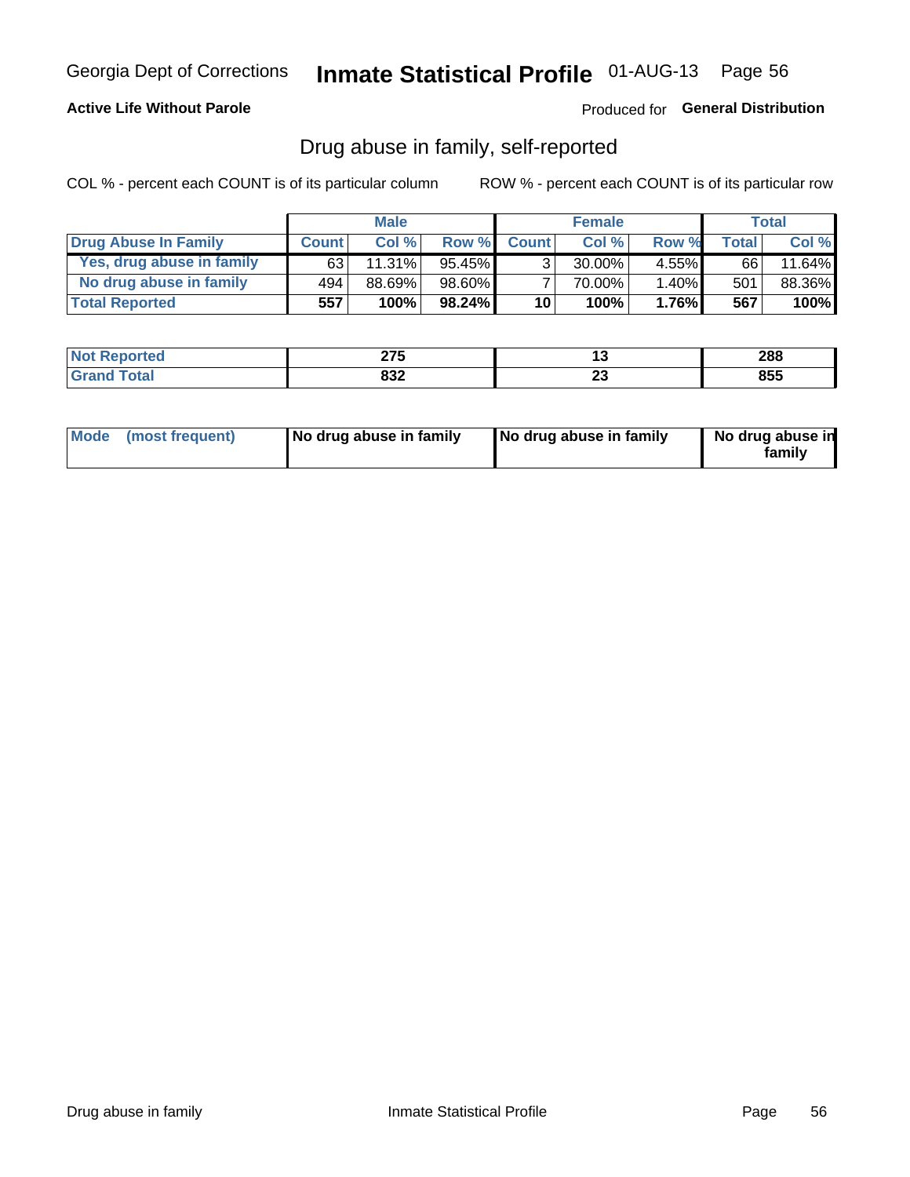Georgia Dept of Corrections **Inmate Statistical Profile** 01-AUG-13

**Active Life Without Parole**

Produced for **General Distribution**

## Drug abuse in family, self-reported

COL % - percent each COUNT is of its particular column

ROW % - percent each COUNT is of its particular row

| | Male | | | Female | | | Total | |
|---|---|---|---|---|---|---|---|---|
| **Drug Abuse In Family** | **Count** | **Col %** | **Row %** | **Count** | **Col %** | **Row %** | **Total** | **Col %** |
| Yes, drug abuse in family | 63 | 11.31% | 95.45% | 3 | 30.00% | 4.55% | 66 | 11.64% |
| No drug abuse in family | 494 | 88.69% | 98.60% | 7 | 70.00% | 1.40% | 501 | 88.36% |
| **Total Reported** | **557** | **100%** | **98.24%** | **10** | **100%** | **1.76%** | **567** | **100%** |

| | Male | Female | Total |
|---|---|---|---|
| **Not Reported** | **275** | **13** | **288** |
| **Grand Total** | **832** | **23** | **855** |

| | Male | Female | Total |
|---|---|---|---|
| **Mode (most frequent)** | **No drug abuse in family** | **No drug abuse in family** | **No drug abuse in family** |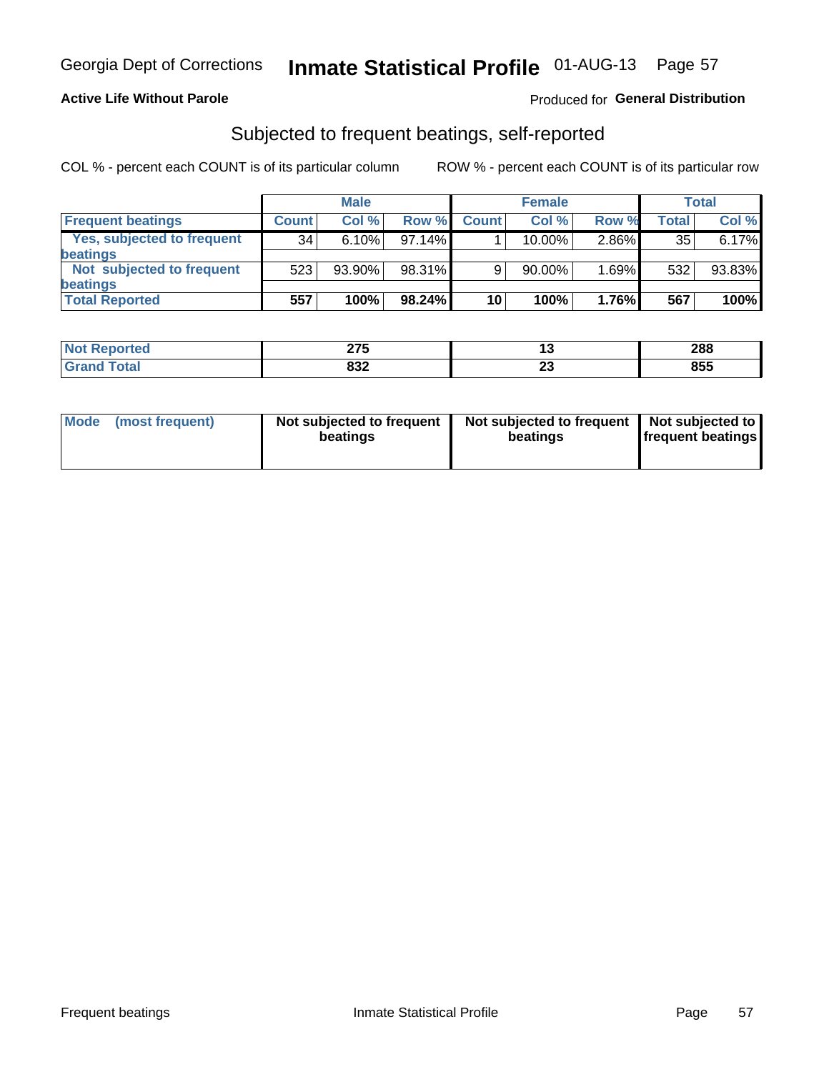Georgia Dept of Corrections **Inmate Statistical Profile** 01-AUG-13

**Active Life Without Parole**

Produced for **General Distribution**

## Subjected to frequent beatings, self-reported

COL % - percent each COUNT is of its particular column

ROW % - percent each COUNT is of its particular row

| | Male | | | Female | | | Total | |
|---|---|---|---|---|---|---|---|---|
| **Frequent beatings** | **Count** | **Col %** | **Row %** | **Count** | **Col %** | **Row %** | **Total** | **Col %** |
| **Yes, subjected to frequent beatings** | 34 | 6.10% | 97.14% | 1 | 10.00% | 2.86% | 35 | 6.17% |
| **Not subjected to frequent beatings** | 523 | 93.90% | 98.31% | 9 | 90.00% | 1.69% | 532 | 93.83% |
| **Total Reported** | **557** | **100%** | **98.24%** | **10** | **100%** | **1.76%** | **567** | **100%** |

| | Male | Female | Total |
|---|---|---|---|
| **Not Reported** | **275** | **13** | **288** |
| **Grand Total** | **832** | **23** | **855** |

| | Male | Female | Total |
|---|---|---|---|
| **Mode (most frequent)** | **Not subjected to frequent beatings** | **Not subjected to frequent beatings** | **Not subjected to frequent beatings** |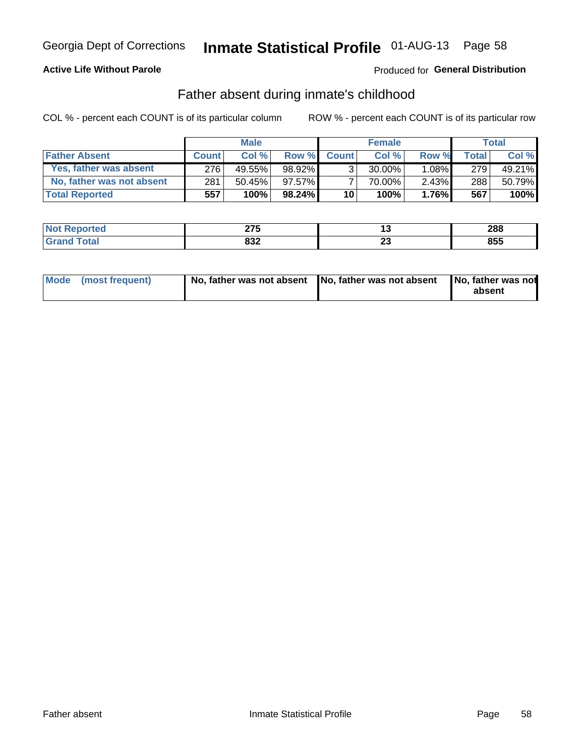Georgia Dept of Corrections **Inmate Statistical Profile** 01-AUG-13

**Active Life Without Parole**

Produced for **General Distribution**

## Father absent during inmate's childhood

COL % - percent each COUNT is of its particular column

ROW % - percent each COUNT is of its particular row

| | Male | | | Female | | | Total | |
|---|---|---|---|---|---|---|---|---|
| **Father Absent** | **Count** | **Col %** | **Row %** | **Count** | **Col %** | **Row %** | **Total** | **Col %** |
| Yes, father was absent | 276 | 49.55% | 98.92% | 3 | 30.00% | 1.08% | 279 | 49.21% |
| No, father was not absent | 281 | 50.45% | 97.57% | 7 | 70.00% | 2.43% | 288 | 50.79% |
| **Total Reported** | **557** | **100%** | **98.24%** | **10** | **100%** | **1.76%** | **567** | **100%** |

| | Male | Female | Total |
|---|---|---|---|
| Not Reported | **275** | **13** | **288** |
| Grand Total | **832** | **23** | **855** |

| | Male | Female | Total |
|---|---|---|---|
| Mode (most frequent) | **No, father was not absent** | **No, father was not absent** | **No, father was not absent** |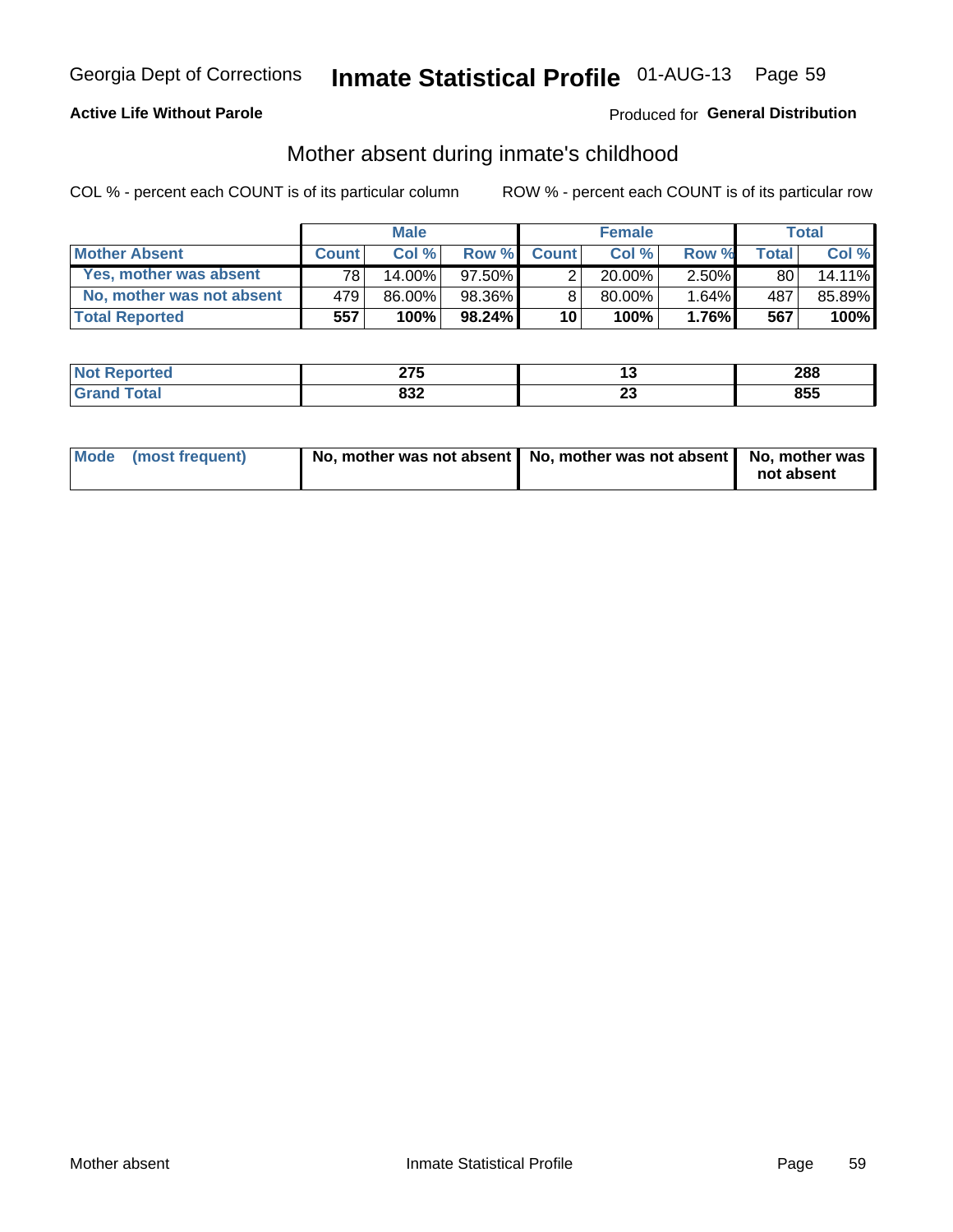Georgia Dept of Corrections **Inmate Statistical Profile** 01-AUG-13

**Active Life Without Parole**

Produced for **General Distribution**

## Mother absent during inmate's childhood

COL % - percent each COUNT is of its particular column

ROW % - percent each COUNT is of its particular row

| | Male | | | Female | | | Total | |
|---|---|---|---|---|---|---|---|---|
| **Mother Absent** | **Count** | **Col %** | **Row %** | **Count** | **Col %** | **Row %** | **Total** | **Col %** |
| Yes, mother was absent | 78 | 14.00% | 97.50% | 2 | 20.00% | 2.50% | 80 | 14.11% |
| No, mother was not absent | 479 | 86.00% | 98.36% | 8 | 80.00% | 1.64% | 487 | 85.89% |
| **Total Reported** | **557** | **100%** | **98.24%** | **10** | **100%** | **1.76%** | **567** | **100%** |

| | Male | Female | Total |
|---|---|---|---|
| **Not Reported** | **275** | **13** | **288** |
| **Grand Total** | **832** | **23** | **855** |

| | Male | Female | Total |
|---|---|---|---|
| **Mode (most frequent)** | **No, mother was not absent** | **No, mother was not absent** | **No, mother was not absent** |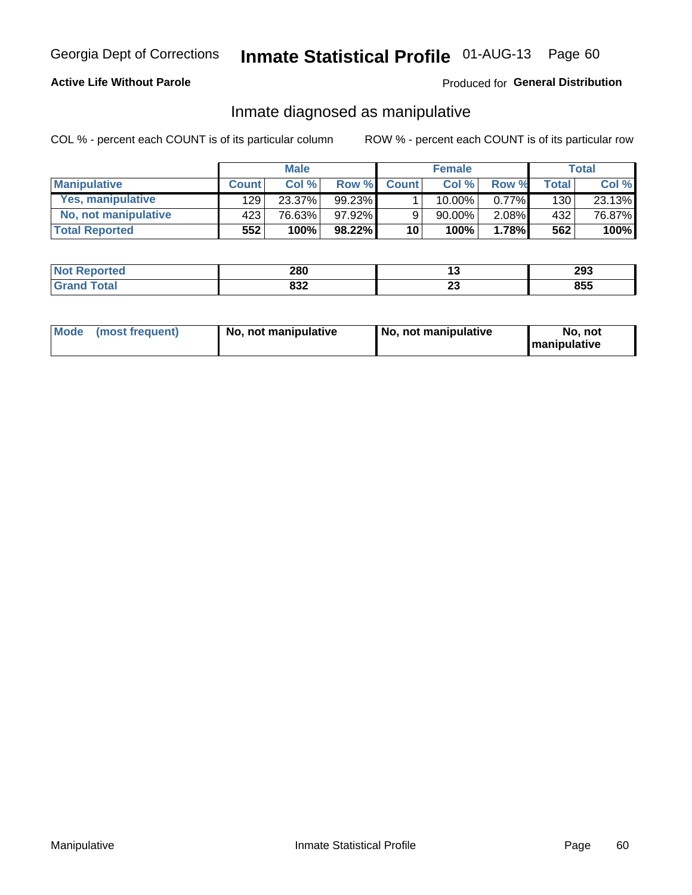Georgia Dept of Corrections **Inmate Statistical Profile** 01-AUG-13

**Active Life Without Parole**

Produced for **General Distribution**

## Inmate diagnosed as manipulative

COL % - percent each COUNT is of its particular column

ROW % - percent each COUNT is of its particular row

| | Male | | | Female | | | Total | |
|---|---|---|---|---|---|---|---|---|
| **Manipulative** | **Count** | **Col %** | **Row %** | **Count** | **Col %** | **Row %** | **Total** | **Col %** |
| **Yes, manipulative** | 129 | 23.37% | 99.23% | 1 | 10.00% | 0.77% | 130 | 23.13% |
| **No, not manipulative** | 423 | 76.63% | 97.92% | 9 | 90.00% | 2.08% | 432 | 76.87% |
| **Total Reported** | **552** | **100%** | **98.22%** | **10** | **100%** | **1.78%** | **562** | **100%** |

| | Male | Female | Total |
|---|---|---|---|
| **Not Reported** | **280** | **13** | **293** |
| **Grand Total** | **832** | **23** | **855** |

| | Male | Female | Total |
|---|---|---|---|
| **Mode (most frequent)** | **No, not manipulative** | **No, not manipulative** | **No, not manipulative** |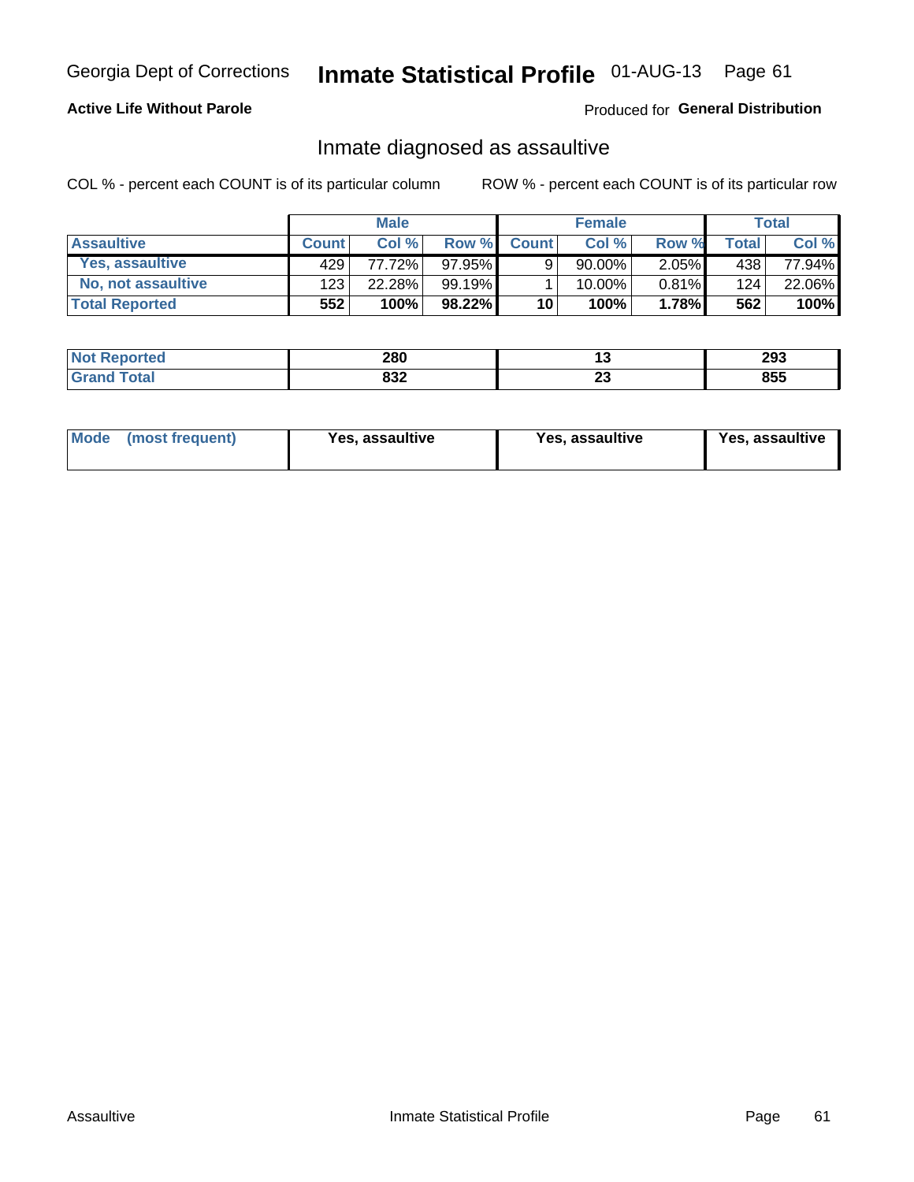Georgia Dept of Corrections **Inmate Statistical Profile** 01-AUG-13

**Active Life Without Parole**

Produced for **General Distribution**

## Inmate diagnosed as assaultive

COL % - percent each COUNT is of its particular column

ROW % - percent each COUNT is of its particular row

| | Male | | | Female | | | Total | |
|---|---|---|---|---|---|---|---|---|
| **Assaultive** | **Count** | **Col %** | **Row %** | **Count** | **Col %** | **Row %** | **Total** | **Col %** |
| Yes, assaultive | 429 | 77.72% | 97.95% | 9 | 90.00% | 2.05% | 438 | 77.94% |
| No, not assaultive | 123 | 22.28% | 99.19% | 1 | 10.00% | 0.81% | 124 | 22.06% |
| **Total Reported** | **552** | **100%** | **98.22%** | **10** | **100%** | **1.78%** | **562** | **100%** |

| | Male | Female | Total |
|---|---|---|---|
| **Not Reported** | **280** | **13** | **293** |
| **Grand Total** | **832** | **23** | **855** |

| | Male | Female | Total |
|---|---|---|---|
| **Mode (most frequent)** | **Yes, assaultive** | **Yes, assaultive** | **Yes, assaultive** |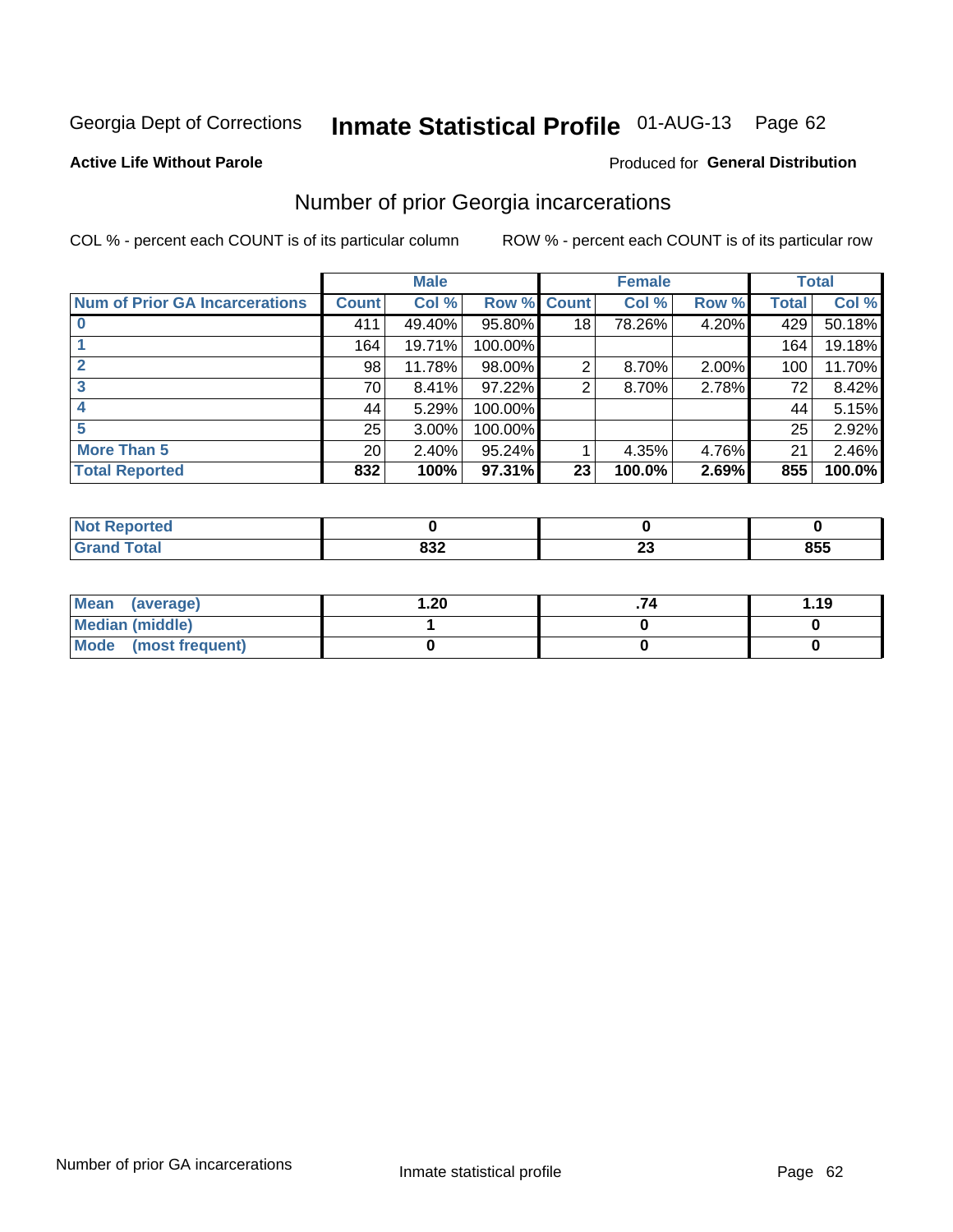Georgia Dept of Corrections **Inmate Statistical Profile** 01-AUG-13 Page 62

**Active Life Without Parole**

Produced for **General Distribution**

## Number of prior Georgia incarcerations

COL % - percent each COUNT is of its particular column

ROW % - percent each COUNT is of its particular row

| | Male | | | Female | | | Total | |
|---|---|---|---|---|---|---|---|---|
| **Num of Prior GA Incarcerations** | **Count** | **Col %** | **Row %** | **Count** | **Col %** | **Row %** | **Total** | **Col %** |
| **0** | 411 | 49.40% | 95.80% | 18 | 78.26% | 4.20% | 429 | 50.18% |
| **1** | 164 | 19.71% | 100.00% | | | | 164 | 19.18% |
| **2** | 98 | 11.78% | 98.00% | 2 | 8.70% | 2.00% | 100 | 11.70% |
| **3** | 70 | 8.41% | 97.22% | 2 | 8.70% | 2.78% | 72 | 8.42% |
| **4** | 44 | 5.29% | 100.00% | | | | 44 | 5.15% |
| **5** | 25 | 3.00% | 100.00% | | | | 25 | 2.92% |
| **More Than 5** | 20 | 2.40% | 95.24% | 1 | 4.35% | 4.76% | 21 | 2.46% |
| **Total Reported** | **832** | **100%** | **97.31%** | **23** | **100.0%** | **2.69%** | **855** | **100.0%** |

| | Male | Female | Total |
|---|---|---|---|
| **Not Reported** | **0** | **0** | **0** |
| **Grand Total** | **832** | **23** | **855** |

| | Male | Female | Total |
|---|---|---|---|
| **Mean (average)** | **1.20** | **.74** | **1.19** |
| **Median (middle)** | **1** | **0** | **0** |
| **Mode (most frequent)** | **0** | **0** | **0** |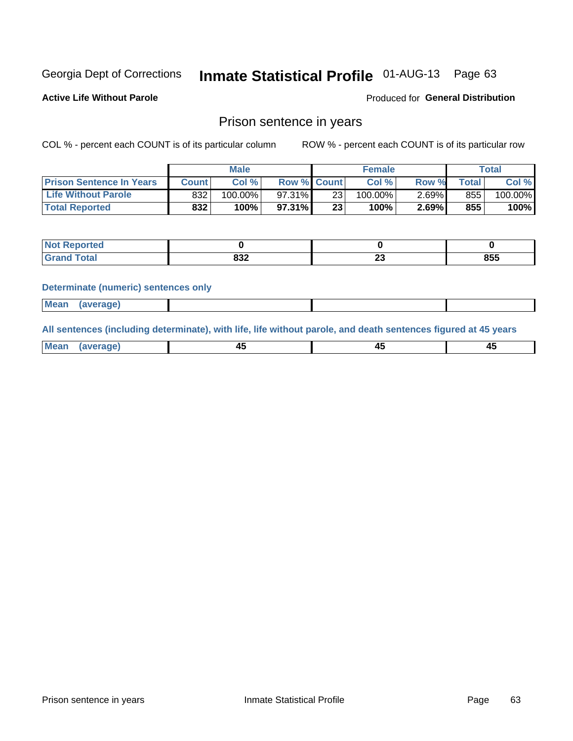Georgia Dept of Corrections **Inmate Statistical Profile** 01-AUG-13

**Active Life Without Parole**

Produced for **General Distribution**

## Prison sentence in years

COL % - percent each COUNT is of its particular column

ROW % - percent each COUNT is of its particular row

| | Male | | | Female | | | Total | |
|---|---|---|---|---|---|---|---|---|
| **Prison Sentence In Years** | **Count** | **Col %** | **Row %** | **Count** | **Col %** | **Row %** | **Total** | **Col %** |
| **Life Without Parole** | 832 | 100.00% | 97.31% | 23 | 100.00% | 2.69% | 855 | 100.00% |
| **Total Reported** | **832** | **100%** | **97.31%** | **23** | **100%** | **2.69%** | **855** | **100%** |

| | Male | Female | Total |
|---|---|---|---|
| **Not Reported** | **0** | **0** | **0** |
| **Grand Total** | **832** | **23** | **855** |

**Determinate (numeric) sentences only**

| | Male | Female | Total |
|---|---|---|---|
| **Mean (average)** | | | |

**All sentences (including determinate), with life, life without parole, and death sentences figured at 45 years**

| | Male | Female | Total |
|---|---|---|---|
| **Mean (average)** | **45** | **45** | **45** |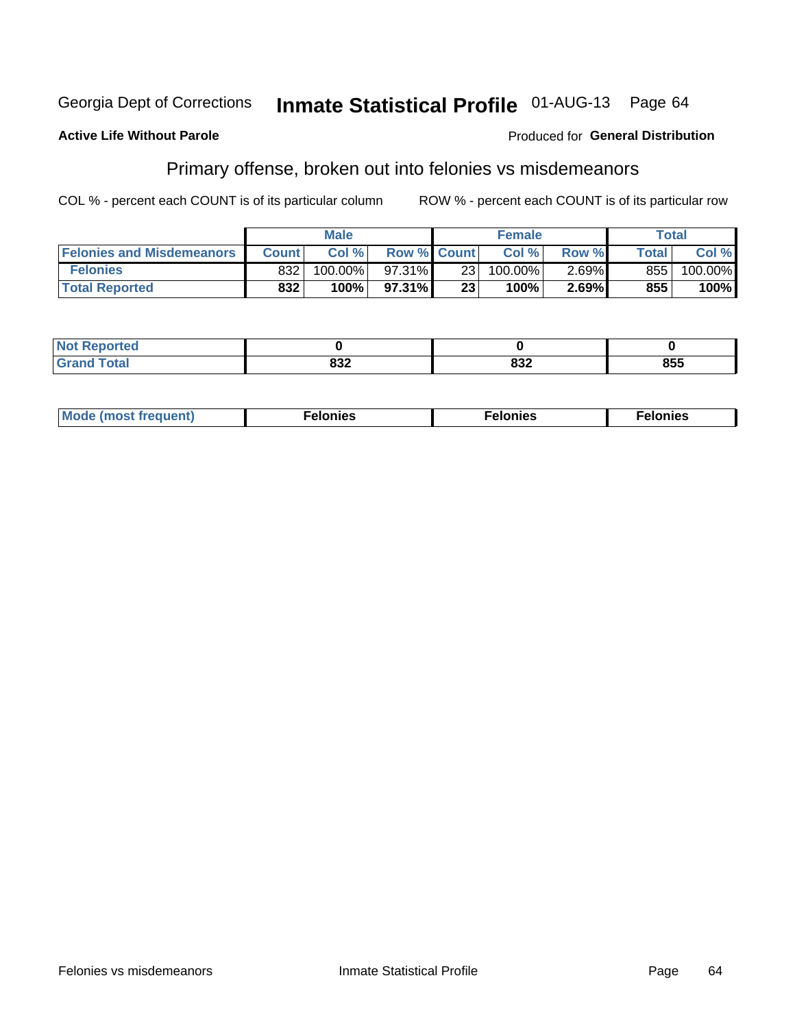Georgia Dept of Corrections **Inmate Statistical Profile** 01-AUG-13

**Active Life Without Parole**

Produced for **General Distribution**

## Primary offense, broken out into felonies vs misdemeanors

COL % - percent each COUNT is of its particular column

ROW % - percent each COUNT is of its particular row

| | Male | | | Female | | | Total | |
|---|---|---|---|---|---|---|---|---|
| **Felonies and Misdemeanors** | **Count** | **Col %** | **Row %** | **Count** | **Col %** | **Row %** | **Total** | **Col %** |
| **Felonies** | 832 | 100.00% | 97.31% | 23 | 100.00% | 2.69% | 855 | 100.00% |
| **Total Reported** | **832** | **100%** | **97.31%** | **23** | **100%** | **2.69%** | **855** | **100%** |

| | | | |
|---|---|---|---|
| **Not Reported** | **0** | **0** | **0** |
| **Grand Total** | **832** | **832** | **855** |

| | | | |
|---|---|---|---|
| **Mode (most frequent)** | **Felonies** | **Felonies** | **Felonies** |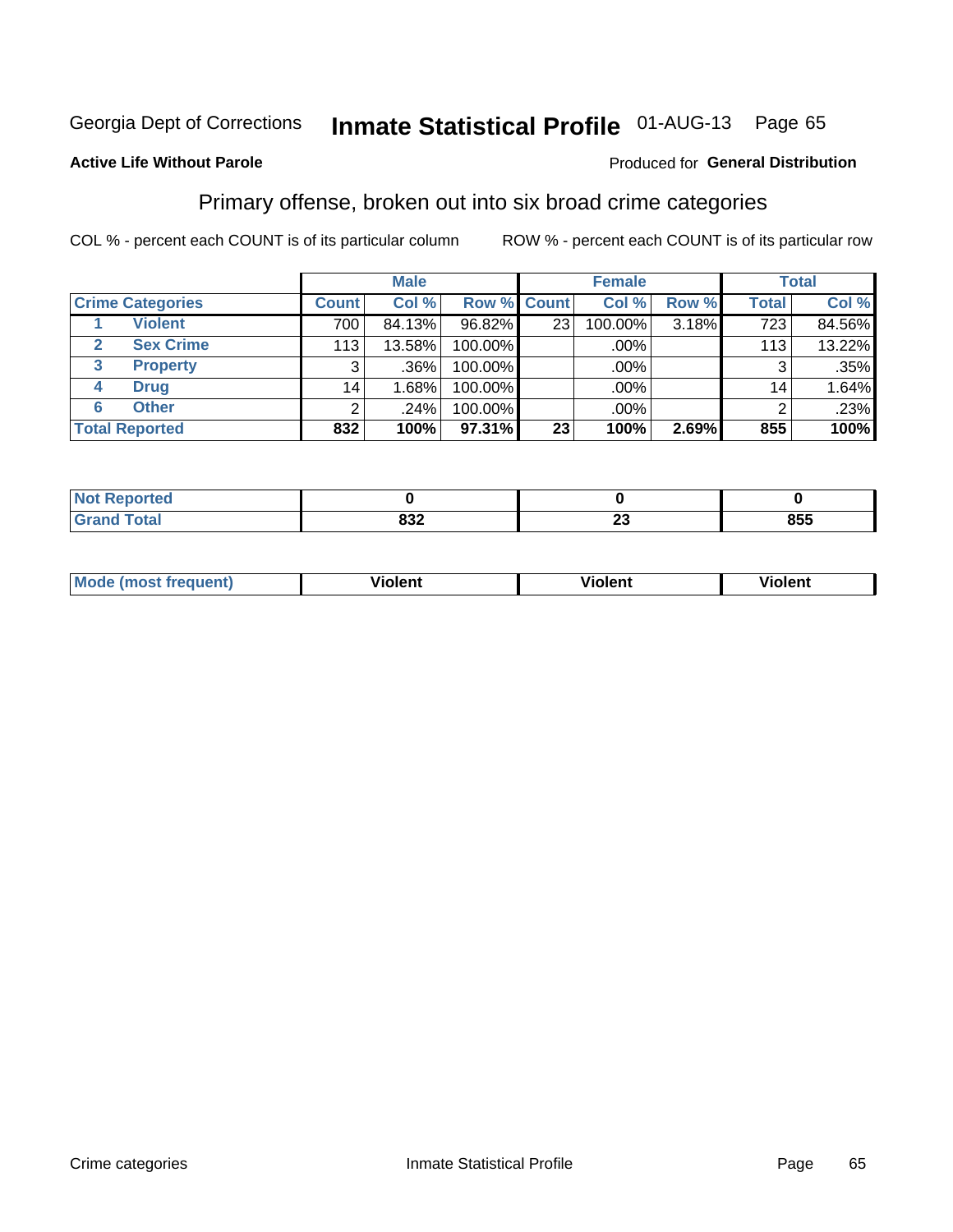Georgia Dept of Corrections **Inmate Statistical Profile** 01-AUG-13 Page 65

**Active Life Without Parole**

Produced for **General Distribution**

## Primary offense, broken out into six broad crime categories

COL % - percent each COUNT is of its particular column

ROW % - percent each COUNT is of its particular row

| | | Male | | | Female | | | Total | |
|---|---|---|---|---|---|---|---|---|---|
| **Crime Categories** | | **Count** | **Col %** | **Row %** | **Count** | **Col %** | **Row %** | **Total** | **Col %** |
| 1 | Violent | 700 | 84.13% | 96.82% | 23 | 100.00% | 3.18% | 723 | 84.56% |
| 2 | Sex Crime | 113 | 13.58% | 100.00% | | .00% | | 113 | 13.22% |
| 3 | Property | 3 | .36% | 100.00% | | .00% | | 3 | .35% |
| 4 | Drug | 14 | 1.68% | 100.00% | | .00% | | 14 | 1.64% |
| 6 | Other | 2 | .24% | 100.00% | | .00% | | 2 | .23% |
| **Total Reported** | | **832** | **100%** | **97.31%** | **23** | **100%** | **2.69%** | **855** | **100%** |

| | Male | Female | Total |
|---|---|---|---|
| Not Reported | **0** | **0** | **0** |
| Grand Total | **832** | **23** | **855** |

| | Male | Female | Total |
|---|---|---|---|
| Mode (most frequent) | **Violent** | **Violent** | **Violent** |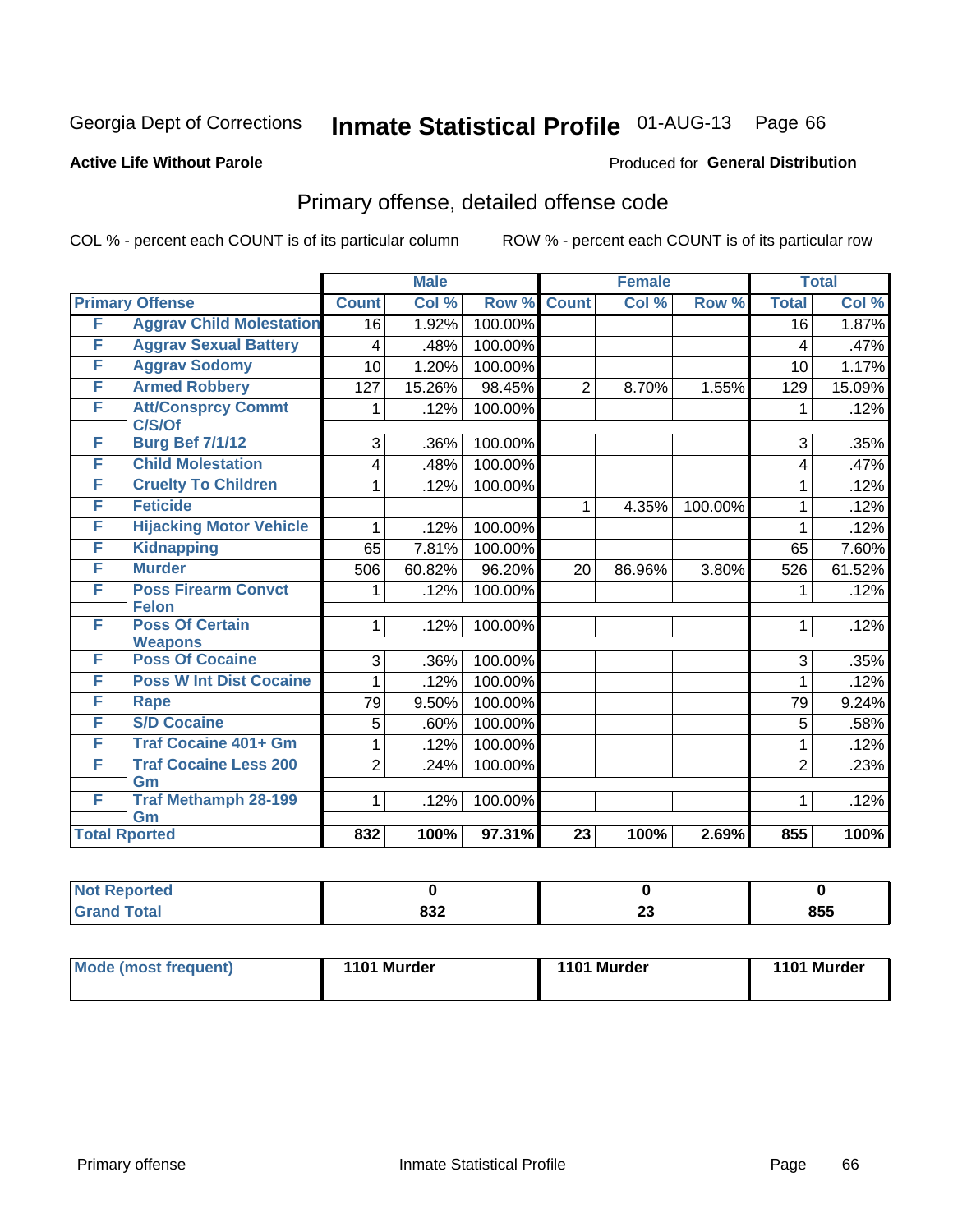Georgia Dept of Corrections **Inmate Statistical Profile** 01-AUG-13 Page 66

**Active Life Without Parole**

Produced for **General Distribution**

## Primary offense, detailed offense code

COL % - percent each COUNT is of its particular column

ROW % - percent each COUNT is of its particular row

| Primary Offense | | Male | | | Female | | | Total | |
|---|---|---|---|---|---|---|---|---|---|
| | | Count | Col % | Row % | Count | Col % | Row % | Total | Col % |
| F | Aggrav Child Molestation | 16 | 1.92% | 100.00% | | | | 16 | 1.87% |
| F | Aggrav Sexual Battery | 4 | .48% | 100.00% | | | | 4 | .47% |
| F | Aggrav Sodomy | 10 | 1.20% | 100.00% | | | | 10 | 1.17% |
| F | Armed Robbery | 127 | 15.26% | 98.45% | 2 | 8.70% | 1.55% | 129 | 15.09% |
| F | Att/Consprcy Commt C/S/Of | 1 | .12% | 100.00% | | | | 1 | .12% |
| F | Burg Bef 7/1/12 | 3 | .36% | 100.00% | | | | 3 | .35% |
| F | Child Molestation | 4 | .48% | 100.00% | | | | 4 | .47% |
| F | Cruelty To Children | 1 | .12% | 100.00% | | | | 1 | .12% |
| F | Feticide | | | | 1 | 4.35% | 100.00% | 1 | .12% |
| F | Hijacking Motor Vehicle | 1 | .12% | 100.00% | | | | 1 | .12% |
| F | Kidnapping | 65 | 7.81% | 100.00% | | | | 65 | 7.60% |
| F | Murder | 506 | 60.82% | 96.20% | 20 | 86.96% | 3.80% | 526 | 61.52% |
| F | Poss Firearm Convct Felon | 1 | .12% | 100.00% | | | | 1 | .12% |
| F | Poss Of Certain Weapons | 1 | .12% | 100.00% | | | | 1 | .12% |
| F | Poss Of Cocaine | 3 | .36% | 100.00% | | | | 3 | .35% |
| F | Poss W Int Dist Cocaine | 1 | .12% | 100.00% | | | | 1 | .12% |
| F | Rape | 79 | 9.50% | 100.00% | | | | 79 | 9.24% |
| F | S/D Cocaine | 5 | .60% | 100.00% | | | | 5 | .58% |
| F | Traf Cocaine 401+ Gm | 1 | .12% | 100.00% | | | | 1 | .12% |
| F | Traf Cocaine Less 200 Gm | 2 | .24% | 100.00% | | | | 2 | .23% |
| F | Traf Methamph 28-199 Gm | 1 | .12% | 100.00% | | | | 1 | .12% |
| **Total Rported** | | **832** | **100%** | **97.31%** | **23** | **100%** | **2.69%** | **855** | **100%** |

| | Male | Female | Total |
|---|---|---|---|
| Not Reported | **0** | **0** | **0** |
| Grand Total | **832** | **23** | **855** |

| | Male | Female | Total |
|---|---|---|---|
| Mode (most frequent) | **1101 Murder** | **1101 Murder** | **1101 Murder** |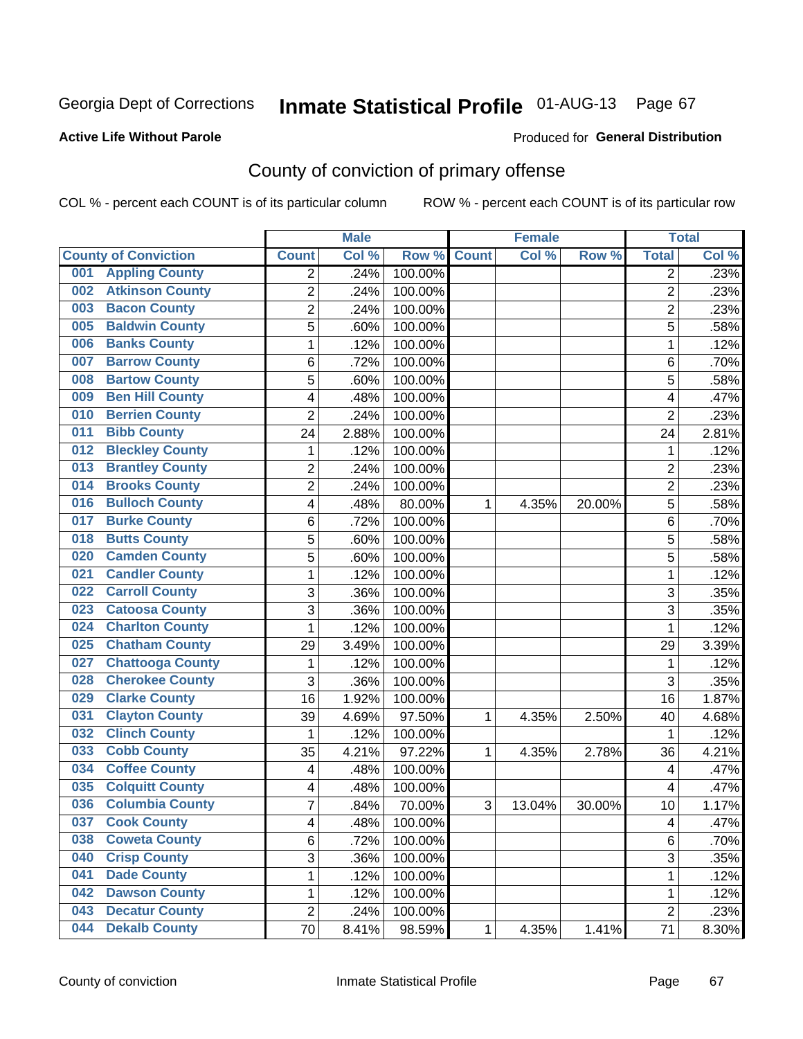Georgia Dept of Corrections **Inmate Statistical Profile** 01-AUG-13

**Active Life Without Parole**

Produced for **General Distribution**

## County of conviction of primary offense

COL % - percent each COUNT is of its particular column    ROW % - percent each COUNT is of its particular row

| County of Conviction | Male | | | Female | | | Total | |
|---|---|---|---|---|---|---|---|---|
| | Count | Col % | Row % | Count | Col % | Row % | Total | Col % |
| 001 Appling County | 2 | .24% | 100.00% | | | | 2 | .23% |
| 002 Atkinson County | 2 | .24% | 100.00% | | | | 2 | .23% |
| 003 Bacon County | 2 | .24% | 100.00% | | | | 2 | .23% |
| 005 Baldwin County | 5 | .60% | 100.00% | | | | 5 | .58% |
| 006 Banks County | 1 | .12% | 100.00% | | | | 1 | .12% |
| 007 Barrow County | 6 | .72% | 100.00% | | | | 6 | .70% |
| 008 Bartow County | 5 | .60% | 100.00% | | | | 5 | .58% |
| 009 Ben Hill County | 4 | .48% | 100.00% | | | | 4 | .47% |
| 010 Berrien County | 2 | .24% | 100.00% | | | | 2 | .23% |
| 011 Bibb County | 24 | 2.88% | 100.00% | | | | 24 | 2.81% |
| 012 Bleckley County | 1 | .12% | 100.00% | | | | 1 | .12% |
| 013 Brantley County | 2 | .24% | 100.00% | | | | 2 | .23% |
| 014 Brooks County | 2 | .24% | 100.00% | | | | 2 | .23% |
| 016 Bulloch County | 4 | .48% | 80.00% | 1 | 4.35% | 20.00% | 5 | .58% |
| 017 Burke County | 6 | .72% | 100.00% | | | | 6 | .70% |
| 018 Butts County | 5 | .60% | 100.00% | | | | 5 | .58% |
| 020 Camden County | 5 | .60% | 100.00% | | | | 5 | .58% |
| 021 Candler County | 1 | .12% | 100.00% | | | | 1 | .12% |
| 022 Carroll County | 3 | .36% | 100.00% | | | | 3 | .35% |
| 023 Catoosa County | 3 | .36% | 100.00% | | | | 3 | .35% |
| 024 Charlton County | 1 | .12% | 100.00% | | | | 1 | .12% |
| 025 Chatham County | 29 | 3.49% | 100.00% | | | | 29 | 3.39% |
| 027 Chattooga County | 1 | .12% | 100.00% | | | | 1 | .12% |
| 028 Cherokee County | 3 | .36% | 100.00% | | | | 3 | .35% |
| 029 Clarke County | 16 | 1.92% | 100.00% | | | | 16 | 1.87% |
| 031 Clayton County | 39 | 4.69% | 97.50% | 1 | 4.35% | 2.50% | 40 | 4.68% |
| 032 Clinch County | 1 | .12% | 100.00% | | | | 1 | .12% |
| 033 Cobb County | 35 | 4.21% | 97.22% | 1 | 4.35% | 2.78% | 36 | 4.21% |
| 034 Coffee County | 4 | .48% | 100.00% | | | | 4 | .47% |
| 035 Colquitt County | 4 | .48% | 100.00% | | | | 4 | .47% |
| 036 Columbia County | 7 | .84% | 70.00% | 3 | 13.04% | 30.00% | 10 | 1.17% |
| 037 Cook County | 4 | .48% | 100.00% | | | | 4 | .47% |
| 038 Coweta County | 6 | .72% | 100.00% | | | | 6 | .70% |
| 040 Crisp County | 3 | .36% | 100.00% | | | | 3 | .35% |
| 041 Dade County | 1 | .12% | 100.00% | | | | 1 | .12% |
| 042 Dawson County | 1 | .12% | 100.00% | | | | 1 | .12% |
| 043 Decatur County | 2 | .24% | 100.00% | | | | 2 | .23% |
| 044 Dekalb County | 70 | 8.41% | 98.59% | 1 | 4.35% | 1.41% | 71 | 8.30% |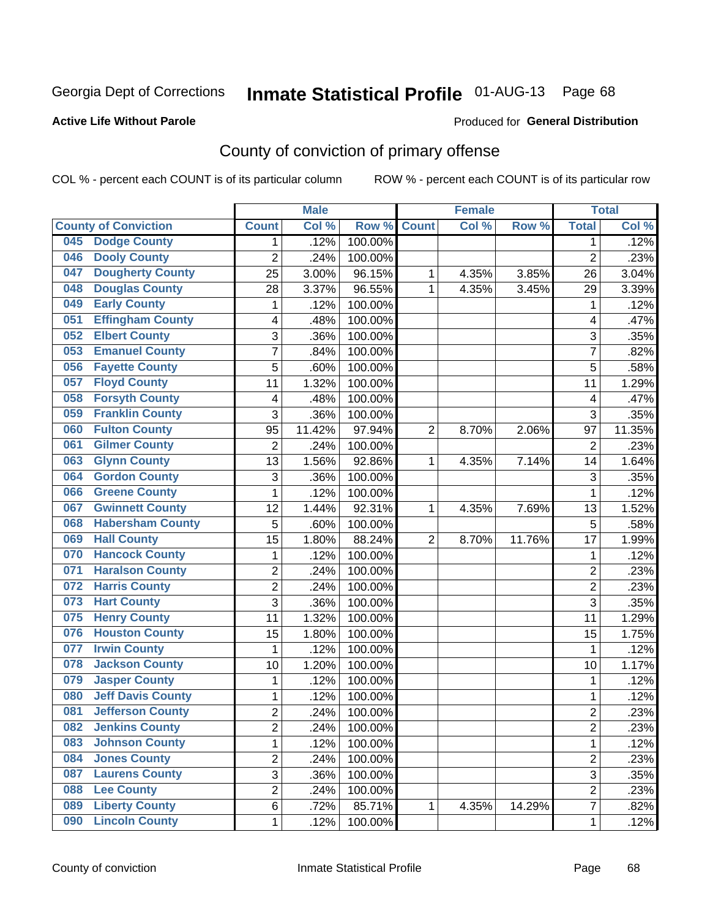Georgia Dept of Corrections **Inmate Statistical Profile** 01-AUG-13 Page 68

**Active Life Without Parole**

Produced for **General Distribution**

## County of conviction of primary offense

COL % - percent each COUNT is of its particular column ROW % - percent each COUNT is of its particular row

| County of Conviction | Male | | | Female | | | Total | |
|---|---|---|---|---|---|---|---|---|
| | Count | Col % | Row % | Count | Col % | Row % | Total | Col % |
| 045 Dodge County | 1 | .12% | 100.00% | | | | 1 | .12% |
| 046 Dooly County | 2 | .24% | 100.00% | | | | 2 | .23% |
| 047 Dougherty County | 25 | 3.00% | 96.15% | 1 | 4.35% | 3.85% | 26 | 3.04% |
| 048 Douglas County | 28 | 3.37% | 96.55% | 1 | 4.35% | 3.45% | 29 | 3.39% |
| 049 Early County | 1 | .12% | 100.00% | | | | 1 | .12% |
| 051 Effingham County | 4 | .48% | 100.00% | | | | 4 | .47% |
| 052 Elbert County | 3 | .36% | 100.00% | | | | 3 | .35% |
| 053 Emanuel County | 7 | .84% | 100.00% | | | | 7 | .82% |
| 056 Fayette County | 5 | .60% | 100.00% | | | | 5 | .58% |
| 057 Floyd County | 11 | 1.32% | 100.00% | | | | 11 | 1.29% |
| 058 Forsyth County | 4 | .48% | 100.00% | | | | 4 | .47% |
| 059 Franklin County | 3 | .36% | 100.00% | | | | 3 | .35% |
| 060 Fulton County | 95 | 11.42% | 97.94% | 2 | 8.70% | 2.06% | 97 | 11.35% |
| 061 Gilmer County | 2 | .24% | 100.00% | | | | 2 | .23% |
| 063 Glynn County | 13 | 1.56% | 92.86% | 1 | 4.35% | 7.14% | 14 | 1.64% |
| 064 Gordon County | 3 | .36% | 100.00% | | | | 3 | .35% |
| 066 Greene County | 1 | .12% | 100.00% | | | | 1 | .12% |
| 067 Gwinnett County | 12 | 1.44% | 92.31% | 1 | 4.35% | 7.69% | 13 | 1.52% |
| 068 Habersham County | 5 | .60% | 100.00% | | | | 5 | .58% |
| 069 Hall County | 15 | 1.80% | 88.24% | 2 | 8.70% | 11.76% | 17 | 1.99% |
| 070 Hancock County | 1 | .12% | 100.00% | | | | 1 | .12% |
| 071 Haralson County | 2 | .24% | 100.00% | | | | 2 | .23% |
| 072 Harris County | 2 | .24% | 100.00% | | | | 2 | .23% |
| 073 Hart County | 3 | .36% | 100.00% | | | | 3 | .35% |
| 075 Henry County | 11 | 1.32% | 100.00% | | | | 11 | 1.29% |
| 076 Houston County | 15 | 1.80% | 100.00% | | | | 15 | 1.75% |
| 077 Irwin County | 1 | .12% | 100.00% | | | | 1 | .12% |
| 078 Jackson County | 10 | 1.20% | 100.00% | | | | 10 | 1.17% |
| 079 Jasper County | 1 | .12% | 100.00% | | | | 1 | .12% |
| 080 Jeff Davis County | 1 | .12% | 100.00% | | | | 1 | .12% |
| 081 Jefferson County | 2 | .24% | 100.00% | | | | 2 | .23% |
| 082 Jenkins County | 2 | .24% | 100.00% | | | | 2 | .23% |
| 083 Johnson County | 1 | .12% | 100.00% | | | | 1 | .12% |
| 084 Jones County | 2 | .24% | 100.00% | | | | 2 | .23% |
| 087 Laurens County | 3 | .36% | 100.00% | | | | 3 | .35% |
| 088 Lee County | 2 | .24% | 100.00% | | | | 2 | .23% |
| 089 Liberty County | 6 | .72% | 85.71% | 1 | 4.35% | 14.29% | 7 | .82% |
| 090 Lincoln County | 1 | .12% | 100.00% | | | | 1 | .12% |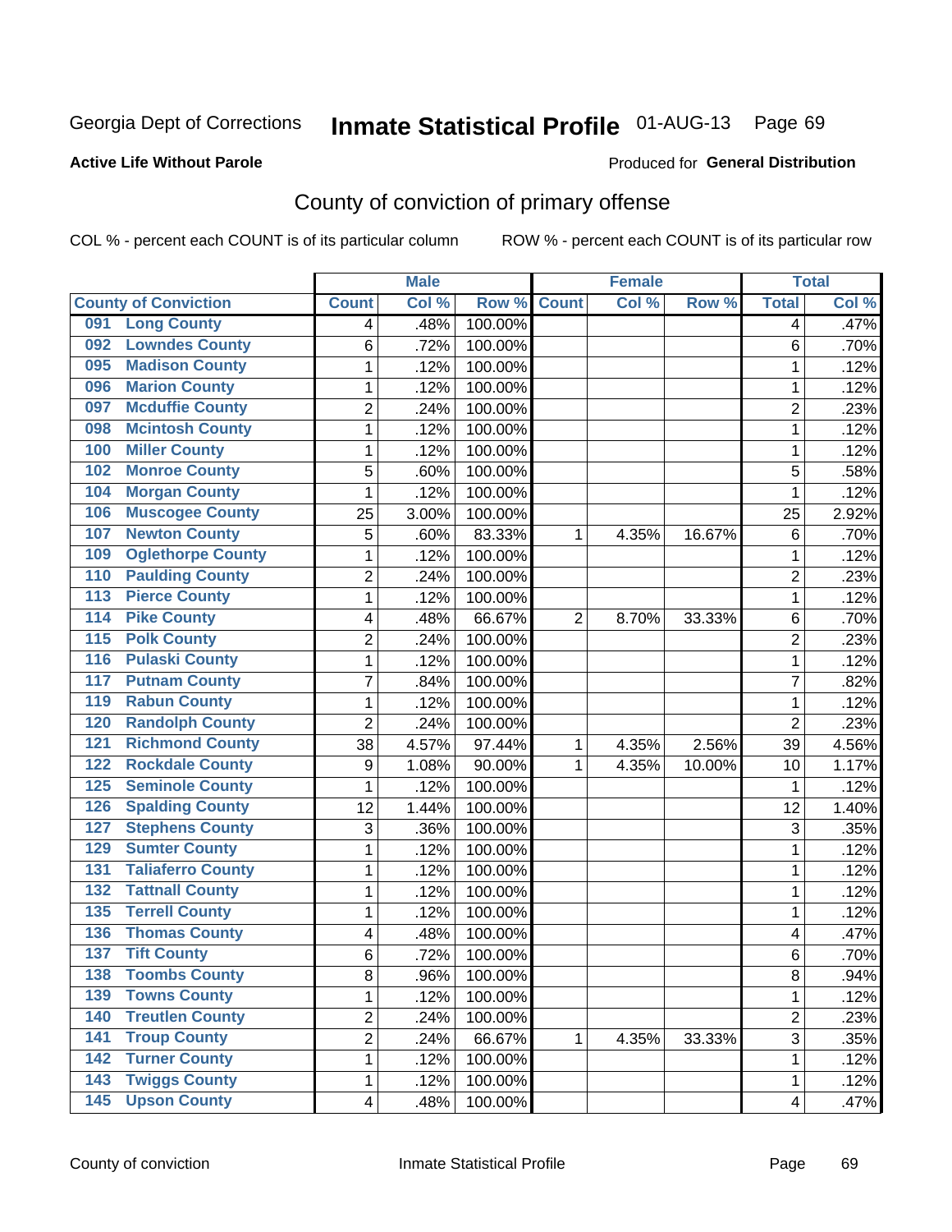Georgia Dept of Corrections **Inmate Statistical Profile** 01-AUG-13

**Active Life Without Parole**

Produced for **General Distribution**

## County of conviction of primary offense

COL % - percent each COUNT is of its particular column ROW % - percent each COUNT is of its particular row

| County of Conviction | Male | | | Female | | | Total | |
|---|---|---|---|---|---|---|---|---|
| | Count | Col % | Row % | Count | Col % | Row % | Total | Col % |
| 091 Long County | 4 | .48% | 100.00% | | | | 4 | .47% |
| 092 Lowndes County | 6 | .72% | 100.00% | | | | 6 | .70% |
| 095 Madison County | 1 | .12% | 100.00% | | | | 1 | .12% |
| 096 Marion County | 1 | .12% | 100.00% | | | | 1 | .12% |
| 097 Mcduffie County | 2 | .24% | 100.00% | | | | 2 | .23% |
| 098 Mcintosh County | 1 | .12% | 100.00% | | | | 1 | .12% |
| 100 Miller County | 1 | .12% | 100.00% | | | | 1 | .12% |
| 102 Monroe County | 5 | .60% | 100.00% | | | | 5 | .58% |
| 104 Morgan County | 1 | .12% | 100.00% | | | | 1 | .12% |
| 106 Muscogee County | 25 | 3.00% | 100.00% | | | | 25 | 2.92% |
| 107 Newton County | 5 | .60% | 83.33% | 1 | 4.35% | 16.67% | 6 | .70% |
| 109 Oglethorpe County | 1 | .12% | 100.00% | | | | 1 | .12% |
| 110 Paulding County | 2 | .24% | 100.00% | | | | 2 | .23% |
| 113 Pierce County | 1 | .12% | 100.00% | | | | 1 | .12% |
| 114 Pike County | 4 | .48% | 66.67% | 2 | 8.70% | 33.33% | 6 | .70% |
| 115 Polk County | 2 | .24% | 100.00% | | | | 2 | .23% |
| 116 Pulaski County | 1 | .12% | 100.00% | | | | 1 | .12% |
| 117 Putnam County | 7 | .84% | 100.00% | | | | 7 | .82% |
| 119 Rabun County | 1 | .12% | 100.00% | | | | 1 | .12% |
| 120 Randolph County | 2 | .24% | 100.00% | | | | 2 | .23% |
| 121 Richmond County | 38 | 4.57% | 97.44% | 1 | 4.35% | 2.56% | 39 | 4.56% |
| 122 Rockdale County | 9 | 1.08% | 90.00% | 1 | 4.35% | 10.00% | 10 | 1.17% |
| 125 Seminole County | 1 | .12% | 100.00% | | | | 1 | .12% |
| 126 Spalding County | 12 | 1.44% | 100.00% | | | | 12 | 1.40% |
| 127 Stephens County | 3 | .36% | 100.00% | | | | 3 | .35% |
| 129 Sumter County | 1 | .12% | 100.00% | | | | 1 | .12% |
| 131 Taliaferro County | 1 | .12% | 100.00% | | | | 1 | .12% |
| 132 Tattnall County | 1 | .12% | 100.00% | | | | 1 | .12% |
| 135 Terrell County | 1 | .12% | 100.00% | | | | 1 | .12% |
| 136 Thomas County | 4 | .48% | 100.00% | | | | 4 | .47% |
| 137 Tift County | 6 | .72% | 100.00% | | | | 6 | .70% |
| 138 Toombs County | 8 | .96% | 100.00% | | | | 8 | .94% |
| 139 Towns County | 1 | .12% | 100.00% | | | | 1 | .12% |
| 140 Treutlen County | 2 | .24% | 100.00% | | | | 2 | .23% |
| 141 Troup County | 2 | .24% | 66.67% | 1 | 4.35% | 33.33% | 3 | .35% |
| 142 Turner County | 1 | .12% | 100.00% | | | | 1 | .12% |
| 143 Twiggs County | 1 | .12% | 100.00% | | | | 1 | .12% |
| 145 Upson County | 4 | .48% | 100.00% | | | | 4 | .47% |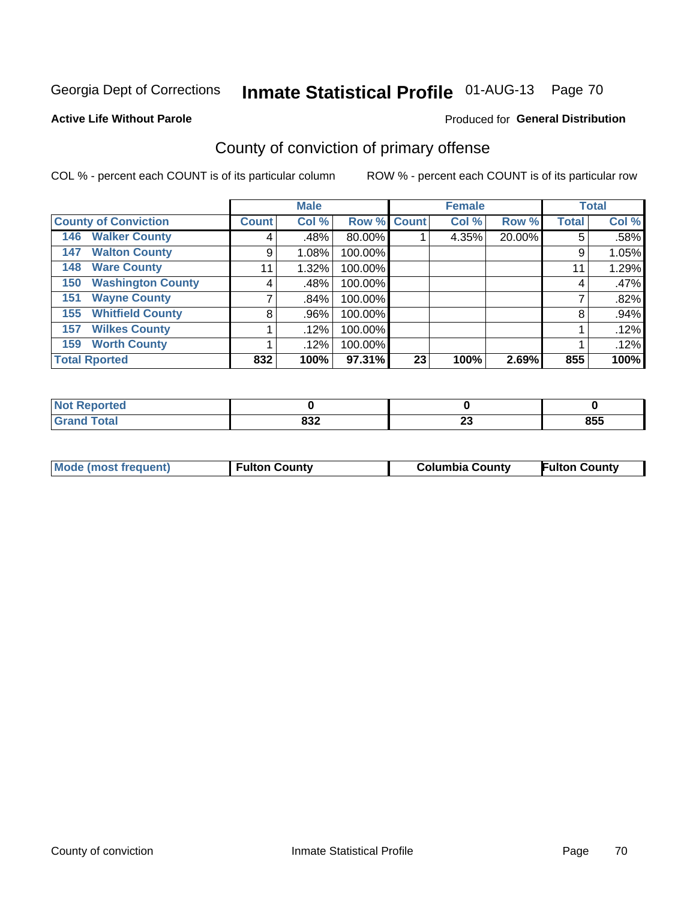Georgia Dept of Corrections **Inmate Statistical Profile** 01-AUG-13

**Active Life Without Parole**

Produced for **General Distribution**

## County of conviction of primary offense

COL % - percent each COUNT is of its particular column

ROW % - percent each COUNT is of its particular row

| | Male | | | Female | | | Total | |
|---|---|---|---|---|---|---|---|---|
| **County of Conviction** | **Count** | **Col %** | **Row %** | **Count** | **Col %** | **Row %** | **Total** | **Col %** |
| 146 Walker County | 4 | .48% | 80.00% | 1 | 4.35% | 20.00% | 5 | .58% |
| 147 Walton County | 9 | 1.08% | 100.00% | | | | 9 | 1.05% |
| 148 Ware County | 11 | 1.32% | 100.00% | | | | 11 | 1.29% |
| 150 Washington County | 4 | .48% | 100.00% | | | | 4 | .47% |
| 151 Wayne County | 7 | .84% | 100.00% | | | | 7 | .82% |
| 155 Whitfield County | 8 | .96% | 100.00% | | | | 8 | .94% |
| 157 Wilkes County | 1 | .12% | 100.00% | | | | 1 | .12% |
| 159 Worth County | 1 | .12% | 100.00% | | | | 1 | .12% |
| **Total Rported** | **832** | **100%** | **97.31%** | **23** | **100%** | **2.69%** | **855** | **100%** |

| | Male | Female | Total |
|---|---|---|---|
| **Not Reported** | **0** | **0** | **0** |
| **Grand Total** | **832** | **23** | **855** |

| | Male | Female | Total |
|---|---|---|---|
| **Mode (most frequent)** | **Fulton County** | **Columbia County** | **Fulton County** |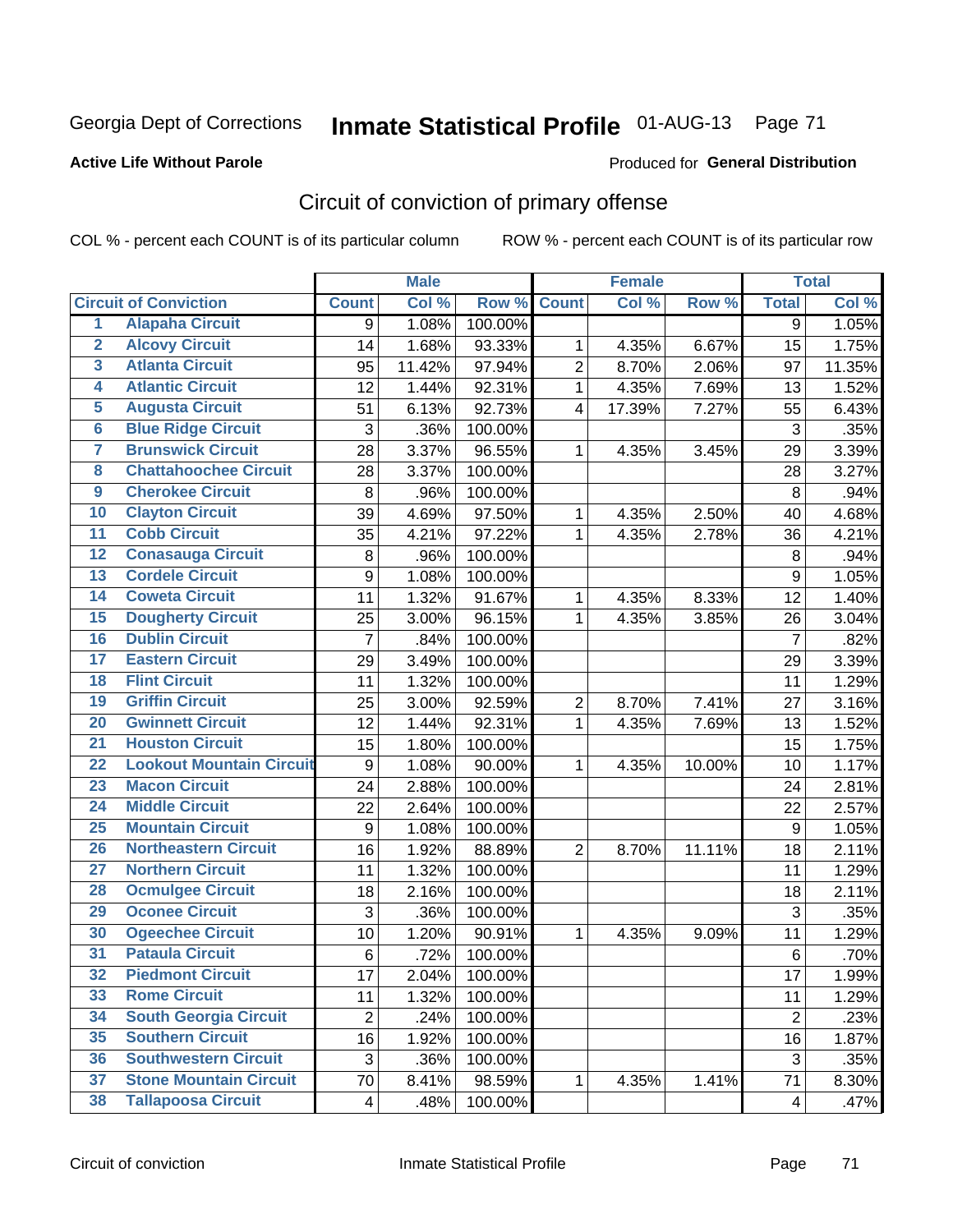Georgia Dept of Corrections **Inmate Statistical Profile** 01-AUG-13 Page 71

**Active Life Without Parole**

Produced for **General Distribution**

## Circuit of conviction of primary offense

COL % - percent each COUNT is of its particular column ROW % - percent each COUNT is of its particular row

| | | Male | | | Female | | | Total | |
|---|---|---|---|---|---|---|---|---|---|
| **Circuit of Conviction** | | **Count** | **Col %** | **Row %** | **Count** | **Col %** | **Row %** | **Total** | **Col %** |
| 1 | Alapaha Circuit | 9 | 1.08% | 100.00% | | | | 9 | 1.05% |
| 2 | Alcovy Circuit | 14 | 1.68% | 93.33% | 1 | 4.35% | 6.67% | 15 | 1.75% |
| 3 | Atlanta Circuit | 95 | 11.42% | 97.94% | 2 | 8.70% | 2.06% | 97 | 11.35% |
| 4 | Atlantic Circuit | 12 | 1.44% | 92.31% | 1 | 4.35% | 7.69% | 13 | 1.52% |
| 5 | Augusta Circuit | 51 | 6.13% | 92.73% | 4 | 17.39% | 7.27% | 55 | 6.43% |
| 6 | Blue Ridge Circuit | 3 | .36% | 100.00% | | | | 3 | .35% |
| 7 | Brunswick Circuit | 28 | 3.37% | 96.55% | 1 | 4.35% | 3.45% | 29 | 3.39% |
| 8 | Chattahoochee Circuit | 28 | 3.37% | 100.00% | | | | 28 | 3.27% |
| 9 | Cherokee Circuit | 8 | .96% | 100.00% | | | | 8 | .94% |
| 10 | Clayton Circuit | 39 | 4.69% | 97.50% | 1 | 4.35% | 2.50% | 40 | 4.68% |
| 11 | Cobb Circuit | 35 | 4.21% | 97.22% | 1 | 4.35% | 2.78% | 36 | 4.21% |
| 12 | Conasauga Circuit | 8 | .96% | 100.00% | | | | 8 | .94% |
| 13 | Cordele Circuit | 9 | 1.08% | 100.00% | | | | 9 | 1.05% |
| 14 | Coweta Circuit | 11 | 1.32% | 91.67% | 1 | 4.35% | 8.33% | 12 | 1.40% |
| 15 | Dougherty Circuit | 25 | 3.00% | 96.15% | 1 | 4.35% | 3.85% | 26 | 3.04% |
| 16 | Dublin Circuit | 7 | .84% | 100.00% | | | | 7 | .82% |
| 17 | Eastern Circuit | 29 | 3.49% | 100.00% | | | | 29 | 3.39% |
| 18 | Flint Circuit | 11 | 1.32% | 100.00% | | | | 11 | 1.29% |
| 19 | Griffin Circuit | 25 | 3.00% | 92.59% | 2 | 8.70% | 7.41% | 27 | 3.16% |
| 20 | Gwinnett Circuit | 12 | 1.44% | 92.31% | 1 | 4.35% | 7.69% | 13 | 1.52% |
| 21 | Houston Circuit | 15 | 1.80% | 100.00% | | | | 15 | 1.75% |
| 22 | Lookout Mountain Circuit | 9 | 1.08% | 90.00% | 1 | 4.35% | 10.00% | 10 | 1.17% |
| 23 | Macon Circuit | 24 | 2.88% | 100.00% | | | | 24 | 2.81% |
| 24 | Middle Circuit | 22 | 2.64% | 100.00% | | | | 22 | 2.57% |
| 25 | Mountain Circuit | 9 | 1.08% | 100.00% | | | | 9 | 1.05% |
| 26 | Northeastern Circuit | 16 | 1.92% | 88.89% | 2 | 8.70% | 11.11% | 18 | 2.11% |
| 27 | Northern Circuit | 11 | 1.32% | 100.00% | | | | 11 | 1.29% |
| 28 | Ocmulgee Circuit | 18 | 2.16% | 100.00% | | | | 18 | 2.11% |
| 29 | Oconee Circuit | 3 | .36% | 100.00% | | | | 3 | .35% |
| 30 | Ogeechee Circuit | 10 | 1.20% | 90.91% | 1 | 4.35% | 9.09% | 11 | 1.29% |
| 31 | Pataula Circuit | 6 | .72% | 100.00% | | | | 6 | .70% |
| 32 | Piedmont Circuit | 17 | 2.04% | 100.00% | | | | 17 | 1.99% |
| 33 | Rome Circuit | 11 | 1.32% | 100.00% | | | | 11 | 1.29% |
| 34 | South Georgia Circuit | 2 | .24% | 100.00% | | | | 2 | .23% |
| 35 | Southern Circuit | 16 | 1.92% | 100.00% | | | | 16 | 1.87% |
| 36 | Southwestern Circuit | 3 | .36% | 100.00% | | | | 3 | .35% |
| 37 | Stone Mountain Circuit | 70 | 8.41% | 98.59% | 1 | 4.35% | 1.41% | 71 | 8.30% |
| 38 | Tallapoosa Circuit | 4 | .48% | 100.00% | | | | 4 | .47% |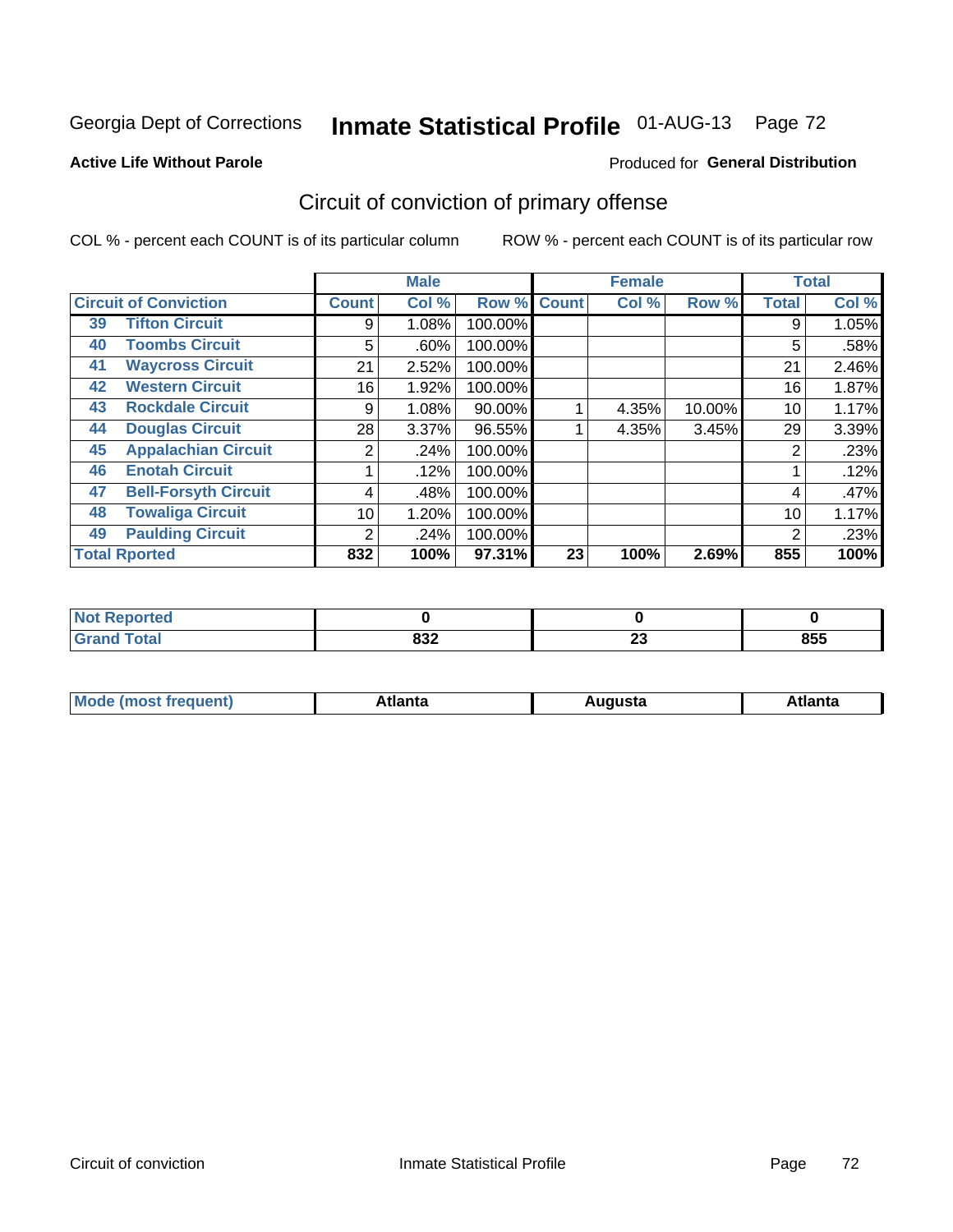Georgia Dept of Corrections **Inmate Statistical Profile** 01-AUG-13

**Active Life Without Parole**

Produced for **General Distribution**

## Circuit of conviction of primary offense

COL % - percent each COUNT is of its particular column

ROW % - percent each COUNT is of its particular row

| Circuit of Conviction | | Male | | | Female | | | Total | |
|---|---|---|---|---|---|---|---|---|---|
| | | Count | Col % | Row % | Count | Col % | Row % | Total | Col % |
| 39 | Tifton Circuit | 9 | 1.08% | 100.00% | | | | 9 | 1.05% |
| 40 | Toombs Circuit | 5 | .60% | 100.00% | | | | 5 | .58% |
| 41 | Waycross Circuit | 21 | 2.52% | 100.00% | | | | 21 | 2.46% |
| 42 | Western Circuit | 16 | 1.92% | 100.00% | | | | 16 | 1.87% |
| 43 | Rockdale Circuit | 9 | 1.08% | 90.00% | 1 | 4.35% | 10.00% | 10 | 1.17% |
| 44 | Douglas Circuit | 28 | 3.37% | 96.55% | 1 | 4.35% | 3.45% | 29 | 3.39% |
| 45 | Appalachian Circuit | 2 | .24% | 100.00% | | | | 2 | .23% |
| 46 | Enotah Circuit | 1 | .12% | 100.00% | | | | 1 | .12% |
| 47 | Bell-Forsyth Circuit | 4 | .48% | 100.00% | | | | 4 | .47% |
| 48 | Towaliga Circuit | 10 | 1.20% | 100.00% | | | | 10 | 1.17% |
| 49 | Paulding Circuit | 2 | .24% | 100.00% | | | | 2 | .23% |
| Total Rported | | 832 | 100% | 97.31% | 23 | 100% | 2.69% | 855 | 100% |

| | Male | Female | Total |
|---|---|---|---|
| Not Reported | 0 | 0 | 0 |
| Grand Total | 832 | 23 | 855 |

| | Male | Female | Total |
|---|---|---|---|
| Mode (most frequent) | Atlanta | Augusta | Atlanta |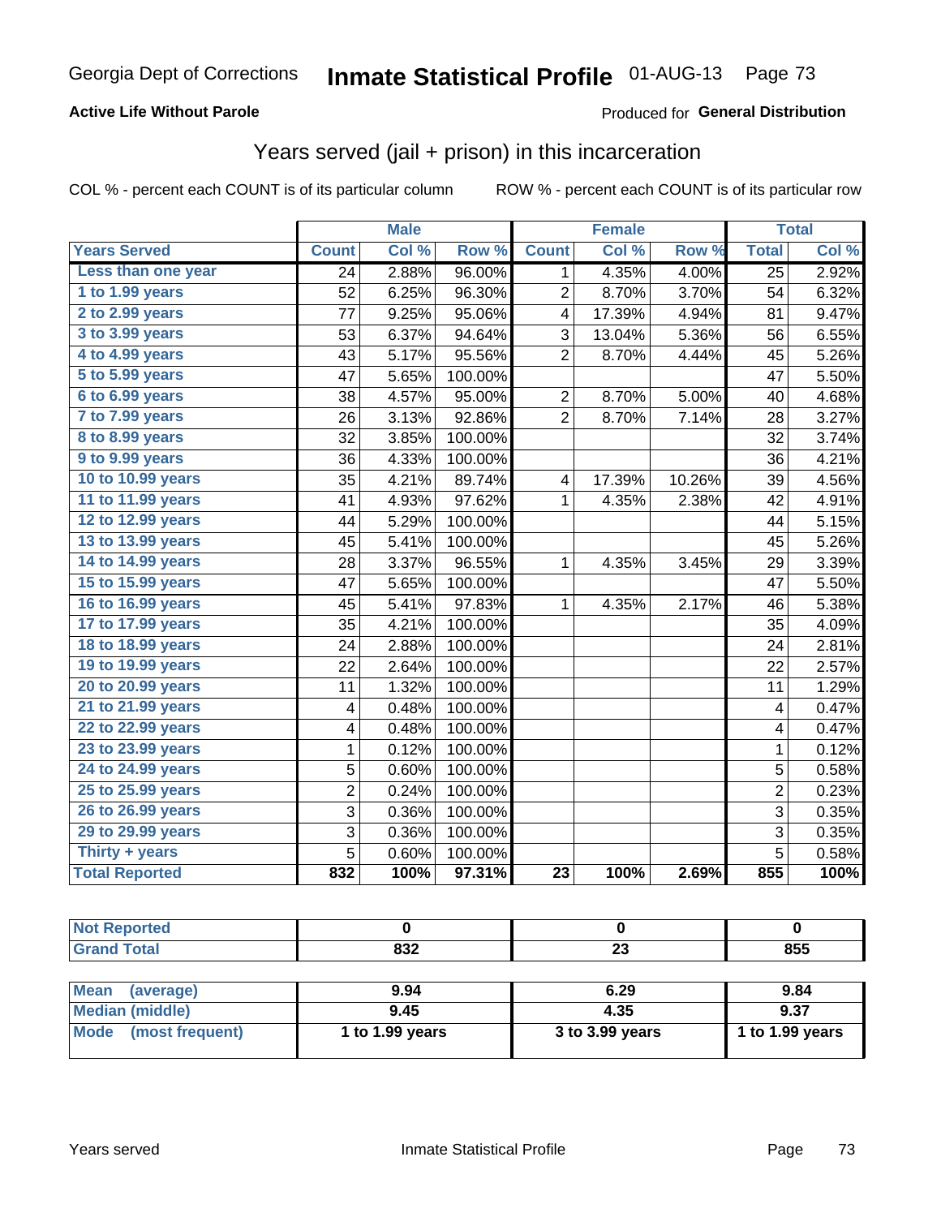Georgia Dept of Corrections **Inmate Statistical Profile** 01-AUG-13

**Active Life Without Parole**

Produced for **General Distribution**

## Years served (jail + prison) in this incarceration

COL % - percent each COUNT is of its particular column

ROW % - percent each COUNT is of its particular row

| | Male | | | Female | | | Total | |
|---|---|---|---|---|---|---|---|---|
| **Years Served** | **Count** | **Col %** | **Row %** | **Count** | **Col %** | **Row %** | **Total** | **Col %** |
| Less than one year | 24 | 2.88% | 96.00% | 1 | 4.35% | 4.00% | 25 | 2.92% |
| 1 to 1.99 years | 52 | 6.25% | 96.30% | 2 | 8.70% | 3.70% | 54 | 6.32% |
| 2 to 2.99 years | 77 | 9.25% | 95.06% | 4 | 17.39% | 4.94% | 81 | 9.47% |
| 3 to 3.99 years | 53 | 6.37% | 94.64% | 3 | 13.04% | 5.36% | 56 | 6.55% |
| 4 to 4.99 years | 43 | 5.17% | 95.56% | 2 | 8.70% | 4.44% | 45 | 5.26% |
| 5 to 5.99 years | 47 | 5.65% | 100.00% | | | | 47 | 5.50% |
| 6 to 6.99 years | 38 | 4.57% | 95.00% | 2 | 8.70% | 5.00% | 40 | 4.68% |
| 7 to 7.99 years | 26 | 3.13% | 92.86% | 2 | 8.70% | 7.14% | 28 | 3.27% |
| 8 to 8.99 years | 32 | 3.85% | 100.00% | | | | 32 | 3.74% |
| 9 to 9.99 years | 36 | 4.33% | 100.00% | | | | 36 | 4.21% |
| 10 to 10.99 years | 35 | 4.21% | 89.74% | 4 | 17.39% | 10.26% | 39 | 4.56% |
| 11 to 11.99 years | 41 | 4.93% | 97.62% | 1 | 4.35% | 2.38% | 42 | 4.91% |
| 12 to 12.99 years | 44 | 5.29% | 100.00% | | | | 44 | 5.15% |
| 13 to 13.99 years | 45 | 5.41% | 100.00% | | | | 45 | 5.26% |
| 14 to 14.99 years | 28 | 3.37% | 96.55% | 1 | 4.35% | 3.45% | 29 | 3.39% |
| 15 to 15.99 years | 47 | 5.65% | 100.00% | | | | 47 | 5.50% |
| 16 to 16.99 years | 45 | 5.41% | 97.83% | 1 | 4.35% | 2.17% | 46 | 5.38% |
| 17 to 17.99 years | 35 | 4.21% | 100.00% | | | | 35 | 4.09% |
| 18 to 18.99 years | 24 | 2.88% | 100.00% | | | | 24 | 2.81% |
| 19 to 19.99 years | 22 | 2.64% | 100.00% | | | | 22 | 2.57% |
| 20 to 20.99 years | 11 | 1.32% | 100.00% | | | | 11 | 1.29% |
| 21 to 21.99 years | 4 | 0.48% | 100.00% | | | | 4 | 0.47% |
| 22 to 22.99 years | 4 | 0.48% | 100.00% | | | | 4 | 0.47% |
| 23 to 23.99 years | 1 | 0.12% | 100.00% | | | | 1 | 0.12% |
| 24 to 24.99 years | 5 | 0.60% | 100.00% | | | | 5 | 0.58% |
| 25 to 25.99 years | 2 | 0.24% | 100.00% | | | | 2 | 0.23% |
| 26 to 26.99 years | 3 | 0.36% | 100.00% | | | | 3 | 0.35% |
| 29 to 29.99 years | 3 | 0.36% | 100.00% | | | | 3 | 0.35% |
| Thirty + years | 5 | 0.60% | 100.00% | | | | 5 | 0.58% |
| **Total Reported** | **832** | **100%** | **97.31%** | **23** | **100%** | **2.69%** | **855** | **100%** |

| | Male | Female | Total |
|---|---|---|---|
| Not Reported | 0 | 0 | 0 |
| Grand Total | 832 | 23 | 855 |

| | Male | Female | Total |
|---|---|---|---|
| Mean (average) | 9.94 | 6.29 | 9.84 |
| Median (middle) | 9.45 | 4.35 | 9.37 |
| Mode (most frequent) | 1 to 1.99 years | 3 to 3.99 years | 1 to 1.99 years |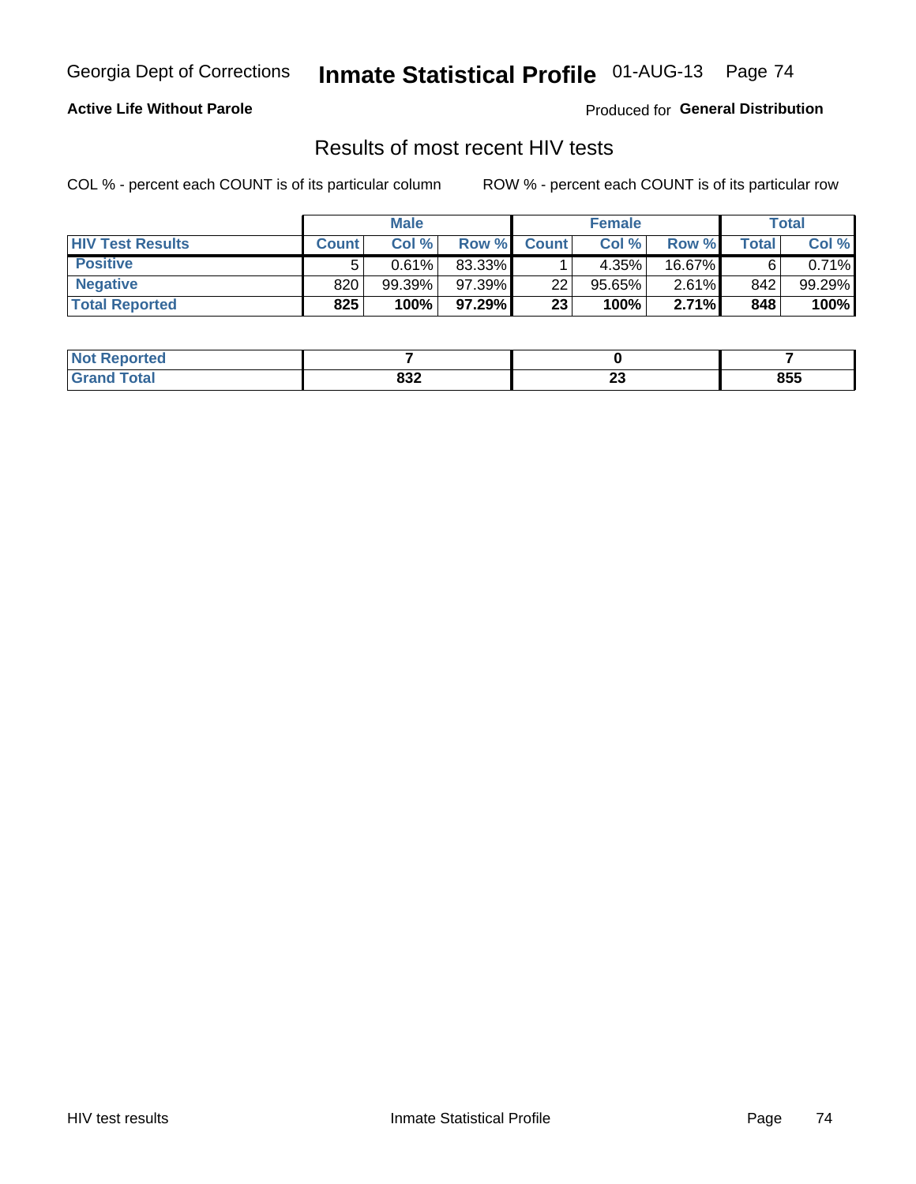Georgia Dept of Corrections **Inmate Statistical Profile** 01-AUG-13

**Active Life Without Parole**

Produced for **General Distribution**

## Results of most recent HIV tests

COL % - percent each COUNT is of its particular column

ROW % - percent each COUNT is of its particular row

| | Male | | | Female | | | Total | |
|---|---|---|---|---|---|---|---|---|
| **HIV Test Results** | **Count** | **Col %** | **Row %** | **Count** | **Col %** | **Row %** | **Total** | **Col %** |
| **Positive** | 5 | 0.61% | 83.33% | 1 | 4.35% | 16.67% | 6 | 0.71% |
| **Negative** | 820 | 99.39% | 97.39% | 22 | 95.65% | 2.61% | 842 | 99.29% |
| **Total Reported** | **825** | **100%** | **97.29%** | **23** | **100%** | **2.71%** | **848** | **100%** |

| | Male | Female | Total |
|---|---|---|---|
| **Not Reported** | **7** | **0** | **7** |
| **Grand Total** | **832** | **23** | **855** |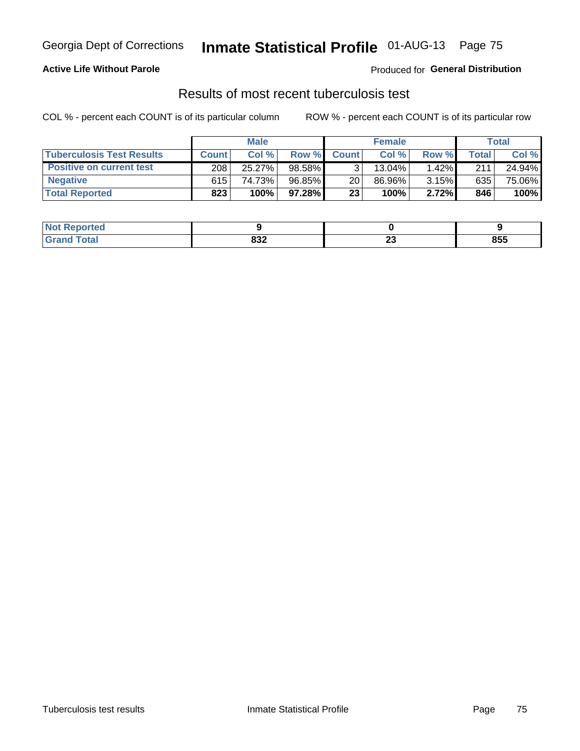Georgia Dept of Corrections **Inmate Statistical Profile** 01-AUG-13

**Active Life Without Parole**

Produced for **General Distribution**

## Results of most recent tuberculosis test

COL % - percent each COUNT is of its particular column    ROW % - percent each COUNT is of its particular row

| | Male | | | Female | | | Total | |
|---|---|---|---|---|---|---|---|---|
| **Tuberculosis Test Results** | **Count** | **Col %** | **Row %** | **Count** | **Col %** | **Row %** | **Total** | **Col %** |
| **Positive on current test** | 208 | 25.27% | 98.58% | 3 | 13.04% | 1.42% | 211 | 24.94% |
| **Negative** | 615 | 74.73% | 96.85% | 20 | 86.96% | 3.15% | 635 | 75.06% |
| **Total Reported** | **823** | **100%** | **97.28%** | **23** | **100%** | **2.72%** | **846** | **100%** |

| | Male | Female | Total |
|---|---|---|---|
| **Not Reported** | **9** | **0** | **9** |
| **Grand Total** | **832** | **23** | **855** |

Tuberculosis test results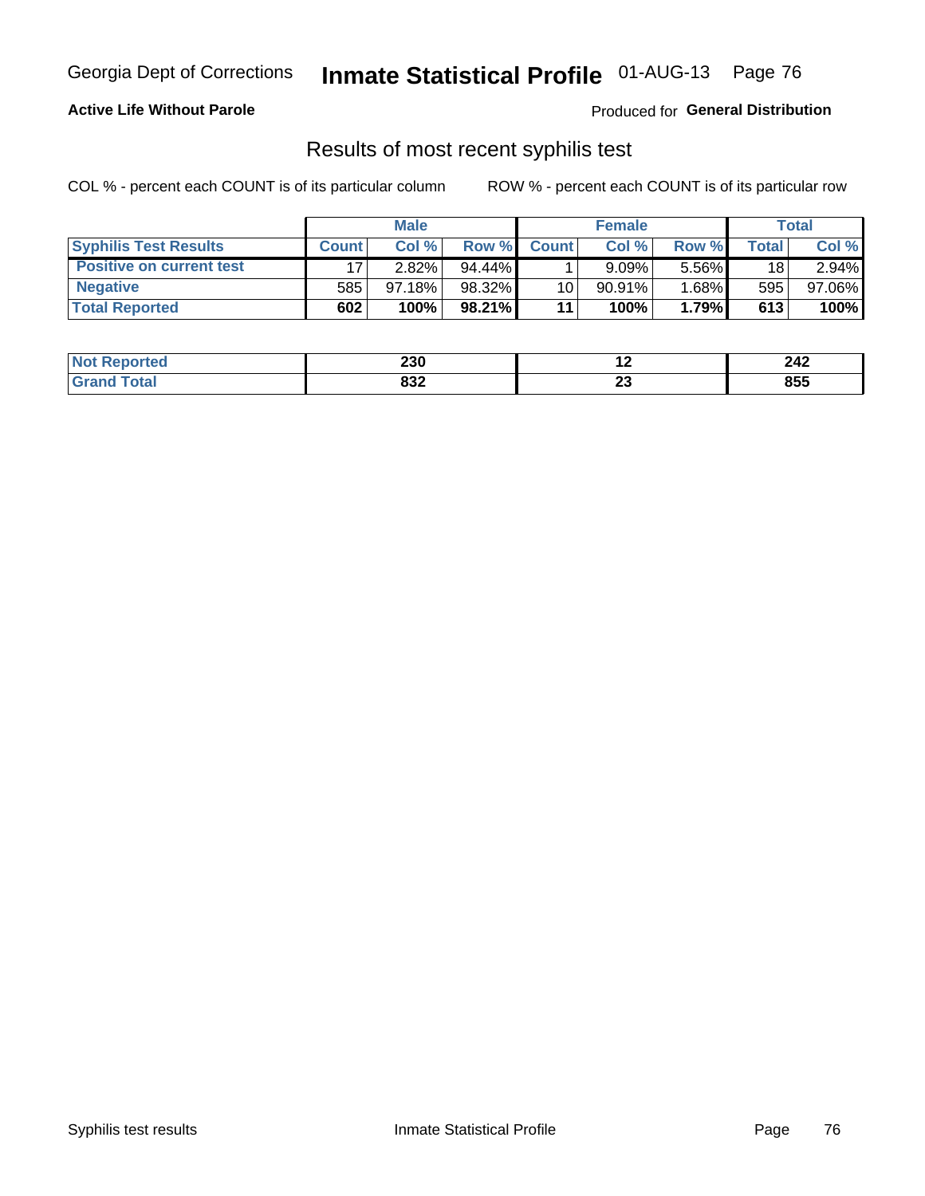Georgia Dept of Corrections **Inmate Statistical Profile** 01-AUG-13

**Active Life Without Parole**

Produced for **General Distribution**

## Results of most recent syphilis test

COL % - percent each COUNT is of its particular column

ROW % - percent each COUNT is of its particular row

| | Male | | | Female | | | Total | |
|---|---|---|---|---|---|---|---|---|
| **Syphilis Test Results** | **Count** | **Col %** | **Row %** | **Count** | **Col %** | **Row %** | **Total** | **Col %** |
| **Positive on current test** | 17 | 2.82% | 94.44% | 1 | 9.09% | 5.56% | 18 | 2.94% |
| **Negative** | 585 | 97.18% | 98.32% | 10 | 90.91% | 1.68% | 595 | 97.06% |
| **Total Reported** | **602** | **100%** | **98.21%** | **11** | **100%** | **1.79%** | **613** | **100%** |

| | Male | Female | Total |
|---|---|---|---|
| **Not Reported** | **230** | **12** | **242** |
| **Grand Total** | **832** | **23** | **855** |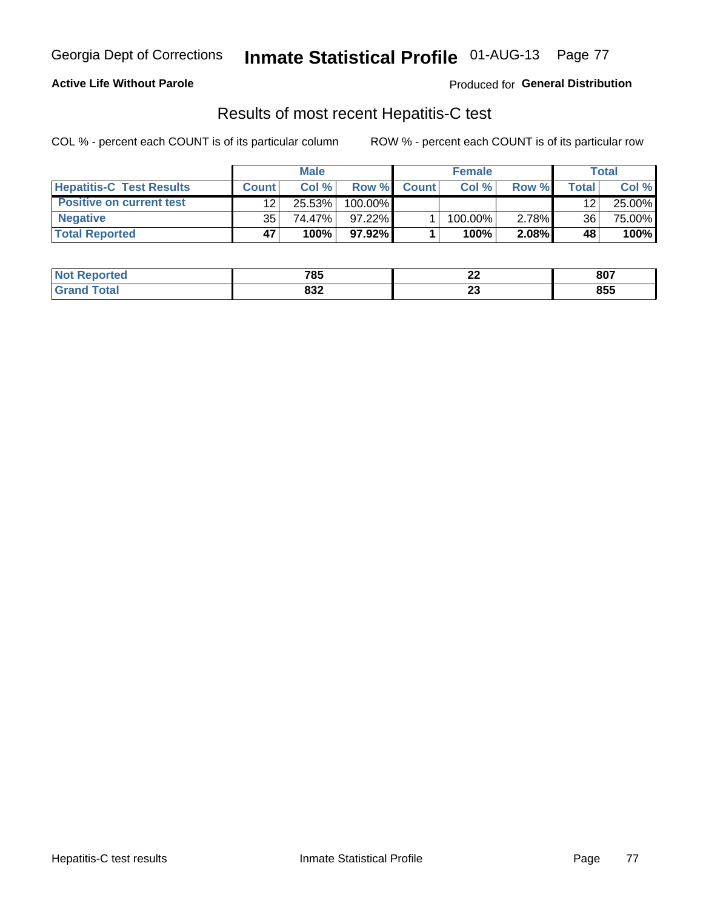Georgia Dept of Corrections **Inmate Statistical Profile** 01-AUG-13

**Active Life Without Parole**

Produced for **General Distribution**

## Results of most recent Hepatitis-C test

COL % - percent each COUNT is of its particular column

ROW % - percent each COUNT is of its particular row

| | Male | | | Female | | | Total | |
|---|---|---|---|---|---|---|---|---|
| **Hepatitis-C Test Results** | **Count** | **Col %** | **Row %** | **Count** | **Col %** | **Row %** | **Total** | **Col %** |
| **Positive on current test** | 12 | 25.53% | 100.00% | | | | 12 | 25.00% |
| **Negative** | 35 | 74.47% | 97.22% | 1 | 100.00% | 2.78% | 36 | 75.00% |
| **Total Reported** | **47** | **100%** | **97.92%** | **1** | **100%** | **2.08%** | **48** | **100%** |

| | Male | Female | Total |
|---|---|---|---|
| **Not Reported** | **785** | **22** | **807** |
| **Grand Total** | **832** | **23** | **855** |